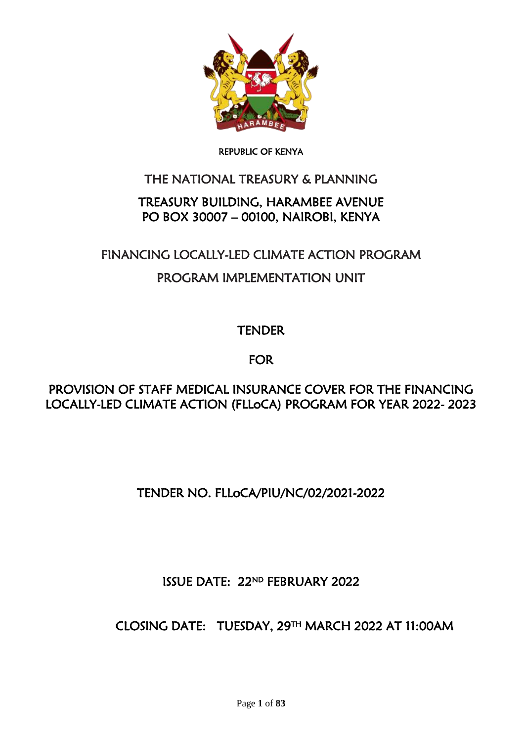REPUBLIC OF KENYA

# THE NATIONAL TREASURY & PLANNING

TREASURY BUILDING, HARAMBEE AVENUE
PO BOX 30007 – 00100, NAIROBI, KENYA

## FINANCING LOCALLY-LED CLIMATE ACTION PROGRAM

## PROGRAM IMPLEMENTATION UNIT

# TENDER

# FOR

# PROVISION OF STAFF MEDICAL INSURANCE COVER FOR THE FINANCING LOCALLY-LED CLIMATE ACTION (FLLoCA) PROGRAM FOR YEAR 2022- 2023

## TENDER NO. FLLoCA/PIU/NC/02/2021-2022

ISSUE DATE: 22ND FEBRUARY 2022

CLOSING DATE: TUESDAY, 29TH MARCH 2022 AT 11:00AM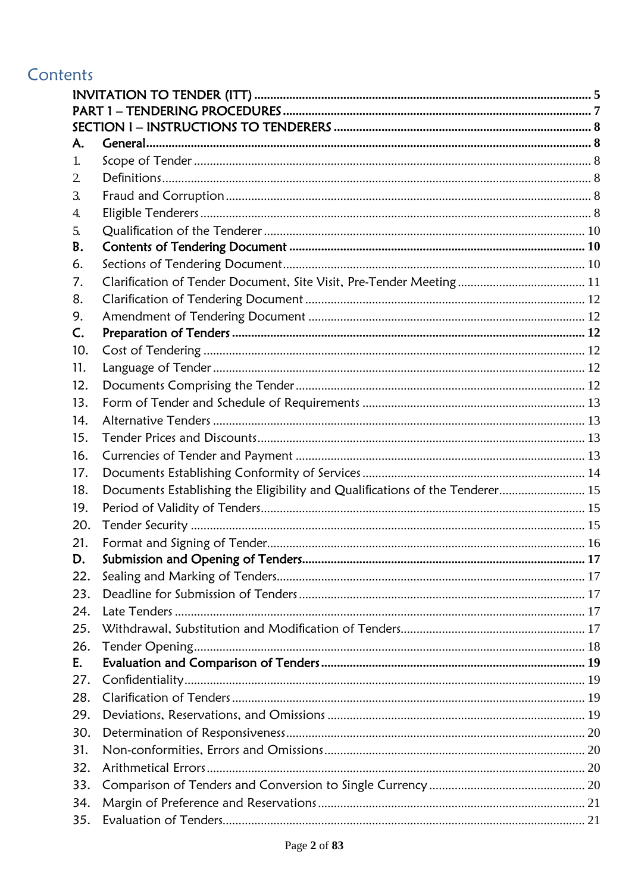# Contents

| | | |
|---|---|---|
| **INVITATION TO TENDER (ITT)** | | **5** |
| **PART 1 – TENDERING PROCEDURES** | | **7** |
| **SECTION I – INSTRUCTIONS TO TENDERERS** | | **8** |
| **A.** | **General** | **8** |
| 1. | Scope of Tender | 8 |
| 2. | Definitions | 8 |
| 3. | Fraud and Corruption | 8 |
| 4. | Eligible Tenderers | 8 |
| 5. | Qualification of the Tenderer | 10 |
| **B.** | **Contents of Tendering Document** | **10** |
| 6. | Sections of Tendering Document | 10 |
| 7. | Clarification of Tender Document, Site Visit, Pre-Tender Meeting | 11 |
| 8. | Clarification of Tendering Document | 12 |
| 9. | Amendment of Tendering Document | 12 |
| **C.** | **Preparation of Tenders** | **12** |
| 10. | Cost of Tendering | 12 |
| 11. | Language of Tender | 12 |
| 12. | Documents Comprising the Tender | 12 |
| 13. | Form of Tender and Schedule of Requirements | 13 |
| 14. | Alternative Tenders | 13 |
| 15. | Tender Prices and Discounts | 13 |
| 16. | Currencies of Tender and Payment | 13 |
| 17. | Documents Establishing Conformity of Services | 14 |
| 18. | Documents Establishing the Eligibility and Qualifications of the Tenderer | 15 |
| 19. | Period of Validity of Tenders | 15 |
| 20. | Tender Security | 15 |
| 21. | Format and Signing of Tender | 16 |
| **D.** | **Submission and Opening of Tenders** | **17** |
| 22. | Sealing and Marking of Tenders | 17 |
| 23. | Deadline for Submission of Tenders | 17 |
| 24. | Late Tenders | 17 |
| 25. | Withdrawal, Substitution and Modification of Tenders | 17 |
| 26. | Tender Opening | 18 |
| **E.** | **Evaluation and Comparison of Tenders** | **19** |
| 27. | Confidentiality | 19 |
| 28. | Clarification of Tenders | 19 |
| 29. | Deviations, Reservations, and Omissions | 19 |
| 30. | Determination of Responsiveness | 20 |
| 31. | Non-conformities, Errors and Omissions | 20 |
| 32. | Arithmetical Errors | 20 |
| 33. | Comparison of Tenders and Conversion to Single Currency | 20 |
| 34. | Margin of Preference and Reservations | 21 |
| 35. | Evaluation of Tenders | 21 |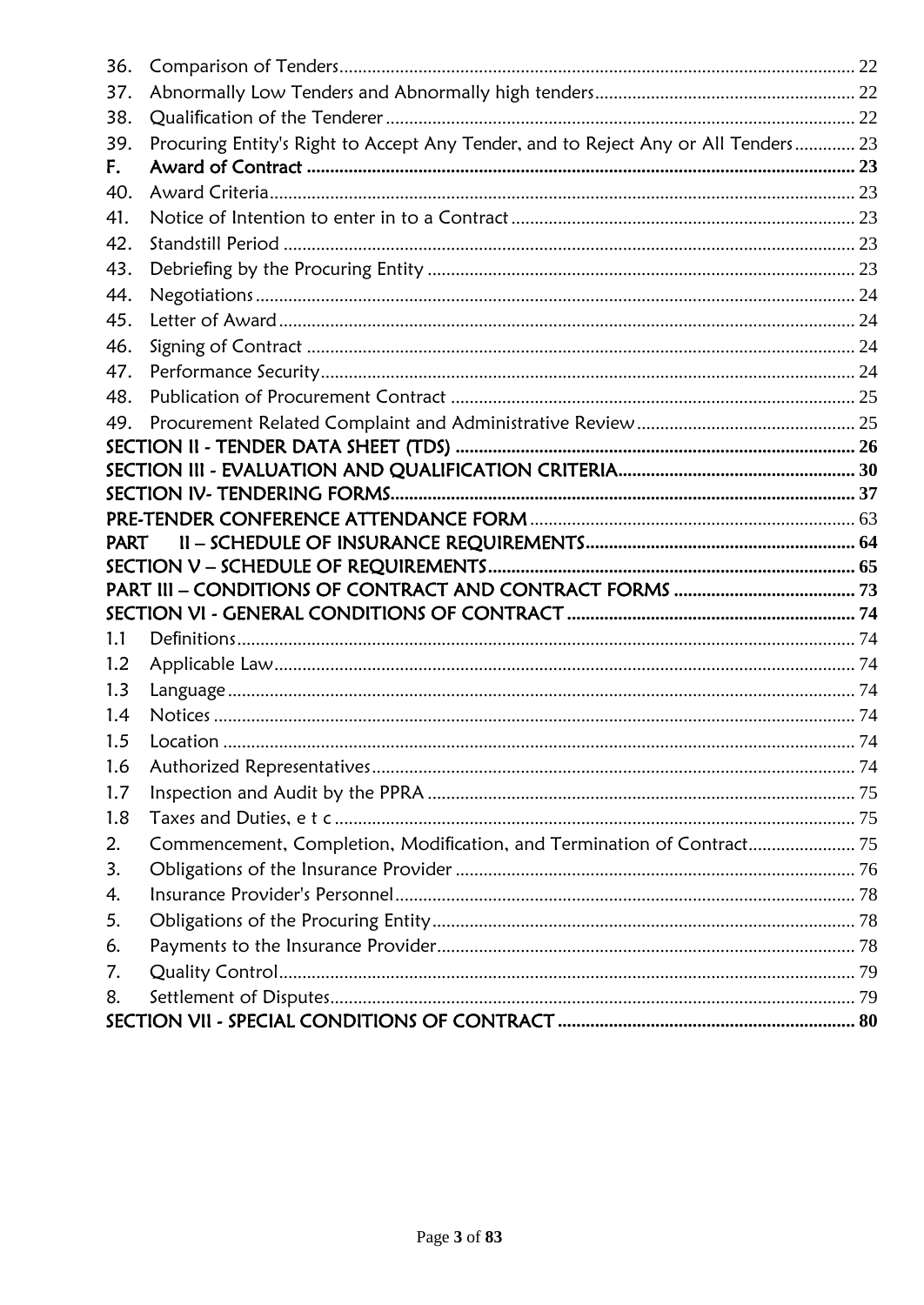36. Comparison of Tenders ..... 22
37. Abnormally Low Tenders and Abnormally high tenders ..... 22
38. Qualification of the Tenderer ..... 22
39. Procuring Entity's Right to Accept Any Tender, and to Reject Any or All Tenders ..... 23

**F. Award of Contract ..... 23**

40. Award Criteria ..... 23
41. Notice of Intention to enter in to a Contract ..... 23
42. Standstill Period ..... 23
43. Debriefing by the Procuring Entity ..... 23
44. Negotiations ..... 24
45. Letter of Award ..... 24
46. Signing of Contract ..... 24
47. Performance Security ..... 24
48. Publication of Procurement Contract ..... 25
49. Procurement Related Complaint and Administrative Review ..... 25

**SECTION II - TENDER DATA SHEET (TDS) ..... 26**

**SECTION III - EVALUATION AND QUALIFICATION CRITERIA ..... 30**

**SECTION IV- TENDERING FORMS ..... 37**

**PRE-TENDER CONFERENCE ATTENDANCE FORM ..... 63**

**PART II – SCHEDULE OF INSURANCE REQUIREMENTS ..... 64**

**SECTION V – SCHEDULE OF REQUIREMENTS ..... 65**

**PART III – CONDITIONS OF CONTRACT AND CONTRACT FORMS ..... 73**

**SECTION VI - GENERAL CONDITIONS OF CONTRACT ..... 74**

1.1 Definitions ..... 74
1.2 Applicable Law ..... 74
1.3 Language ..... 74
1.4 Notices ..... 74
1.5 Location ..... 74
1.6 Authorized Representatives ..... 74
1.7 Inspection and Audit by the PPRA ..... 75
1.8 Taxes and Duties, e t c ..... 75
2. Commencement, Completion, Modification, and Termination of Contract ..... 75
3. Obligations of the Insurance Provider ..... 76
4. Insurance Provider's Personnel ..... 78
5. Obligations of the Procuring Entity ..... 78
6. Payments to the Insurance Provider ..... 78
7. Quality Control ..... 79
8. Settlement of Disputes ..... 79

**SECTION VII - SPECIAL CONDITIONS OF CONTRACT ..... 80**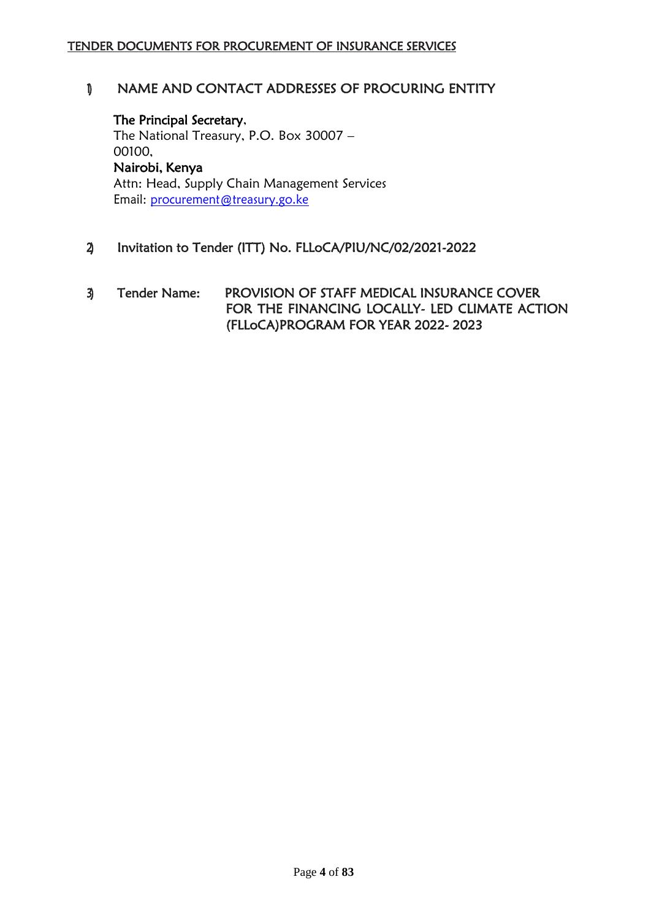TENDER DOCUMENTS FOR PROCUREMENT OF INSURANCE SERVICES

1) NAME AND CONTACT ADDRESSES OF PROCURING ENTITY

**The Principal Secretary**,
The National Treasury, P.O. Box 30007 – 00100,
**Nairobi, Kenya**
Attn: Head, Supply Chain Management Services
Email: procurement@treasury.go.ke

2) Invitation to Tender (ITT) No. FLLoCA/PIU/NC/02/2021-2022

3) Tender Name: PROVISION OF STAFF MEDICAL INSURANCE COVER FOR THE FINANCING LOCALLY- LED CLIMATE ACTION (FLLoCA)PROGRAM FOR YEAR 2022- 2023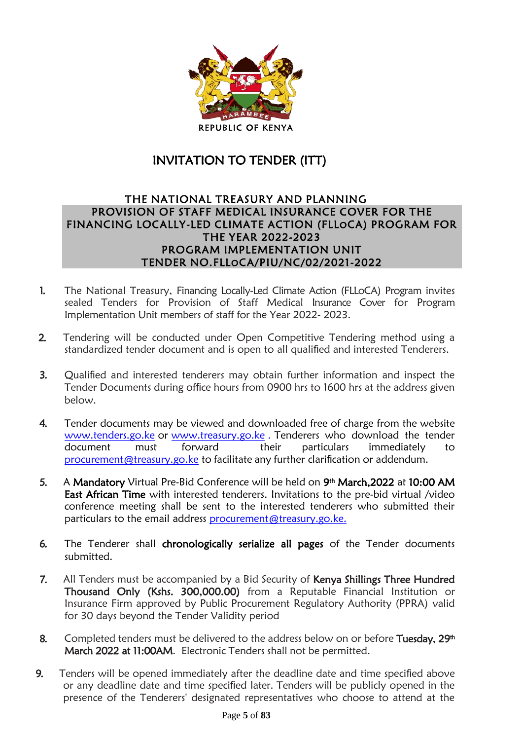REPUBLIC OF KENYA

# INVITATION TO TENDER (ITT)

## THE NATIONAL TREASURY AND PLANNING
## PROVISION OF STAFF MEDICAL INSURANCE COVER FOR THE FINANCING LOCALLY-LED CLIMATE ACTION (FLLoCA) PROGRAM FOR THE YEAR 2022-2023
## PROGRAM IMPLEMENTATION UNIT
## TENDER NO.FLLoCA/PIU/NC/02/2021-2022

1. The National Treasury, Financing Locally-Led Climate Action (FLLoCA) Program invites sealed Tenders for Provision of Staff Medical Insurance Cover for Program Implementation Unit members of staff for the Year 2022- 2023.

2. Tendering will be conducted under Open Competitive Tendering method using a standardized tender document and is open to all qualified and interested Tenderers.

3. Qualified and interested tenderers may obtain further information and inspect the Tender Documents during office hours from 0900 hrs to 1600 hrs at the address given below.

4. Tender documents may be viewed and downloaded free of charge from the website www.tenders.go.ke or www.treasury.go.ke . Tenderers who download the tender document must forward their particulars immediately to procurement@treasury.go.ke to facilitate any further clarification or addendum.

5. A **Mandatory** Virtual Pre-Bid Conference will be held on **9th March,2022** at **10:00 AM East African Time** with interested tenderers. Invitations to the pre-bid virtual /video conference meeting shall be sent to the interested tenderers who submitted their particulars to the email address procurement@treasury.go.ke.

6. The Tenderer shall **chronologically serialize all pages** of the Tender documents submitted.

7. All Tenders must be accompanied by a Bid Security of **Kenya Shillings Three Hundred Thousand Only (Kshs. 300,000.00)** from a Reputable Financial Institution or Insurance Firm approved by Public Procurement Regulatory Authority (PPRA) valid for 30 days beyond the Tender Validity period

8. Completed tenders must be delivered to the address below on or before **Tuesday, 29th March 2022 at 11:00AM**. Electronic Tenders shall not be permitted.

9. Tenders will be opened immediately after the deadline date and time specified above or any deadline date and time specified later. Tenders will be publicly opened in the presence of the Tenderers' designated representatives who choose to attend at the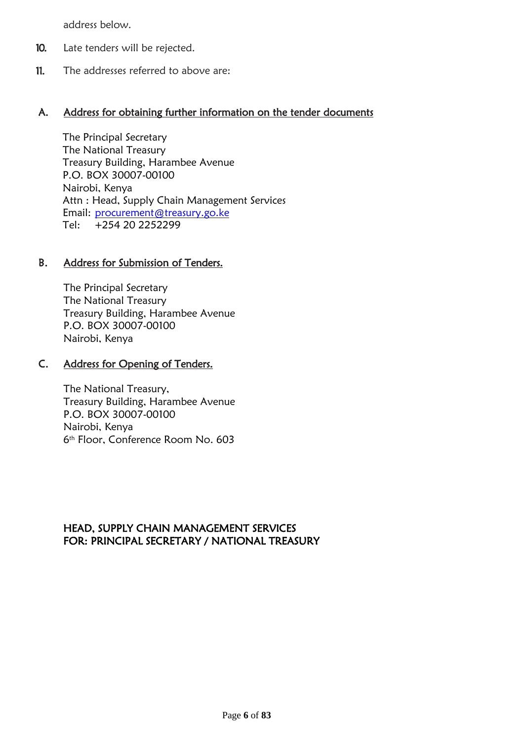address below.

10. Late tenders will be rejected.

11. The addresses referred to above are:

A. <u>Address for obtaining further information on the tender documents</u>

The Principal Secretary  
The National Treasury  
Treasury Building, Harambee Avenue  
P.O. BOX 30007-00100  
Nairobi, Kenya  
Attn : Head, Supply Chain Management Services  
Email: procurement@treasury.go.ke  
Tel: +254 20 2252299

B. <u>Address for Submission of Tenders.</u>

The Principal Secretary  
The National Treasury  
Treasury Building, Harambee Avenue  
P.O. BOX 30007-00100  
Nairobi, Kenya

C. <u>Address for Opening of Tenders.</u>

The National Treasury,  
Treasury Building, Harambee Avenue  
P.O. BOX 30007-00100  
Nairobi, Kenya  
6th Floor, Conference Room No. 603

**HEAD, SUPPLY CHAIN MANAGEMENT SERVICES**  
**FOR: PRINCIPAL SECRETARY / NATIONAL TREASURY**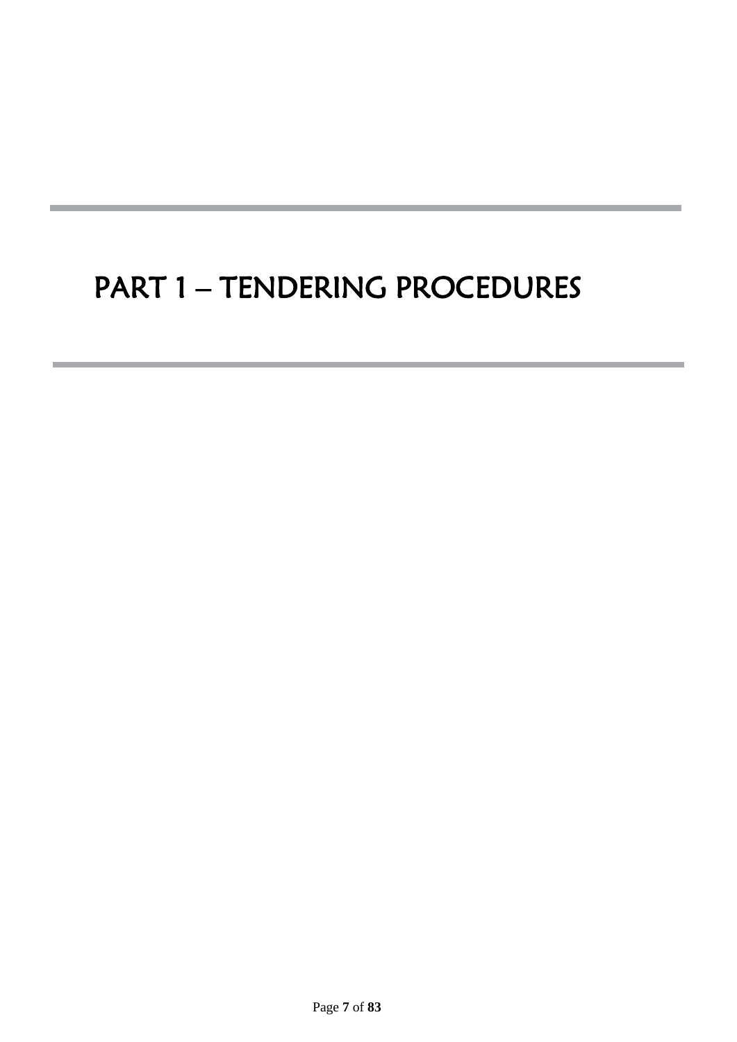# PART 1 – TENDERING PROCEDURES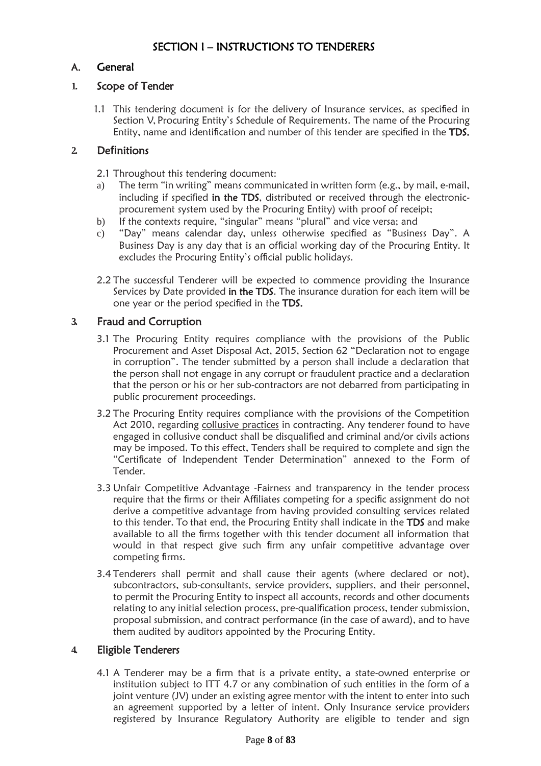# SECTION I – INSTRUCTIONS TO TENDERERS

## A. General

### 1. Scope of Tender

1.1 This tendering document is for the delivery of Insurance services, as specified in Section V, Procuring Entity's Schedule of Requirements. The name of the Procuring Entity, name and identification and number of this tender are specified in the **TDS.**

### 2. Definitions

2.1 Throughout this tendering document:

a) The term "in writing" means communicated in written form (e.g., by mail, e-mail, including if specified **in the TDS**, distributed or received through the electronic-procurement system used by the Procuring Entity) with proof of receipt;

b) If the contexts require, "singular" means "plural" and vice versa; and

c) "Day" means calendar day, unless otherwise specified as "Business Day". A Business Day is any day that is an official working day of the Procuring Entity. It excludes the Procuring Entity's official public holidays.

2.2 The successful Tenderer will be expected to commence providing the Insurance Services by Date provided **in the TDS**. The insurance duration for each item will be one year or the period specified in the **TDS.**

### 3. Fraud and Corruption

3.1 The Procuring Entity requires compliance with the provisions of the Public Procurement and Asset Disposal Act, 2015, Section 62 "Declaration not to engage in corruption". The tender submitted by a person shall include a declaration that the person shall not engage in any corrupt or fraudulent practice and a declaration that the person or his or her sub-contractors are not debarred from participating in public procurement proceedings.

3.2 The Procuring Entity requires compliance with the provisions of the Competition Act 2010, regarding collusive practices in contracting. Any tenderer found to have engaged in collusive conduct shall be disqualified and criminal and/or civils actions may be imposed. To this effect, Tenders shall be required to complete and sign the "Certificate of Independent Tender Determination" annexed to the Form of Tender.

3.3 Unfair Competitive Advantage -Fairness and transparency in the tender process require that the firms or their Affiliates competing for a specific assignment do not derive a competitive advantage from having provided consulting services related to this tender. To that end, the Procuring Entity shall indicate in the **TDS** and make available to all the firms together with this tender document all information that would in that respect give such firm any unfair competitive advantage over competing firms.

3.4 Tenderers shall permit and shall cause their agents (where declared or not), subcontractors, sub-consultants, service providers, suppliers, and their personnel, to permit the Procuring Entity to inspect all accounts, records and other documents relating to any initial selection process, pre-qualification process, tender submission, proposal submission, and contract performance (in the case of award), and to have them audited by auditors appointed by the Procuring Entity.

### 4. Eligible Tenderers

4.1 A Tenderer may be a firm that is a private entity, a state-owned enterprise or institution subject to ITT 4.7 or any combination of such entities in the form of a joint venture (JV) under an existing agree mentor with the intent to enter into such an agreement supported by a letter of intent. Only Insurance service providers registered by Insurance Regulatory Authority are eligible to tender and sign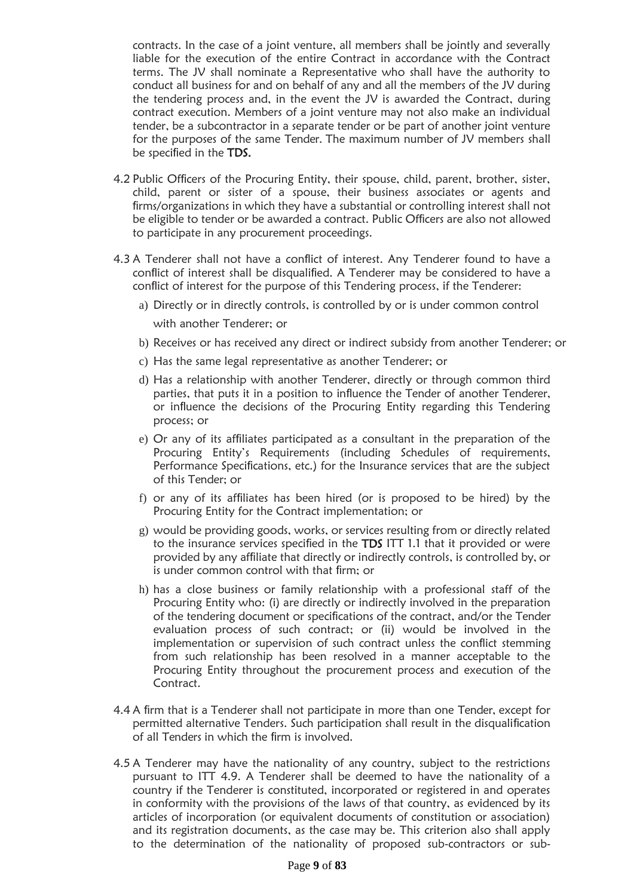contracts. In the case of a joint venture, all members shall be jointly and severally liable for the execution of the entire Contract in accordance with the Contract terms. The JV shall nominate a Representative who shall have the authority to conduct all business for and on behalf of any and all the members of the JV during the tendering process and, in the event the JV is awarded the Contract, during contract execution. Members of a joint venture may not also make an individual tender, be a subcontractor in a separate tender or be part of another joint venture for the purposes of the same Tender. The maximum number of JV members shall be specified in the **TDS.**

4.2 Public Officers of the Procuring Entity, their spouse, child, parent, brother, sister, child, parent or sister of a spouse, their business associates or agents and firms/organizations in which they have a substantial or controlling interest shall not be eligible to tender or be awarded a contract. Public Officers are also not allowed to participate in any procurement proceedings.

4.3 A Tenderer shall not have a conflict of interest. Any Tenderer found to have a conflict of interest shall be disqualified. A Tenderer may be considered to have a conflict of interest for the purpose of this Tendering process, if the Tenderer:

a) Directly or in directly controls, is controlled by or is under common control with another Tenderer; or

b) Receives or has received any direct or indirect subsidy from another Tenderer; or

c) Has the same legal representative as another Tenderer; or

d) Has a relationship with another Tenderer, directly or through common third parties, that puts it in a position to influence the Tender of another Tenderer, or influence the decisions of the Procuring Entity regarding this Tendering process; or

e) Or any of its affiliates participated as a consultant in the preparation of the Procuring Entity's Requirements (including Schedules of requirements, Performance Specifications, etc.) for the Insurance services that are the subject of this Tender; or

f) or any of its affiliates has been hired (or is proposed to be hired) by the Procuring Entity for the Contract implementation; or

g) would be providing goods, works, or services resulting from or directly related to the insurance services specified in the **TDS** ITT 1.1 that it provided or were provided by any affiliate that directly or indirectly controls, is controlled by, or is under common control with that firm; or

h) has a close business or family relationship with a professional staff of the Procuring Entity who: (i) are directly or indirectly involved in the preparation of the tendering document or specifications of the contract, and/or the Tender evaluation process of such contract; or (ii) would be involved in the implementation or supervision of such contract unless the conflict stemming from such relationship has been resolved in a manner acceptable to the Procuring Entity throughout the procurement process and execution of the Contract.

4.4 A firm that is a Tenderer shall not participate in more than one Tender, except for permitted alternative Tenders. Such participation shall result in the disqualification of all Tenders in which the firm is involved.

4.5 A Tenderer may have the nationality of any country, subject to the restrictions pursuant to ITT 4.9. A Tenderer shall be deemed to have the nationality of a country if the Tenderer is constituted, incorporated or registered in and operates in conformity with the provisions of the laws of that country, as evidenced by its articles of incorporation (or equivalent documents of constitution or association) and its registration documents, as the case may be. This criterion also shall apply to the determination of the nationality of proposed sub-contractors or sub-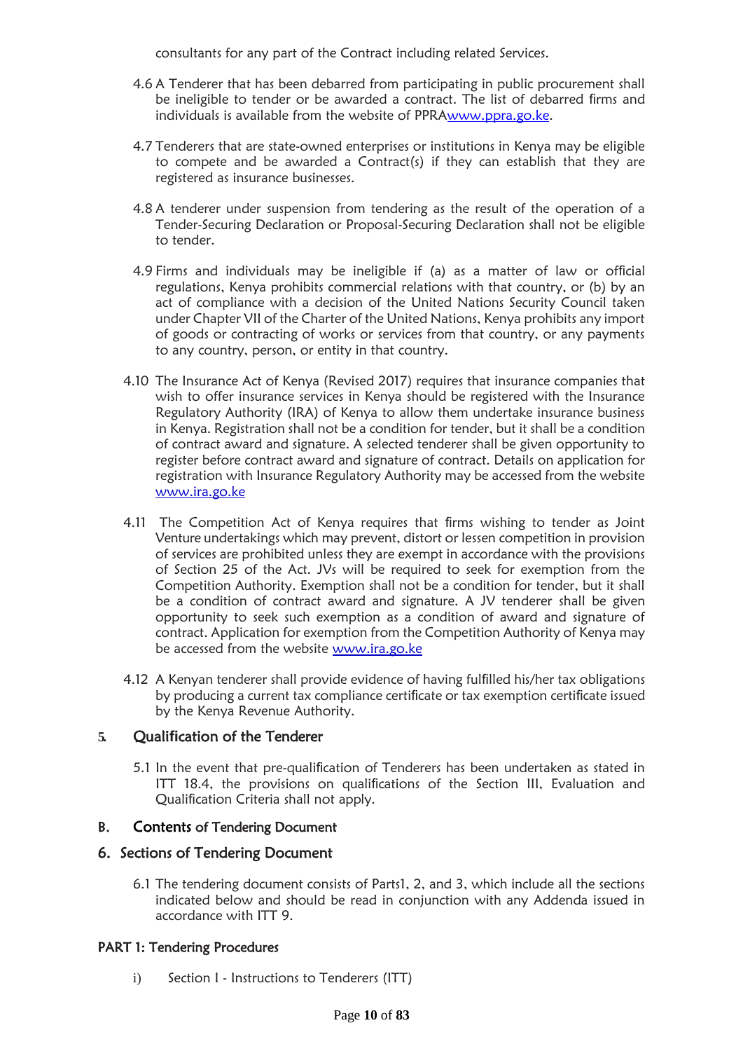consultants for any part of the Contract including related Services.

4.6 A Tenderer that has been debarred from participating in public procurement shall be ineligible to tender or be awarded a contract. The list of debarred firms and individuals is available from the website of PPRAwww.ppra.go.ke.

4.7 Tenderers that are state-owned enterprises or institutions in Kenya may be eligible to compete and be awarded a Contract(s) if they can establish that they are registered as insurance businesses.

4.8 A tenderer under suspension from tendering as the result of the operation of a Tender-Securing Declaration or Proposal-Securing Declaration shall not be eligible to tender.

4.9 Firms and individuals may be ineligible if (a) as a matter of law or official regulations, Kenya prohibits commercial relations with that country, or (b) by an act of compliance with a decision of the United Nations Security Council taken under Chapter VII of the Charter of the United Nations, Kenya prohibits any import of goods or contracting of works or services from that country, or any payments to any country, person, or entity in that country.

4.10 The Insurance Act of Kenya (Revised 2017) requires that insurance companies that wish to offer insurance services in Kenya should be registered with the Insurance Regulatory Authority (IRA) of Kenya to allow them undertake insurance business in Kenya. Registration shall not be a condition for tender, but it shall be a condition of contract award and signature. A selected tenderer shall be given opportunity to register before contract award and signature of contract. Details on application for registration with Insurance Regulatory Authority may be accessed from the website www.ira.go.ke

4.11 The Competition Act of Kenya requires that firms wishing to tender as Joint Venture undertakings which may prevent, distort or lessen competition in provision of services are prohibited unless they are exempt in accordance with the provisions of Section 25 of the Act. JVs will be required to seek for exemption from the Competition Authority. Exemption shall not be a condition for tender, but it shall be a condition of contract award and signature. A JV tenderer shall be given opportunity to seek such exemption as a condition of award and signature of contract. Application for exemption from the Competition Authority of Kenya may be accessed from the website www.ira.go.ke

4.12 A Kenyan tenderer shall provide evidence of having fulfilled his/her tax obligations by producing a current tax compliance certificate or tax exemption certificate issued by the Kenya Revenue Authority.

## 5. Qualification of the Tenderer

5.1 In the event that pre-qualification of Tenderers has been undertaken as stated in ITT 18.4, the provisions on qualifications of the Section III, Evaluation and Qualification Criteria shall not apply.

## B. Contents of Tendering Document

## 6. Sections of Tendering Document

6.1 The tendering document consists of Parts1, 2, and 3, which include all the sections indicated below and should be read in conjunction with any Addenda issued in accordance with ITT 9.

### PART 1: Tendering Procedures

i) Section I - Instructions to Tenderers (ITT)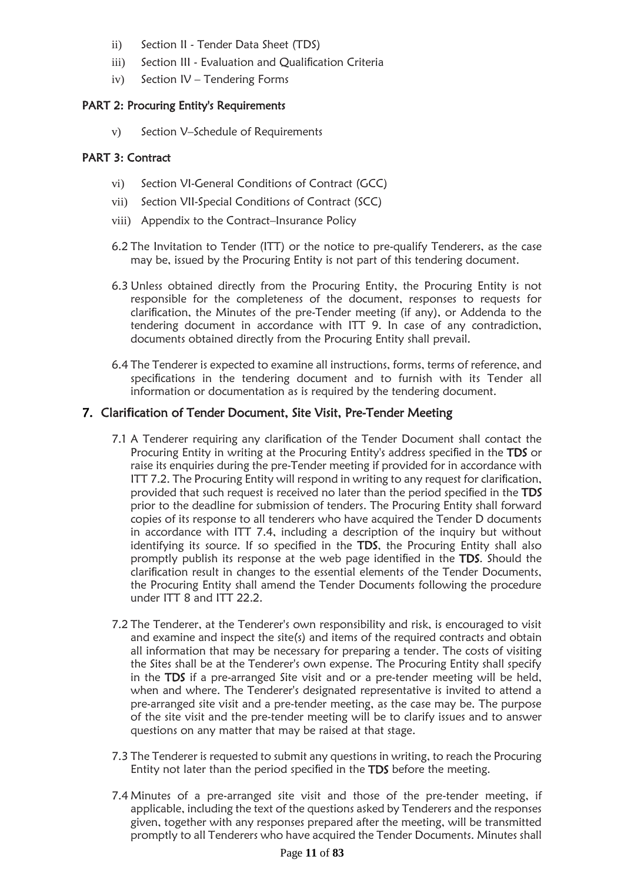ii) Section II - Tender Data Sheet (TDS)

iii) Section III - Evaluation and Qualification Criteria

iv) Section IV – Tendering Forms

**PART 2: Procuring Entity's Requirements**

v) Section V–Schedule of Requirements

**PART 3: Contract**

vi) Section VI-General Conditions of Contract (GCC)

vii) Section VII-Special Conditions of Contract (SCC)

viii) Appendix to the Contract–Insurance Policy

6.2 The Invitation to Tender (ITT) or the notice to pre-qualify Tenderers, as the case may be, issued by the Procuring Entity is not part of this tendering document.

6.3 Unless obtained directly from the Procuring Entity, the Procuring Entity is not responsible for the completeness of the document, responses to requests for clarification, the Minutes of the pre-Tender meeting (if any), or Addenda to the tendering document in accordance with ITT 9. In case of any contradiction, documents obtained directly from the Procuring Entity shall prevail.

6.4 The Tenderer is expected to examine all instructions, forms, terms of reference, and specifications in the tendering document and to furnish with its Tender all information or documentation as is required by the tendering document.

## 7. Clarification of Tender Document, Site Visit, Pre-Tender Meeting

7.1 A Tenderer requiring any clarification of the Tender Document shall contact the Procuring Entity in writing at the Procuring Entity's address specified in the **TDS** or raise its enquiries during the pre-Tender meeting if provided for in accordance with ITT 7.2. The Procuring Entity will respond in writing to any request for clarification, provided that such request is received no later than the period specified in the **TDS** prior to the deadline for submission of tenders. The Procuring Entity shall forward copies of its response to all tenderers who have acquired the Tender D documents in accordance with ITT 7.4, including a description of the inquiry but without identifying its source. If so specified in the **TDS**, the Procuring Entity shall also promptly publish its response at the web page identified in the **TDS**. Should the clarification result in changes to the essential elements of the Tender Documents, the Procuring Entity shall amend the Tender Documents following the procedure under ITT 8 and ITT 22.2.

7.2 The Tenderer, at the Tenderer's own responsibility and risk, is encouraged to visit and examine and inspect the site(s) and items of the required contracts and obtain all information that may be necessary for preparing a tender. The costs of visiting the Sites shall be at the Tenderer's own expense. The Procuring Entity shall specify in the **TDS** if a pre-arranged Site visit and or a pre-tender meeting will be held, when and where. The Tenderer's designated representative is invited to attend a pre-arranged site visit and a pre-tender meeting, as the case may be. The purpose of the site visit and the pre-tender meeting will be to clarify issues and to answer questions on any matter that may be raised at that stage.

7.3 The Tenderer is requested to submit any questions in writing, to reach the Procuring Entity not later than the period specified in the **TDS** before the meeting.

7.4 Minutes of a pre-arranged site visit and those of the pre-tender meeting, if applicable, including the text of the questions asked by Tenderers and the responses given, together with any responses prepared after the meeting, will be transmitted promptly to all Tenderers who have acquired the Tender Documents. Minutes shall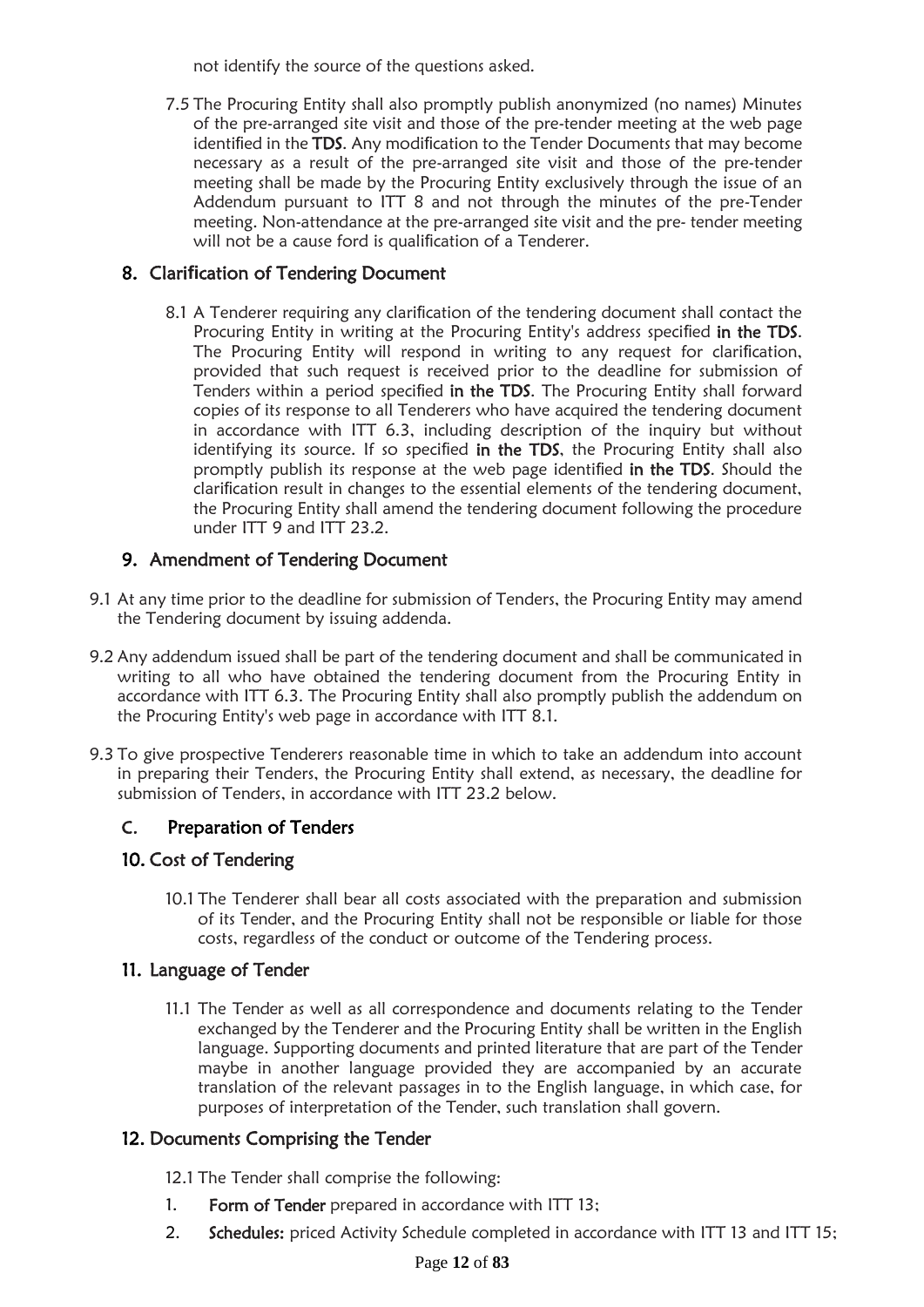not identify the source of the questions asked.

7.5 The Procuring Entity shall also promptly publish anonymized (no names) Minutes of the pre-arranged site visit and those of the pre-tender meeting at the web page identified in the **TDS**. Any modification to the Tender Documents that may become necessary as a result of the pre-arranged site visit and those of the pre-tender meeting shall be made by the Procuring Entity exclusively through the issue of an Addendum pursuant to ITT 8 and not through the minutes of the pre-Tender meeting. Non-attendance at the pre-arranged site visit and the pre- tender meeting will not be a cause ford is qualification of a Tenderer.

## 8. Clarification of Tendering Document

8.1 A Tenderer requiring any clarification of the tendering document shall contact the Procuring Entity in writing at the Procuring Entity's address specified **in the TDS**. The Procuring Entity will respond in writing to any request for clarification, provided that such request is received prior to the deadline for submission of Tenders within a period specified **in the TDS**. The Procuring Entity shall forward copies of its response to all Tenderers who have acquired the tendering document in accordance with ITT 6.3, including description of the inquiry but without identifying its source. If so specified **in the TDS**, the Procuring Entity shall also promptly publish its response at the web page identified **in the TDS**. Should the clarification result in changes to the essential elements of the tendering document, the Procuring Entity shall amend the tendering document following the procedure under ITT 9 and ITT 23.2.

## 9. Amendment of Tendering Document

9.1 At any time prior to the deadline for submission of Tenders, the Procuring Entity may amend the Tendering document by issuing addenda.

9.2 Any addendum issued shall be part of the tendering document and shall be communicated in writing to all who have obtained the tendering document from the Procuring Entity in accordance with ITT 6.3. The Procuring Entity shall also promptly publish the addendum on the Procuring Entity's web page in accordance with ITT 8.1.

9.3 To give prospective Tenderers reasonable time in which to take an addendum into account in preparing their Tenders, the Procuring Entity shall extend, as necessary, the deadline for submission of Tenders, in accordance with ITT 23.2 below.

## C. Preparation of Tenders

## 10. Cost of Tendering

10.1 The Tenderer shall bear all costs associated with the preparation and submission of its Tender, and the Procuring Entity shall not be responsible or liable for those costs, regardless of the conduct or outcome of the Tendering process.

## 11. Language of Tender

11.1 The Tender as well as all correspondence and documents relating to the Tender exchanged by the Tenderer and the Procuring Entity shall be written in the English language. Supporting documents and printed literature that are part of the Tender maybe in another language provided they are accompanied by an accurate translation of the relevant passages in to the English language, in which case, for purposes of interpretation of the Tender, such translation shall govern.

## 12. Documents Comprising the Tender

12.1 The Tender shall comprise the following:

1. **Form of Tender** prepared in accordance with ITT 13;
2. **Schedules:** priced Activity Schedule completed in accordance with ITT 13 and ITT 15;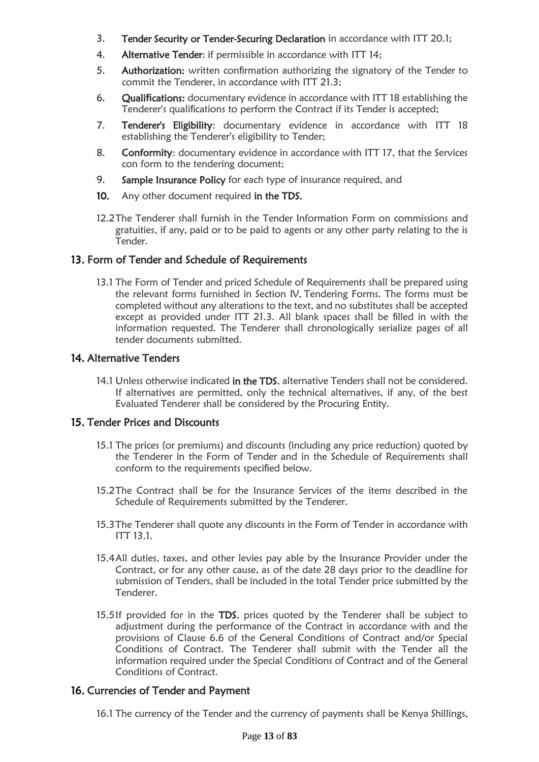3. **Tender Security or Tender-Securing Declaration** in accordance with ITT 20.1;
4. **Alternative Tender**: if permissible in accordance with ITT 14;
5. **Authorization:** written confirmation authorizing the signatory of the Tender to commit the Tenderer, in accordance with ITT 21.3;
6. **Qualifications:** documentary evidence in accordance with ITT 18 establishing the Tenderer's qualifications to perform the Contract if its Tender is accepted;
7. **Tenderer's Eligibility**: documentary evidence in accordance with ITT 18 establishing the Tenderer's eligibility to Tender;
8. **Conformity**: documentary evidence in accordance with ITT 17, that the Services con form to the tendering document;
9. **Sample Insurance Policy** for each type of insurance required, and
10. Any other document required **in the TDS.**

12.2 The Tenderer shall furnish in the Tender Information Form on commissions and gratuities, if any, paid or to be paid to agents or any other party relating to the is Tender.

## 13. Form of Tender and Schedule of Requirements

13.1 The Form of Tender and priced Schedule of Requirements shall be prepared using the relevant forms furnished in Section IV, Tendering Forms. The forms must be completed without any alterations to the text, and no substitutes shall be accepted except as provided under ITT 21.3. All blank spaces shall be filled in with the information requested. The Tenderer shall chronologically serialize pages of all tender documents submitted.

## 14. Alternative Tenders

14.1 Unless otherwise indicated **in the TDS**, alternative Tenders shall not be considered. If alternatives are permitted, only the technical alternatives, if any, of the best Evaluated Tenderer shall be considered by the Procuring Entity.

## 15. Tender Prices and Discounts

15.1 The prices (or premiums) and discounts (including any price reduction) quoted by the Tenderer in the Form of Tender and in the Schedule of Requirements shall conform to the requirements specified below.

15.2 The Contract shall be for the Insurance Services of the items described in the Schedule of Requirements submitted by the Tenderer.

15.3 The Tenderer shall quote any discounts in the Form of Tender in accordance with ITT 13.1.

15.4 All duties, taxes, and other levies pay able by the Insurance Provider under the Contract, or for any other cause, as of the date 28 days prior to the deadline for submission of Tenders, shall be included in the total Tender price submitted by the Tenderer.

15.5 If provided for in the **TDS**, prices quoted by the Tenderer shall be subject to adjustment during the performance of the Contract in accordance with and the provisions of Clause 6.6 of the General Conditions of Contract and/or Special Conditions of Contract. The Tenderer shall submit with the Tender all the information required under the Special Conditions of Contract and of the General Conditions of Contract.

## 16. Currencies of Tender and Payment

16.1 The currency of the Tender and the currency of payments shall be Kenya Shillings,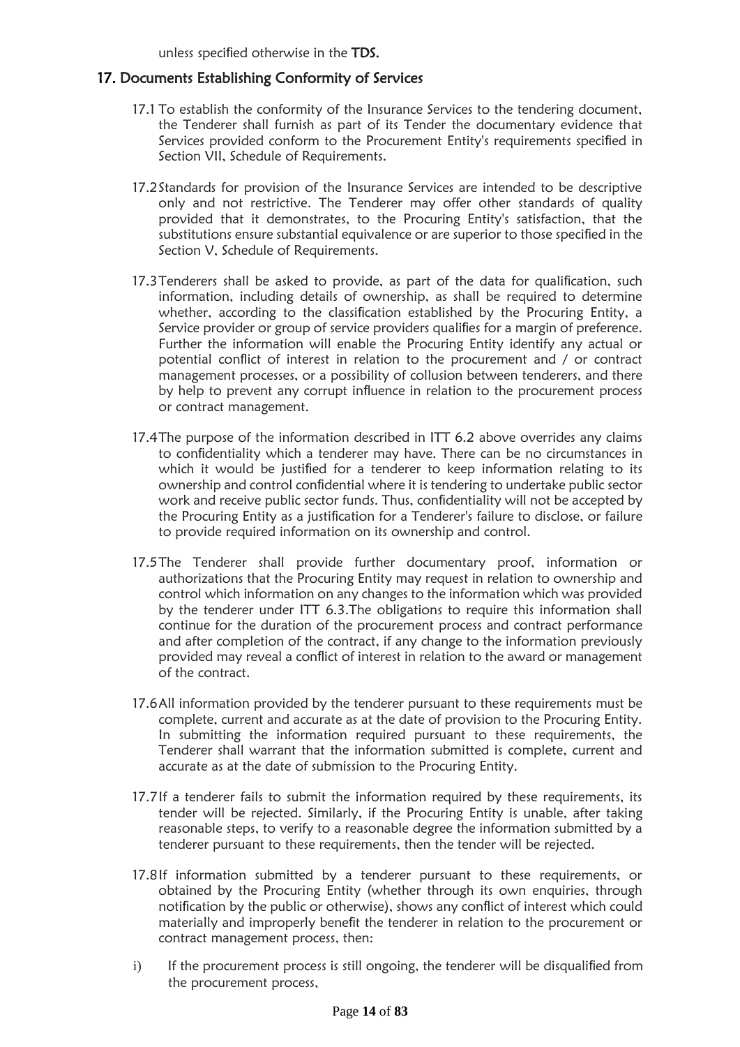unless specified otherwise in the **TDS.**

## 17. Documents Establishing Conformity of Services

17.1 To establish the conformity of the Insurance Services to the tendering document, the Tenderer shall furnish as part of its Tender the documentary evidence that Services provided conform to the Procurement Entity's requirements specified in Section VII, Schedule of Requirements.

17.2 Standards for provision of the Insurance Services are intended to be descriptive only and not restrictive. The Tenderer may offer other standards of quality provided that it demonstrates, to the Procuring Entity's satisfaction, that the substitutions ensure substantial equivalence or are superior to those specified in the Section V, Schedule of Requirements.

17.3 Tenderers shall be asked to provide, as part of the data for qualification, such information, including details of ownership, as shall be required to determine whether, according to the classification established by the Procuring Entity, a Service provider or group of service providers qualifies for a margin of preference. Further the information will enable the Procuring Entity identify any actual or potential conflict of interest in relation to the procurement and / or contract management processes, or a possibility of collusion between tenderers, and there by help to prevent any corrupt influence in relation to the procurement process or contract management.

17.4 The purpose of the information described in ITT 6.2 above overrides any claims to confidentiality which a tenderer may have. There can be no circumstances in which it would be justified for a tenderer to keep information relating to its ownership and control confidential where it is tendering to undertake public sector work and receive public sector funds. Thus, confidentiality will not be accepted by the Procuring Entity as a justification for a Tenderer's failure to disclose, or failure to provide required information on its ownership and control.

17.5 The Tenderer shall provide further documentary proof, information or authorizations that the Procuring Entity may request in relation to ownership and control which information on any changes to the information which was provided by the tenderer under ITT 6.3.The obligations to require this information shall continue for the duration of the procurement process and contract performance and after completion of the contract, if any change to the information previously provided may reveal a conflict of interest in relation to the award or management of the contract.

17.6 All information provided by the tenderer pursuant to these requirements must be complete, current and accurate as at the date of provision to the Procuring Entity. In submitting the information required pursuant to these requirements, the Tenderer shall warrant that the information submitted is complete, current and accurate as at the date of submission to the Procuring Entity.

17.7 If a tenderer fails to submit the information required by these requirements, its tender will be rejected. Similarly, if the Procuring Entity is unable, after taking reasonable steps, to verify to a reasonable degree the information submitted by a tenderer pursuant to these requirements, then the tender will be rejected.

17.8 If information submitted by a tenderer pursuant to these requirements, or obtained by the Procuring Entity (whether through its own enquiries, through notification by the public or otherwise), shows any conflict of interest which could materially and improperly benefit the tenderer in relation to the procurement or contract management process, then:

i) If the procurement process is still ongoing, the tenderer will be disqualified from the procurement process,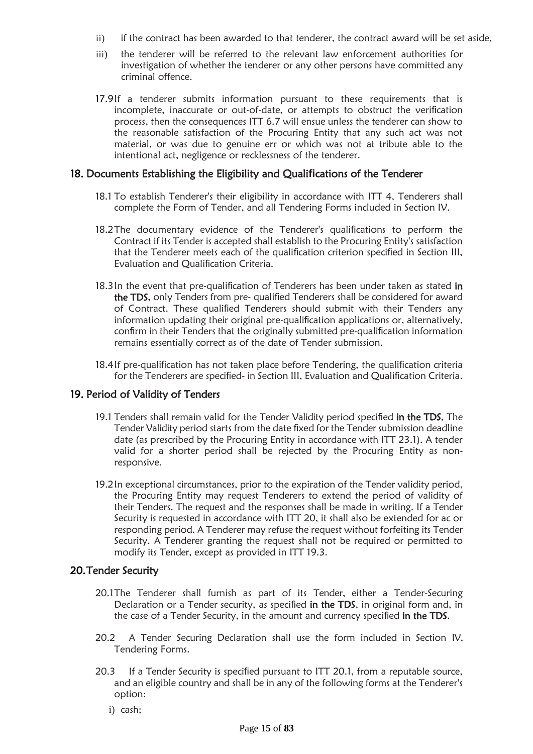ii) if the contract has been awarded to that tenderer, the contract award will be set aside,

iii) the tenderer will be referred to the relevant law enforcement authorities for investigation of whether the tenderer or any other persons have committed any criminal offence.

17.9 If a tenderer submits information pursuant to these requirements that is incomplete, inaccurate or out-of-date, or attempts to obstruct the verification process, then the consequences ITT 6.7 will ensue unless the tenderer can show to the reasonable satisfaction of the Procuring Entity that any such act was not material, or was due to genuine err or which was not at tribute able to the intentional act, negligence or recklessness of the tenderer.

## 18. Documents Establishing the Eligibility and Qualifications of the Tenderer

18.1 To establish Tenderer's their eligibility in accordance with ITT 4, Tenderers shall complete the Form of Tender, and all Tendering Forms included in Section IV.

18.2 The documentary evidence of the Tenderer's qualifications to perform the Contract if its Tender is accepted shall establish to the Procuring Entity's satisfaction that the Tenderer meets each of the qualification criterion specified in Section III, Evaluation and Qualification Criteria.

18.3 In the event that pre-qualification of Tenderers has been under taken as stated **in the TDS**, only Tenders from pre- qualified Tenderers shall be considered for award of Contract. These qualified Tenderers should submit with their Tenders any information updating their original pre-qualification applications or, alternatively, confirm in their Tenders that the originally submitted pre-qualification information remains essentially correct as of the date of Tender submission.

18.4 If pre-qualification has not taken place before Tendering, the qualification criteria for the Tenderers are specified- in Section III, Evaluation and Qualification Criteria.

## 19. Period of Validity of Tenders

19.1 Tenders shall remain valid for the Tender Validity period specified **in the TDS.** The Tender Validity period starts from the date fixed for the Tender submission deadline date (as prescribed by the Procuring Entity in accordance with ITT 23.1). A tender valid for a shorter period shall be rejected by the Procuring Entity as non-responsive.

19.2 In exceptional circumstances, prior to the expiration of the Tender validity period, the Procuring Entity may request Tenderers to extend the period of validity of their Tenders. The request and the responses shall be made in writing. If a Tender Security is requested in accordance with ITT 20, it shall also be extended for ac or responding period. A Tenderer may refuse the request without forfeiting its Tender Security. A Tenderer granting the request shall not be required or permitted to modify its Tender, except as provided in ITT 19.3.

## 20. Tender Security

20.1 The Tenderer shall furnish as part of its Tender, either a Tender-Securing Declaration or a Tender security, as specified **in the TDS**, in original form and, in the case of a Tender Security, in the amount and currency specified **in the TDS**.

20.2 A Tender Securing Declaration shall use the form included in Section IV, Tendering Forms.

20.3 If a Tender Security is specified pursuant to ITT 20.1, from a reputable source, and an eligible country and shall be in any of the following forms at the Tenderer's option:

i) cash;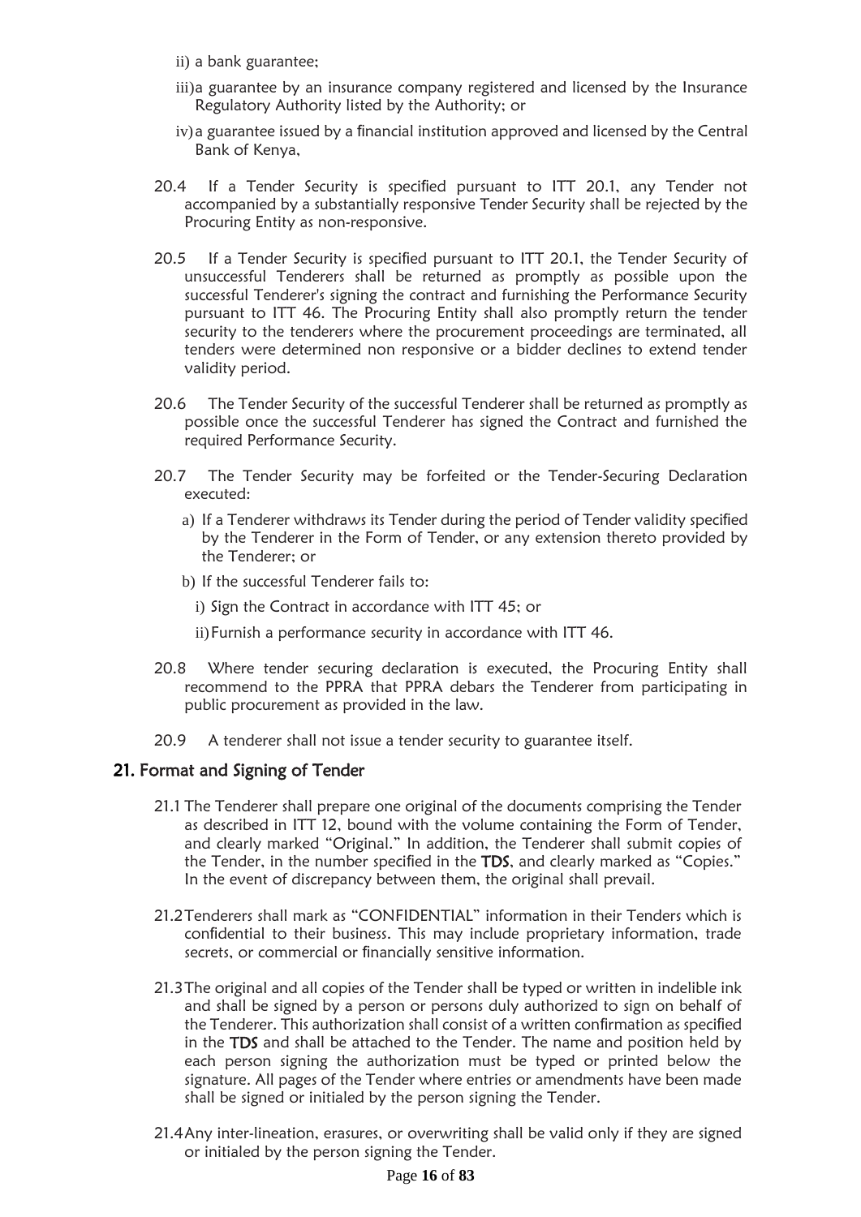ii) a bank guarantee;

iii)a guarantee by an insurance company registered and licensed by the Insurance Regulatory Authority listed by the Authority; or

iv) a guarantee issued by a financial institution approved and licensed by the Central Bank of Kenya,

20.4 If a Tender Security is specified pursuant to ITT 20.1, any Tender not accompanied by a substantially responsive Tender Security shall be rejected by the Procuring Entity as non-responsive.

20.5 If a Tender Security is specified pursuant to ITT 20.1, the Tender Security of unsuccessful Tenderers shall be returned as promptly as possible upon the successful Tenderer's signing the contract and furnishing the Performance Security pursuant to ITT 46. The Procuring Entity shall also promptly return the tender security to the tenderers where the procurement proceedings are terminated, all tenders were determined non responsive or a bidder declines to extend tender validity period.

20.6 The Tender Security of the successful Tenderer shall be returned as promptly as possible once the successful Tenderer has signed the Contract and furnished the required Performance Security.

20.7 The Tender Security may be forfeited or the Tender-Securing Declaration executed:

a) If a Tenderer withdraws its Tender during the period of Tender validity specified by the Tenderer in the Form of Tender, or any extension thereto provided by the Tenderer; or

b) If the successful Tenderer fails to:

i) Sign the Contract in accordance with ITT 45; or

ii) Furnish a performance security in accordance with ITT 46.

20.8 Where tender securing declaration is executed, the Procuring Entity shall recommend to the PPRA that PPRA debars the Tenderer from participating in public procurement as provided in the law.

20.9 A tenderer shall not issue a tender security to guarantee itself.

## 21. Format and Signing of Tender

21.1 The Tenderer shall prepare one original of the documents comprising the Tender as described in ITT 12, bound with the volume containing the Form of Tender, and clearly marked "Original." In addition, the Tenderer shall submit copies of the Tender, in the number specified in the **TDS**, and clearly marked as "Copies." In the event of discrepancy between them, the original shall prevail.

21.2 Tenderers shall mark as "CONFIDENTIAL" information in their Tenders which is confidential to their business. This may include proprietary information, trade secrets, or commercial or financially sensitive information.

21.3 The original and all copies of the Tender shall be typed or written in indelible ink and shall be signed by a person or persons duly authorized to sign on behalf of the Tenderer. This authorization shall consist of a written confirmation as specified in the **TDS** and shall be attached to the Tender. The name and position held by each person signing the authorization must be typed or printed below the signature. All pages of the Tender where entries or amendments have been made shall be signed or initialed by the person signing the Tender.

21.4 Any inter-lineation, erasures, or overwriting shall be valid only if they are signed or initialed by the person signing the Tender.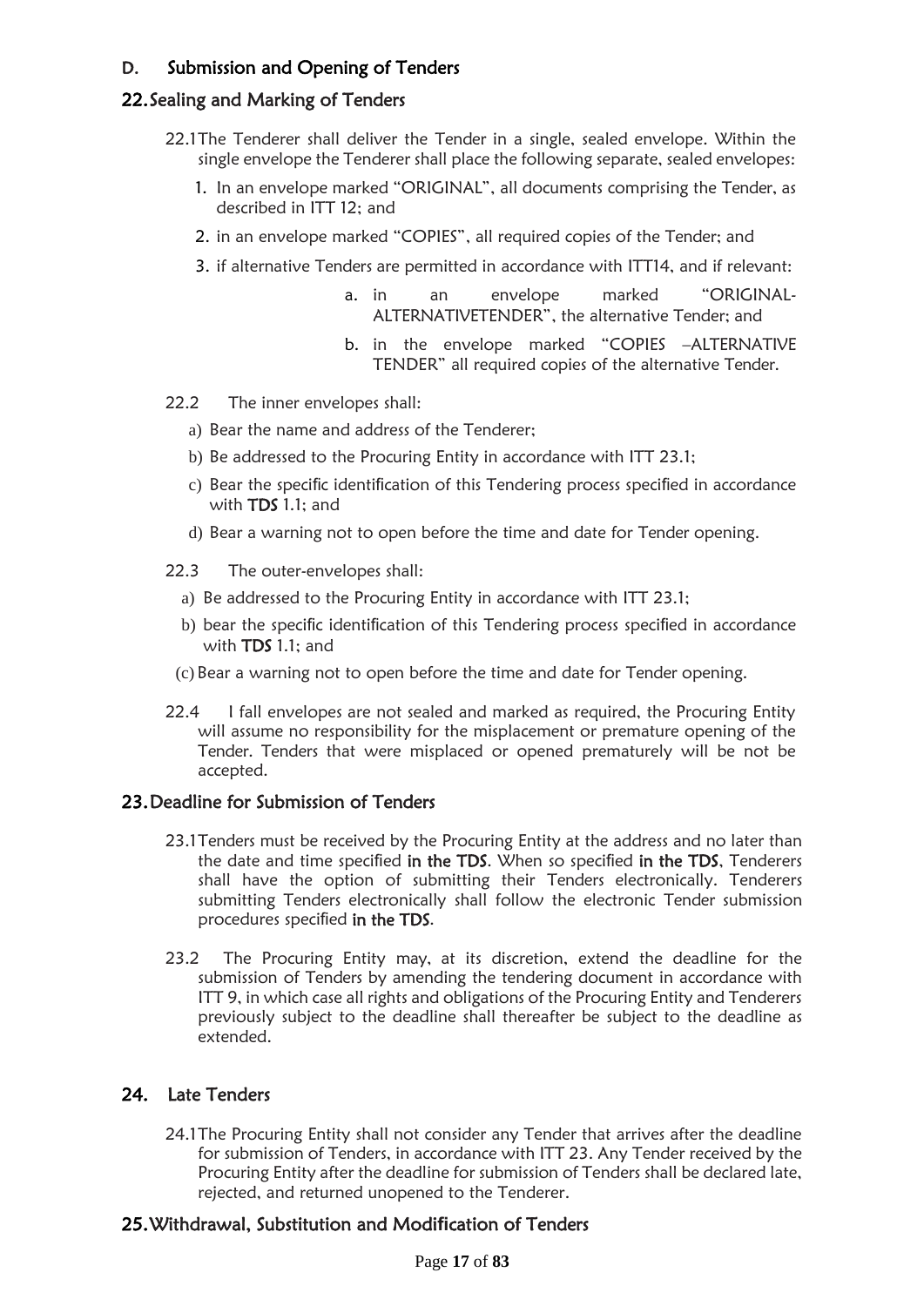## D. Submission and Opening of Tenders

### 22. Sealing and Marking of Tenders

22.1 The Tenderer shall deliver the Tender in a single, sealed envelope. Within the single envelope the Tenderer shall place the following separate, sealed envelopes:

1. In an envelope marked "ORIGINAL", all documents comprising the Tender, as described in ITT 12; and
2. in an envelope marked "COPIES", all required copies of the Tender; and
3. if alternative Tenders are permitted in accordance with ITT14, and if relevant:
   a. in an envelope marked "ORIGINAL-ALTERNATIVETENDER", the alternative Tender; and
   b. in the envelope marked "COPIES –ALTERNATIVE TENDER" all required copies of the alternative Tender.

22.2 The inner envelopes shall:

a) Bear the name and address of the Tenderer;
b) Be addressed to the Procuring Entity in accordance with ITT 23.1;
c) Bear the specific identification of this Tendering process specified in accordance with **TDS** 1.1; and
d) Bear a warning not to open before the time and date for Tender opening.

22.3 The outer-envelopes shall:

a) Be addressed to the Procuring Entity in accordance with ITT 23.1;
b) bear the specific identification of this Tendering process specified in accordance with **TDS** 1.1; and
(c) Bear a warning not to open before the time and date for Tender opening.

22.4 I fall envelopes are not sealed and marked as required, the Procuring Entity will assume no responsibility for the misplacement or premature opening of the Tender. Tenders that were misplaced or opened prematurely will be not be accepted.

### 23. Deadline for Submission of Tenders

23.1 Tenders must be received by the Procuring Entity at the address and no later than the date and time specified **in the TDS**. When so specified **in the TDS**, Tenderers shall have the option of submitting their Tenders electronically. Tenderers submitting Tenders electronically shall follow the electronic Tender submission procedures specified **in the TDS**.

23.2 The Procuring Entity may, at its discretion, extend the deadline for the submission of Tenders by amending the tendering document in accordance with ITT 9, in which case all rights and obligations of the Procuring Entity and Tenderers previously subject to the deadline shall thereafter be subject to the deadline as extended.

### 24. Late Tenders

24.1 The Procuring Entity shall not consider any Tender that arrives after the deadline for submission of Tenders, in accordance with ITT 23. Any Tender received by the Procuring Entity after the deadline for submission of Tenders shall be declared late, rejected, and returned unopened to the Tenderer.

### 25. Withdrawal, Substitution and Modification of Tenders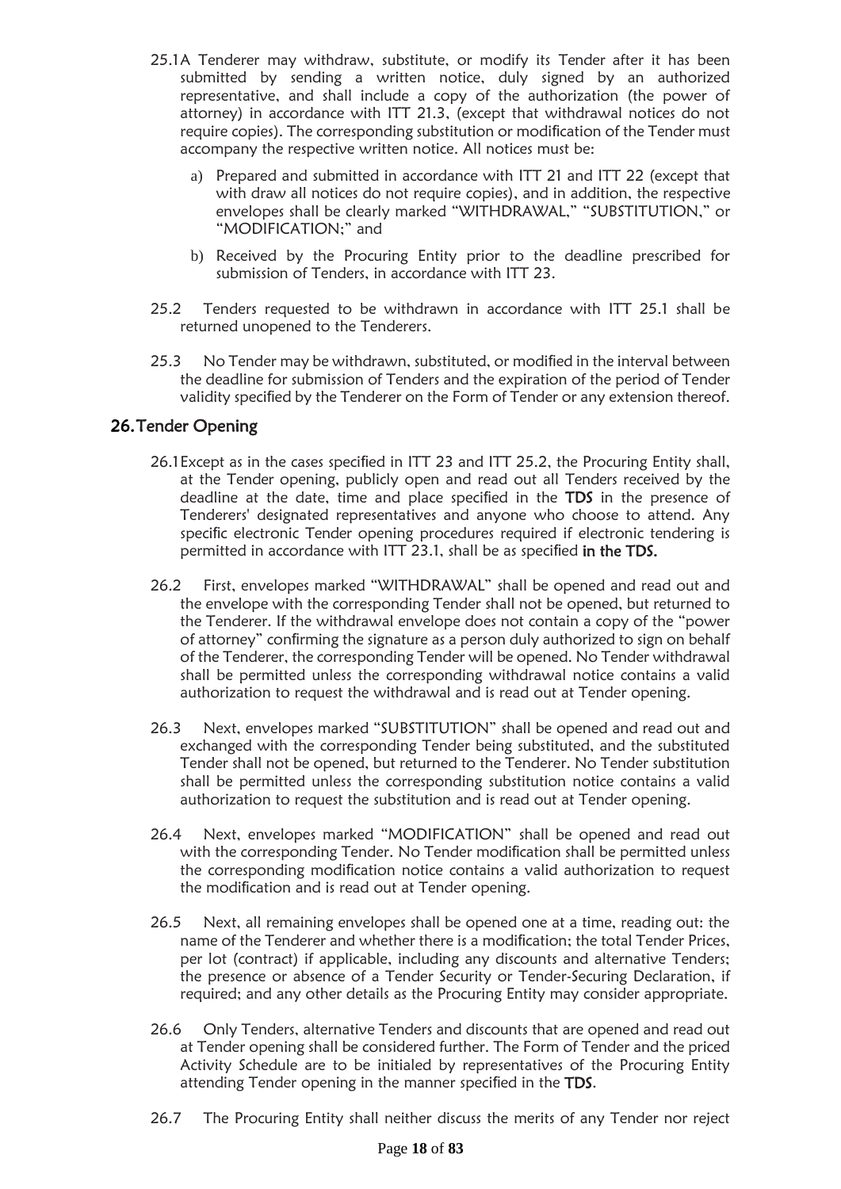25.1A Tenderer may withdraw, substitute, or modify its Tender after it has been submitted by sending a written notice, duly signed by an authorized representative, and shall include a copy of the authorization (the power of attorney) in accordance with ITT 21.3, (except that withdrawal notices do not require copies). The corresponding substitution or modification of the Tender must accompany the respective written notice. All notices must be:

a) Prepared and submitted in accordance with ITT 21 and ITT 22 (except that with draw all notices do not require copies), and in addition, the respective envelopes shall be clearly marked "WITHDRAWAL," "SUBSTITUTION," or "MODIFICATION;" and

b) Received by the Procuring Entity prior to the deadline prescribed for submission of Tenders, in accordance with ITT 23.

25.2 Tenders requested to be withdrawn in accordance with ITT 25.1 shall be returned unopened to the Tenderers.

25.3 No Tender may be withdrawn, substituted, or modified in the interval between the deadline for submission of Tenders and the expiration of the period of Tender validity specified by the Tenderer on the Form of Tender or any extension thereof.

## 26. Tender Opening

26.1Except as in the cases specified in ITT 23 and ITT 25.2, the Procuring Entity shall, at the Tender opening, publicly open and read out all Tenders received by the deadline at the date, time and place specified in the **TDS** in the presence of Tenderers' designated representatives and anyone who choose to attend. Any specific electronic Tender opening procedures required if electronic tendering is permitted in accordance with ITT 23.1, shall be as specified **in the TDS.**

26.2 First, envelopes marked "WITHDRAWAL" shall be opened and read out and the envelope with the corresponding Tender shall not be opened, but returned to the Tenderer. If the withdrawal envelope does not contain a copy of the "power of attorney" confirming the signature as a person duly authorized to sign on behalf of the Tenderer, the corresponding Tender will be opened. No Tender withdrawal shall be permitted unless the corresponding withdrawal notice contains a valid authorization to request the withdrawal and is read out at Tender opening.

26.3 Next, envelopes marked "SUBSTITUTION" shall be opened and read out and exchanged with the corresponding Tender being substituted, and the substituted Tender shall not be opened, but returned to the Tenderer. No Tender substitution shall be permitted unless the corresponding substitution notice contains a valid authorization to request the substitution and is read out at Tender opening.

26.4 Next, envelopes marked "MODIFICATION" shall be opened and read out with the corresponding Tender. No Tender modification shall be permitted unless the corresponding modification notice contains a valid authorization to request the modification and is read out at Tender opening.

26.5 Next, all remaining envelopes shall be opened one at a time, reading out: the name of the Tenderer and whether there is a modification; the total Tender Prices, per lot (contract) if applicable, including any discounts and alternative Tenders; the presence or absence of a Tender Security or Tender-Securing Declaration, if required; and any other details as the Procuring Entity may consider appropriate.

26.6 Only Tenders, alternative Tenders and discounts that are opened and read out at Tender opening shall be considered further. The Form of Tender and the priced Activity Schedule are to be initialed by representatives of the Procuring Entity attending Tender opening in the manner specified in the **TDS**.

26.7 The Procuring Entity shall neither discuss the merits of any Tender nor reject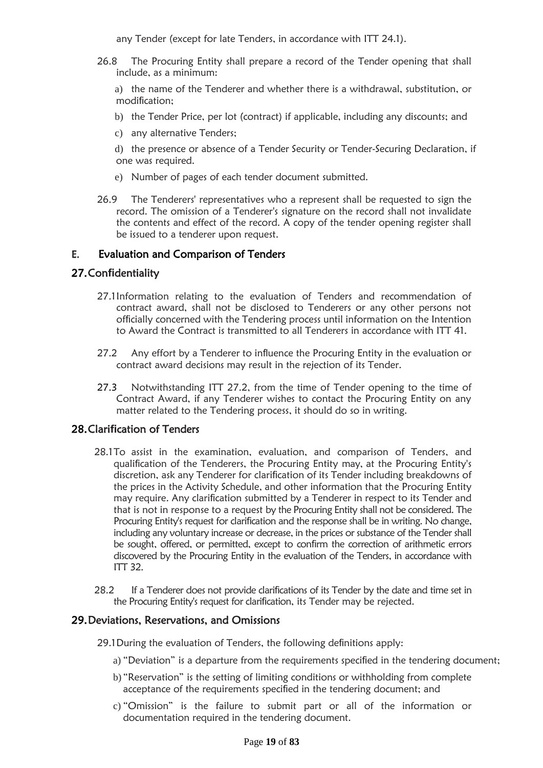any Tender (except for late Tenders, in accordance with ITT 24.1).

26.8 The Procuring Entity shall prepare a record of the Tender opening that shall include, as a minimum:

a) the name of the Tenderer and whether there is a withdrawal, substitution, or modification;

b) the Tender Price, per lot (contract) if applicable, including any discounts; and

c) any alternative Tenders;

d) the presence or absence of a Tender Security or Tender-Securing Declaration, if one was required.

e) Number of pages of each tender document submitted.

26.9 The Tenderers' representatives who a represent shall be requested to sign the record. The omission of a Tenderer's signature on the record shall not invalidate the contents and effect of the record. A copy of the tender opening register shall be issued to a tenderer upon request.

## E. Evaluation and Comparison of Tenders

## 27. Confidentiality

27.1 Information relating to the evaluation of Tenders and recommendation of contract award, shall not be disclosed to Tenderers or any other persons not officially concerned with the Tendering process until information on the Intention to Award the Contract is transmitted to all Tenderers in accordance with ITT 41.

27.2 Any effort by a Tenderer to influence the Procuring Entity in the evaluation or contract award decisions may result in the rejection of its Tender.

27.3 Notwithstanding ITT 27.2, from the time of Tender opening to the time of Contract Award, if any Tenderer wishes to contact the Procuring Entity on any matter related to the Tendering process, it should do so in writing.

## 28. Clarification of Tenders

28.1 To assist in the examination, evaluation, and comparison of Tenders, and qualification of the Tenderers, the Procuring Entity may, at the Procuring Entity's discretion, ask any Tenderer for clarification of its Tender including breakdowns of the prices in the Activity Schedule, and other information that the Procuring Entity may require. Any clarification submitted by a Tenderer in respect to its Tender and that is not in response to a request by the Procuring Entity shall not be considered. The Procuring Entity's request for clarification and the response shall be in writing. No change, including any voluntary increase or decrease, in the prices or substance of the Tender shall be sought, offered, or permitted, except to confirm the correction of arithmetic errors discovered by the Procuring Entity in the evaluation of the Tenders, in accordance with ITT 32.

28.2 If a Tenderer does not provide clarifications of its Tender by the date and time set in the Procuring Entity's request for clarification, its Tender may be rejected.

## 29. Deviations, Reservations, and Omissions

29.1 During the evaluation of Tenders, the following definitions apply:

a) "Deviation" is a departure from the requirements specified in the tendering document;

b) "Reservation" is the setting of limiting conditions or withholding from complete acceptance of the requirements specified in the tendering document; and

c) "Omission" is the failure to submit part or all of the information or documentation required in the tendering document.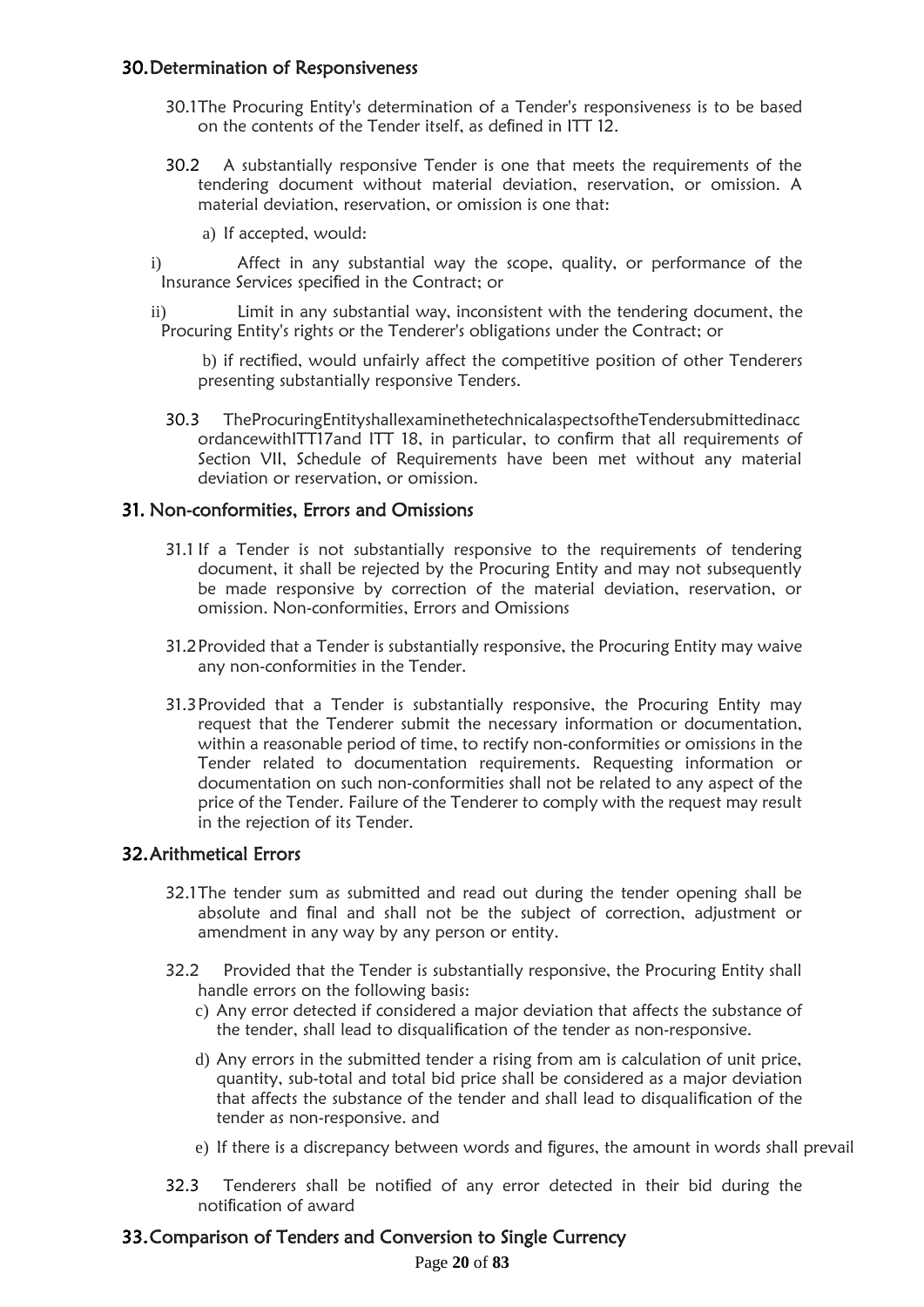## 30. Determination of Responsiveness

30.1 The Procuring Entity's determination of a Tender's responsiveness is to be based on the contents of the Tender itself, as defined in ITT 12.

30.2 A substantially responsive Tender is one that meets the requirements of the tendering document without material deviation, reservation, or omission. A material deviation, reservation, or omission is one that:

a) If accepted, would:

i) Affect in any substantial way the scope, quality, or performance of the Insurance Services specified in the Contract; or

ii) Limit in any substantial way, inconsistent with the tendering document, the Procuring Entity's rights or the Tenderer's obligations under the Contract; or

b) if rectified, would unfairly affect the competitive position of other Tenderers presenting substantially responsive Tenders.

30.3 TheProcuringEntityshallexaminethetechnicalaspectsoftheTendersubmittedinaccordancewithITT17and ITT 18, in particular, to confirm that all requirements of Section VII, Schedule of Requirements have been met without any material deviation or reservation, or omission.

## 31. Non-conformities, Errors and Omissions

31.1 If a Tender is not substantially responsive to the requirements of tendering document, it shall be rejected by the Procuring Entity and may not subsequently be made responsive by correction of the material deviation, reservation, or omission. Non-conformities, Errors and Omissions

31.2 Provided that a Tender is substantially responsive, the Procuring Entity may waive any non-conformities in the Tender.

31.3 Provided that a Tender is substantially responsive, the Procuring Entity may request that the Tenderer submit the necessary information or documentation, within a reasonable period of time, to rectify non-conformities or omissions in the Tender related to documentation requirements. Requesting information or documentation on such non-conformities shall not be related to any aspect of the price of the Tender. Failure of the Tenderer to comply with the request may result in the rejection of its Tender.

## 32. Arithmetical Errors

32.1 The tender sum as submitted and read out during the tender opening shall be absolute and final and shall not be the subject of correction, adjustment or amendment in any way by any person or entity.

32.2 Provided that the Tender is substantially responsive, the Procuring Entity shall handle errors on the following basis:

c) Any error detected if considered a major deviation that affects the substance of the tender, shall lead to disqualification of the tender as non-responsive.

d) Any errors in the submitted tender a rising from am is calculation of unit price, quantity, sub-total and total bid price shall be considered as a major deviation that affects the substance of the tender and shall lead to disqualification of the tender as non-responsive. and

e) If there is a discrepancy between words and figures, the amount in words shall prevail

32.3 Tenderers shall be notified of any error detected in their bid during the notification of award

## 33. Comparison of Tenders and Conversion to Single Currency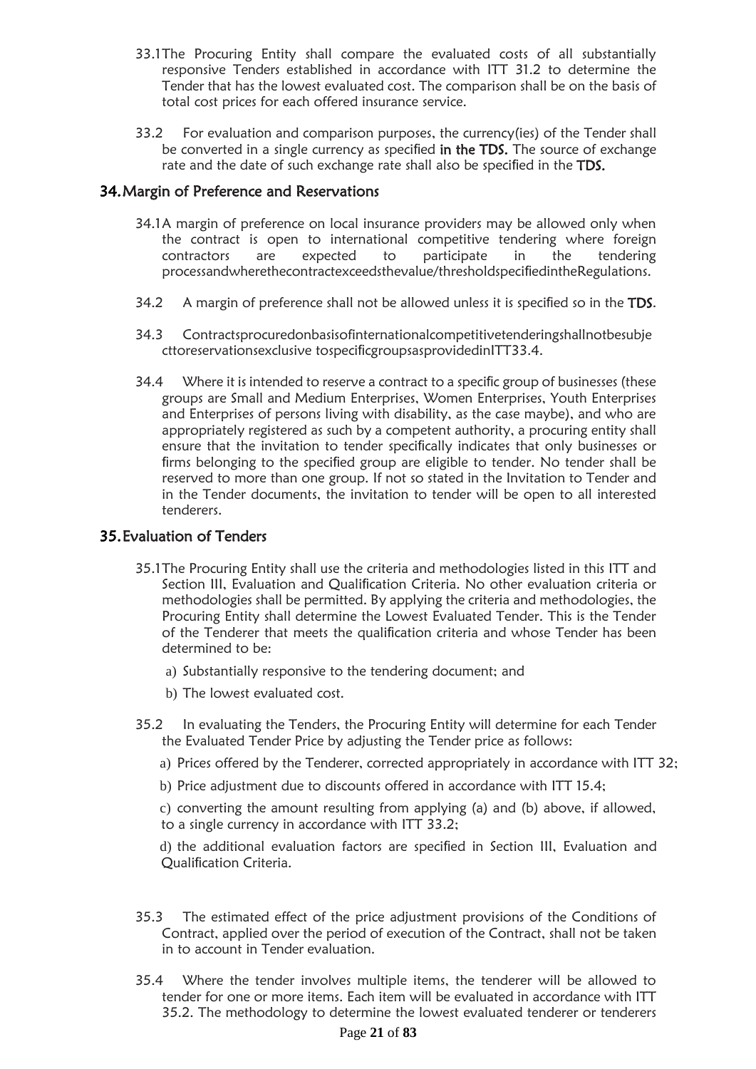33.1 The Procuring Entity shall compare the evaluated costs of all substantially responsive Tenders established in accordance with ITT 31.2 to determine the Tender that has the lowest evaluated cost. The comparison shall be on the basis of total cost prices for each offered insurance service.

33.2 For evaluation and comparison purposes, the currency(ies) of the Tender shall be converted in a single currency as specified **in the TDS.** The source of exchange rate and the date of such exchange rate shall also be specified in the **TDS.**

## 34. Margin of Preference and Reservations

34.1 A margin of preference on local insurance providers may be allowed only when the contract is open to international competitive tendering where foreign contractors are expected to participate in the tendering processandwherethecontractexceedsthevalue/thresholdspecifiedintheRegulations.

34.2 A margin of preference shall not be allowed unless it is specified so in the **TDS**.

34.3 Contractsprocuredonbasisofinternationalcompetitivetenderingshallnotbesubjecttoreservationsexclusive tospecificgroupsasprovidedinITT33.4.

34.4 Where it is intended to reserve a contract to a specific group of businesses (these groups are Small and Medium Enterprises, Women Enterprises, Youth Enterprises and Enterprises of persons living with disability, as the case maybe), and who are appropriately registered as such by a competent authority, a procuring entity shall ensure that the invitation to tender specifically indicates that only businesses or firms belonging to the specified group are eligible to tender. No tender shall be reserved to more than one group. If not so stated in the Invitation to Tender and in the Tender documents, the invitation to tender will be open to all interested tenderers.

## 35. Evaluation of Tenders

35.1 The Procuring Entity shall use the criteria and methodologies listed in this ITT and Section III, Evaluation and Qualification Criteria. No other evaluation criteria or methodologies shall be permitted. By applying the criteria and methodologies, the Procuring Entity shall determine the Lowest Evaluated Tender. This is the Tender of the Tenderer that meets the qualification criteria and whose Tender has been determined to be:

a) Substantially responsive to the tendering document; and

b) The lowest evaluated cost.

35.2 In evaluating the Tenders, the Procuring Entity will determine for each Tender the Evaluated Tender Price by adjusting the Tender price as follows:

a) Prices offered by the Tenderer, corrected appropriately in accordance with ITT 32;

b) Price adjustment due to discounts offered in accordance with ITT 15.4;

c) converting the amount resulting from applying (a) and (b) above, if allowed, to a single currency in accordance with ITT 33.2;

d) the additional evaluation factors are specified in Section III, Evaluation and Qualification Criteria.

35.3 The estimated effect of the price adjustment provisions of the Conditions of Contract, applied over the period of execution of the Contract, shall not be taken in to account in Tender evaluation.

35.4 Where the tender involves multiple items, the tenderer will be allowed to tender for one or more items. Each item will be evaluated in accordance with ITT 35.2. The methodology to determine the lowest evaluated tenderer or tenderers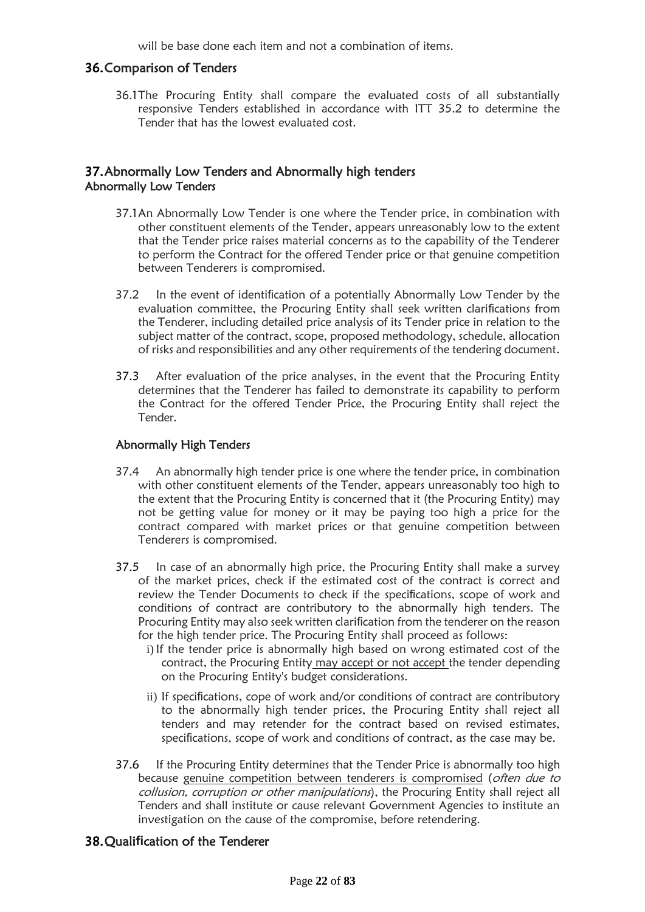will be base done each item and not a combination of items.

## 36. Comparison of Tenders

36.1 The Procuring Entity shall compare the evaluated costs of all substantially responsive Tenders established in accordance with ITT 35.2 to determine the Tender that has the lowest evaluated cost.

## 37. Abnormally Low Tenders and Abnormally high tenders

### Abnormally Low Tenders

37.1 An Abnormally Low Tender is one where the Tender price, in combination with other constituent elements of the Tender, appears unreasonably low to the extent that the Tender price raises material concerns as to the capability of the Tenderer to perform the Contract for the offered Tender price or that genuine competition between Tenderers is compromised.

37.2 In the event of identification of a potentially Abnormally Low Tender by the evaluation committee, the Procuring Entity shall seek written clarifications from the Tenderer, including detailed price analysis of its Tender price in relation to the subject matter of the contract, scope, proposed methodology, schedule, allocation of risks and responsibilities and any other requirements of the tendering document.

37.3 After evaluation of the price analyses, in the event that the Procuring Entity determines that the Tenderer has failed to demonstrate its capability to perform the Contract for the offered Tender Price, the Procuring Entity shall reject the Tender.

### Abnormally High Tenders

37.4 An abnormally high tender price is one where the tender price, in combination with other constituent elements of the Tender, appears unreasonably too high to the extent that the Procuring Entity is concerned that it (the Procuring Entity) may not be getting value for money or it may be paying too high a price for the contract compared with market prices or that genuine competition between Tenderers is compromised.

37.5 In case of an abnormally high price, the Procuring Entity shall make a survey of the market prices, check if the estimated cost of the contract is correct and review the Tender Documents to check if the specifications, scope of work and conditions of contract are contributory to the abnormally high tenders. The Procuring Entity may also seek written clarification from the tenderer on the reason for the high tender price. The Procuring Entity shall proceed as follows:

i) If the tender price is abnormally high based on wrong estimated cost of the contract, the Procuring Entity may accept or not accept the tender depending on the Procuring Entity's budget considerations.

ii) If specifications, cope of work and/or conditions of contract are contributory to the abnormally high tender prices, the Procuring Entity shall reject all tenders and may retender for the contract based on revised estimates, specifications, scope of work and conditions of contract, as the case may be.

37.6 If the Procuring Entity determines that the Tender Price is abnormally too high because genuine competition between tenderers is compromised (*often due to collusion, corruption or other manipulations*), the Procuring Entity shall reject all Tenders and shall institute or cause relevant Government Agencies to institute an investigation on the cause of the compromise, before retendering.

## 38. Qualification of the Tenderer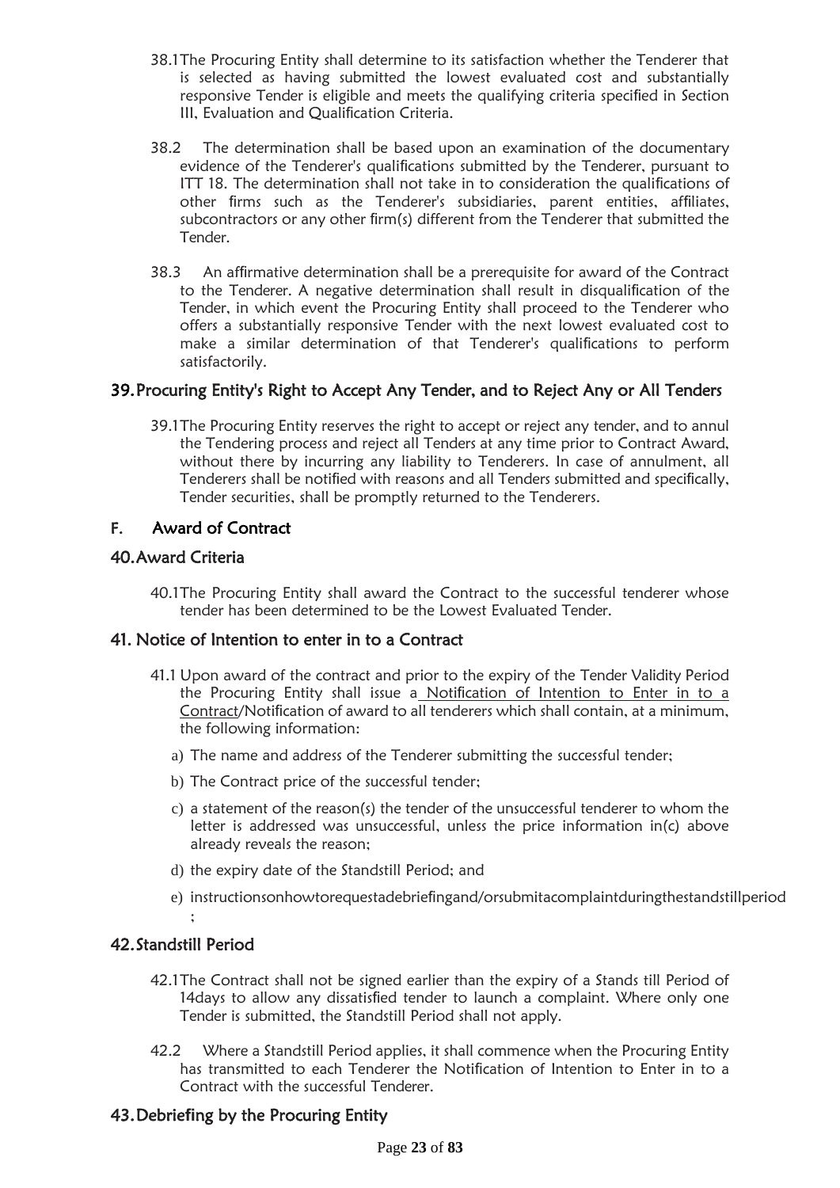38.1 The Procuring Entity shall determine to its satisfaction whether the Tenderer that is selected as having submitted the lowest evaluated cost and substantially responsive Tender is eligible and meets the qualifying criteria specified in Section III, Evaluation and Qualification Criteria.

38.2 The determination shall be based upon an examination of the documentary evidence of the Tenderer's qualifications submitted by the Tenderer, pursuant to ITT 18. The determination shall not take in to consideration the qualifications of other firms such as the Tenderer's subsidiaries, parent entities, affiliates, subcontractors or any other firm(s) different from the Tenderer that submitted the Tender.

38.3 An affirmative determination shall be a prerequisite for award of the Contract to the Tenderer. A negative determination shall result in disqualification of the Tender, in which event the Procuring Entity shall proceed to the Tenderer who offers a substantially responsive Tender with the next lowest evaluated cost to make a similar determination of that Tenderer's qualifications to perform satisfactorily.

## 39. Procuring Entity's Right to Accept Any Tender, and to Reject Any or All Tenders

39.1 The Procuring Entity reserves the right to accept or reject any tender, and to annul the Tendering process and reject all Tenders at any time prior to Contract Award, without there by incurring any liability to Tenderers. In case of annulment, all Tenderers shall be notified with reasons and all Tenders submitted and specifically, Tender securities, shall be promptly returned to the Tenderers.

## F. Award of Contract

## 40. Award Criteria

40.1 The Procuring Entity shall award the Contract to the successful tenderer whose tender has been determined to be the Lowest Evaluated Tender.

## 41. Notice of Intention to enter in to a Contract

41.1 Upon award of the contract and prior to the expiry of the Tender Validity Period the Procuring Entity shall issue a Notification of Intention to Enter in to a Contract/Notification of award to all tenderers which shall contain, at a minimum, the following information:

a) The name and address of the Tenderer submitting the successful tender;

b) The Contract price of the successful tender;

c) a statement of the reason(s) the tender of the unsuccessful tenderer to whom the letter is addressed was unsuccessful, unless the price information in(c) above already reveals the reason;

d) the expiry date of the Standstill Period; and

e) instructionsonhowtorequestadebriefingand/orsubmitacomplaintduringthestandstillperiod ;

## 42. Standstill Period

42.1 The Contract shall not be signed earlier than the expiry of a Stands till Period of 14days to allow any dissatisfied tender to launch a complaint. Where only one Tender is submitted, the Standstill Period shall not apply.

42.2 Where a Standstill Period applies, it shall commence when the Procuring Entity has transmitted to each Tenderer the Notification of Intention to Enter in to a Contract with the successful Tenderer.

## 43. Debriefing by the Procuring Entity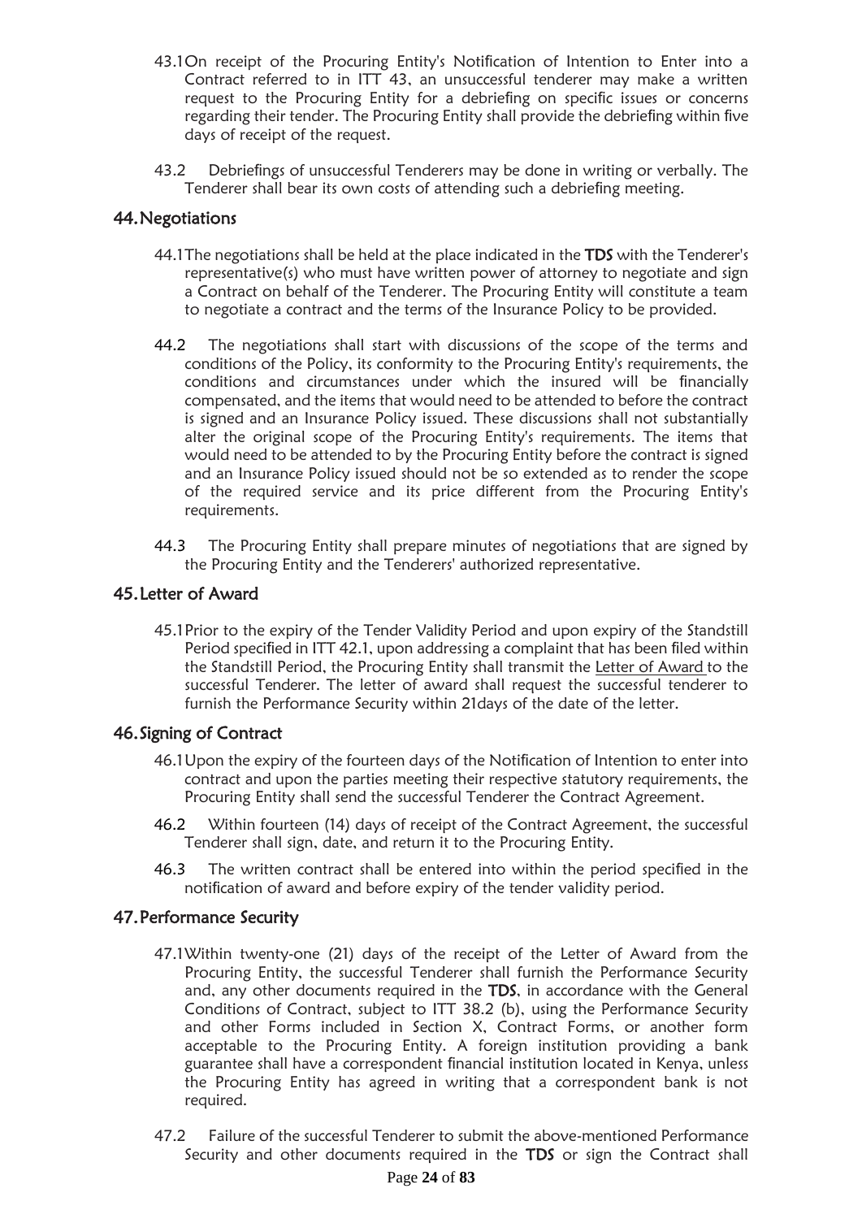43.1 On receipt of the Procuring Entity's Notification of Intention to Enter into a Contract referred to in ITT 43, an unsuccessful tenderer may make a written request to the Procuring Entity for a debriefing on specific issues or concerns regarding their tender. The Procuring Entity shall provide the debriefing within five days of receipt of the request.

43.2 Debriefings of unsuccessful Tenderers may be done in writing or verbally. The Tenderer shall bear its own costs of attending such a debriefing meeting.

## 44. Negotiations

44.1 The negotiations shall be held at the place indicated in the **TDS** with the Tenderer's representative(s) who must have written power of attorney to negotiate and sign a Contract on behalf of the Tenderer. The Procuring Entity will constitute a team to negotiate a contract and the terms of the Insurance Policy to be provided.

44.2 The negotiations shall start with discussions of the scope of the terms and conditions of the Policy, its conformity to the Procuring Entity's requirements, the conditions and circumstances under which the insured will be financially compensated, and the items that would need to be attended to before the contract is signed and an Insurance Policy issued. These discussions shall not substantially alter the original scope of the Procuring Entity's requirements. The items that would need to be attended to by the Procuring Entity before the contract is signed and an Insurance Policy issued should not be so extended as to render the scope of the required service and its price different from the Procuring Entity's requirements.

44.3 The Procuring Entity shall prepare minutes of negotiations that are signed by the Procuring Entity and the Tenderers' authorized representative.

## 45. Letter of Award

45.1 Prior to the expiry of the Tender Validity Period and upon expiry of the Standstill Period specified in ITT 42.1, upon addressing a complaint that has been filed within the Standstill Period, the Procuring Entity shall transmit the Letter of Award to the successful Tenderer. The letter of award shall request the successful tenderer to furnish the Performance Security within 21days of the date of the letter.

## 46. Signing of Contract

46.1 Upon the expiry of the fourteen days of the Notification of Intention to enter into contract and upon the parties meeting their respective statutory requirements, the Procuring Entity shall send the successful Tenderer the Contract Agreement.

46.2 Within fourteen (14) days of receipt of the Contract Agreement, the successful Tenderer shall sign, date, and return it to the Procuring Entity.

46.3 The written contract shall be entered into within the period specified in the notification of award and before expiry of the tender validity period.

## 47. Performance Security

47.1 Within twenty-one (21) days of the receipt of the Letter of Award from the Procuring Entity, the successful Tenderer shall furnish the Performance Security and, any other documents required in the **TDS**, in accordance with the General Conditions of Contract, subject to ITT 38.2 (b), using the Performance Security and other Forms included in Section X, Contract Forms, or another form acceptable to the Procuring Entity. A foreign institution providing a bank guarantee shall have a correspondent financial institution located in Kenya, unless the Procuring Entity has agreed in writing that a correspondent bank is not required.

47.2 Failure of the successful Tenderer to submit the above-mentioned Performance Security and other documents required in the **TDS** or sign the Contract shall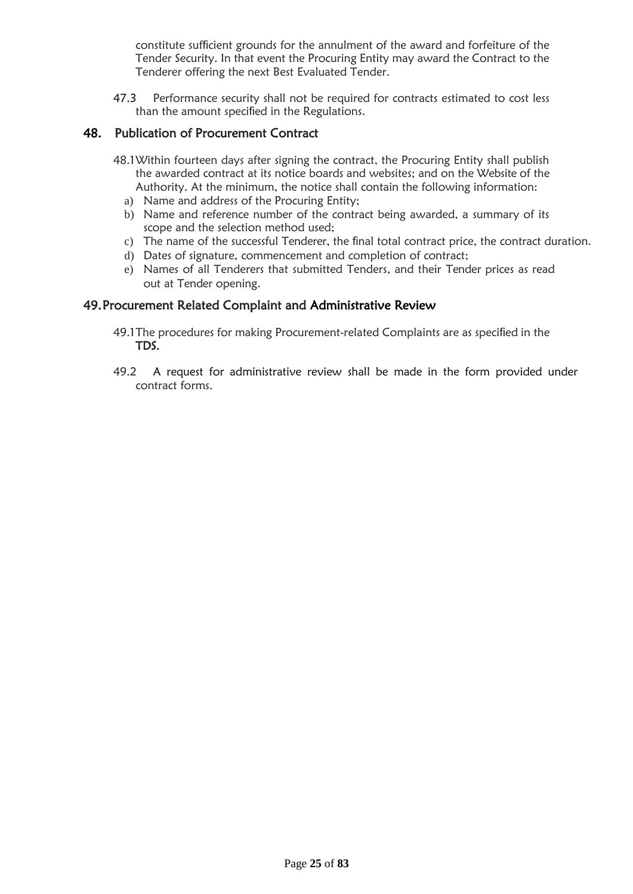constitute sufficient grounds for the annulment of the award and forfeiture of the Tender Security. In that event the Procuring Entity may award the Contract to the Tenderer offering the next Best Evaluated Tender.

47.3 Performance security shall not be required for contracts estimated to cost less than the amount specified in the Regulations.

## 48. Publication of Procurement Contract

48.1 Within fourteen days after signing the contract, the Procuring Entity shall publish the awarded contract at its notice boards and websites; and on the Website of the Authority. At the minimum, the notice shall contain the following information:

a) Name and address of the Procuring Entity;
b) Name and reference number of the contract being awarded, a summary of its scope and the selection method used;
c) The name of the successful Tenderer, the final total contract price, the contract duration.
d) Dates of signature, commencement and completion of contract;
e) Names of all Tenderers that submitted Tenders, and their Tender prices as read out at Tender opening.

## 49. Procurement Related Complaint and Administrative Review

49.1 The procedures for making Procurement-related Complaints are as specified in the **TDS.**

49.2 A request for administrative review shall be made in the form provided under contract forms.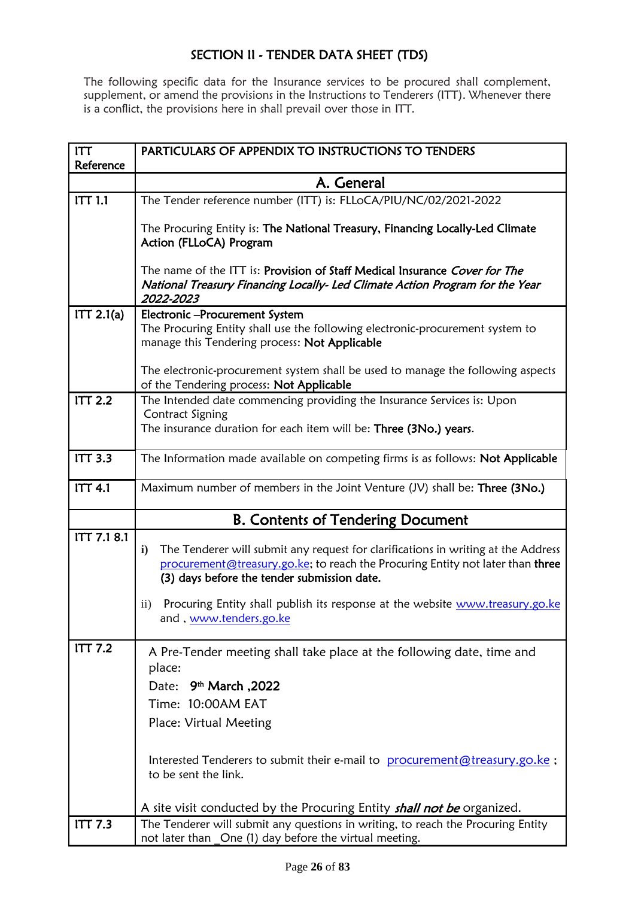## SECTION II - TENDER DATA SHEET (TDS)

The following specific data for the Insurance services to be procured shall complement, supplement, or amend the provisions in the Instructions to Tenderers (ITT). Whenever there is a conflict, the provisions here in shall prevail over those in ITT.

| ITT Reference | PARTICULARS OF APPENDIX TO INSTRUCTIONS TO TENDERS |
|---|---|
| | **A. General** |
| **ITT 1.1** | The Tender reference number (ITT) is: FLLoCA/PIU/NC/02/2021-2022<br><br>The Procuring Entity is: **The National Treasury, Financing Locally-Led Climate Action (FLLoCA) Program**<br><br>The name of the ITT is: **Provision of Staff Medical Insurance** ***Cover for The National Treasury Financing Locally- Led Climate Action Program for the Year 2022-2023*** |
| **ITT 2.1(a)** | **Electronic –Procurement System**<br>The Procuring Entity shall use the following electronic-procurement system to manage this Tendering process: **Not Applicable**<br><br>The electronic-procurement system shall be used to manage the following aspects of the Tendering process: **Not Applicable** |
| **ITT 2.2** | The Intended date commencing providing the Insurance Services is: Upon Contract Signing<br>The insurance duration for each item will be: **Three (3No.) years**. |
| **ITT 3.3** | The Information made available on competing firms is as follows: **Not Applicable** |
| **ITT 4.1** | Maximum number of members in the Joint Venture (JV) shall be: **Three (3No.)** |
| | **B. Contents of Tendering Document** |
| **ITT 7.1 8.1** | i) The Tenderer will submit any request for clarifications in writing at the Address procurement@treasury.go.ke; to reach the Procuring Entity not later than **three (3) days before the tender submission date.**<br><br>ii) Procuring Entity shall publish its response at the website www.treasury.go.ke and , www.tenders.go.ke |
| **ITT 7.2** | A Pre-Tender meeting shall take place at the following date, time and place:<br>Date: **9th March ,2022**<br>Time: 10:00AM EAT<br>Place: Virtual Meeting<br><br>Interested Tenderers to submit their e-mail to procurement@treasury.go.ke ; to be sent the link.<br><br>A site visit conducted by the Procuring Entity ***shall not be*** organized. |
| **ITT 7.3** | The Tenderer will submit any questions in writing, to reach the Procuring Entity not later than _One (1) day before the virtual meeting. |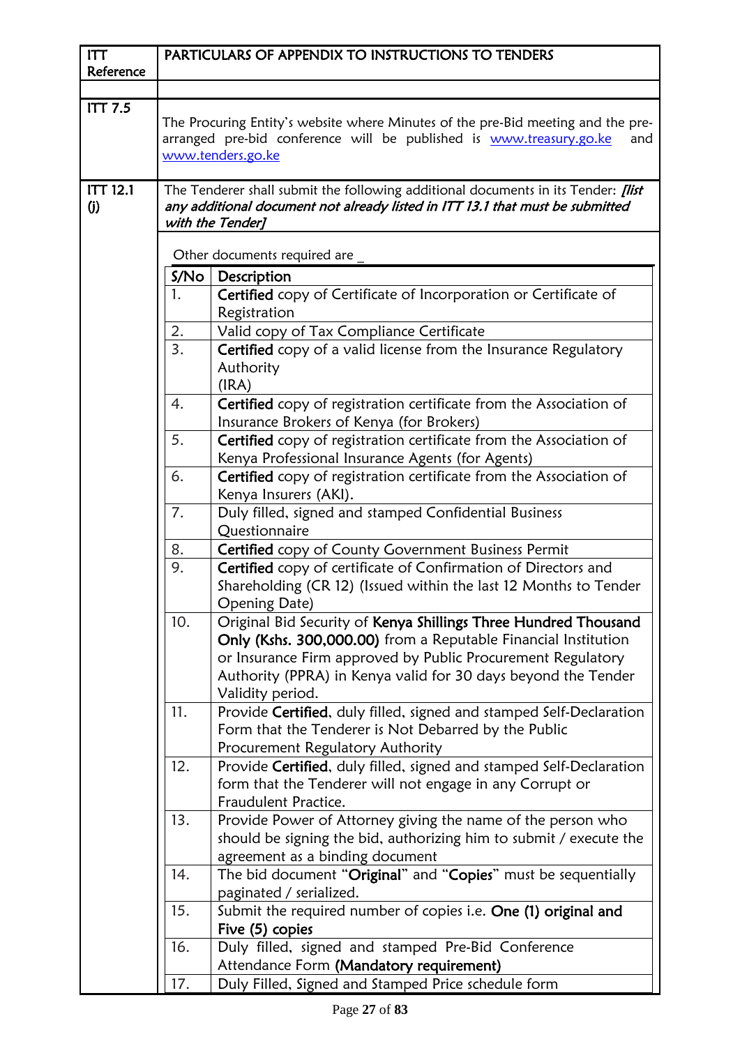| ITT Reference | PARTICULARS OF APPENDIX TO INSTRUCTIONS TO TENDERS |
|---|---|
| | |
| ITT 7.5 | The Procuring Entity's website where Minutes of the pre-Bid meeting and the pre-arranged pre-bid conference will be published is www.treasury.go.ke and www.tenders.go.ke |
| ITT 12.1 (j) | The Tenderer shall submit the following additional documents in its Tender: *[list any additional document not already listed in ITT 13.1 that must be submitted with the Tender]* |

Other documents required are _

| S/No | Description |
|---|---|
| 1. | **Certified** copy of Certificate of Incorporation or Certificate of Registration |
| 2. | Valid copy of Tax Compliance Certificate |
| 3. | **Certified** copy of a valid license from the Insurance Regulatory Authority (IRA) |
| 4. | **Certified** copy of registration certificate from the Association of Insurance Brokers of Kenya (for Brokers) |
| 5. | **Certified** copy of registration certificate from the Association of Kenya Professional Insurance Agents (for Agents) |
| 6. | **Certified** copy of registration certificate from the Association of Kenya Insurers (AKI). |
| 7. | Duly filled, signed and stamped Confidential Business Questionnaire |
| 8. | **Certified** copy of County Government Business Permit |
| 9. | **Certified** copy of certificate of Confirmation of Directors and Shareholding (CR 12) (Issued within the last 12 Months to Tender Opening Date) |
| 10. | Original Bid Security of **Kenya Shillings Three Hundred Thousand Only (Kshs. 300,000.00)** from a Reputable Financial Institution or Insurance Firm approved by Public Procurement Regulatory Authority (PPRA) in Kenya valid for 30 days beyond the Tender Validity period. |
| 11. | Provide **Certified**, duly filled, signed and stamped Self-Declaration Form that the Tenderer is Not Debarred by the Public Procurement Regulatory Authority |
| 12. | Provide **Certified**, duly filled, signed and stamped Self-Declaration form that the Tenderer will not engage in any Corrupt or Fraudulent Practice. |
| 13. | Provide Power of Attorney giving the name of the person who should be signing the bid, authorizing him to submit / execute the agreement as a binding document |
| 14. | The bid document "**Original**" and "**Copies**" must be sequentially paginated / serialized. |
| 15. | Submit the required number of copies i.e. **One (1) original and Five (5) copies** |
| 16. | Duly filled, signed and stamped Pre-Bid Conference Attendance Form **(Mandatory requirement)** |
| 17. | Duly Filled, Signed and Stamped Price schedule form |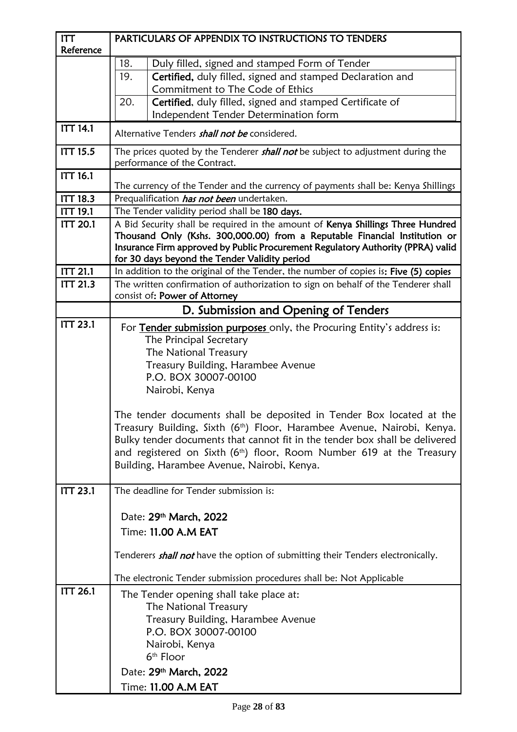| ITT Reference | PARTICULARS OF APPENDIX TO INSTRUCTIONS TO TENDERS |
|---|---|
| | 18. Duly filled, signed and stamped Form of Tender<br>19. **Certified,** duly filled, signed and stamped Declaration and Commitment to The Code of Ethics<br>20. **Certified**, duly filled, signed and stamped Certificate of Independent Tender Determination form |
| ITT 14.1 | Alternative Tenders ***shall not be*** considered. |
| ITT 15.5 | The prices quoted by the Tenderer ***shall not*** be subject to adjustment during the performance of the Contract. |
| ITT 16.1 | The currency of the Tender and the currency of payments shall be: Kenya Shillings |
| ITT 18.3 | Prequalification ***has not been*** undertaken. |
| ITT 19.1 | The Tender validity period shall be **180 days.** |
| ITT 20.1 | A Bid Security shall be required in the amount of **Kenya Shillings Three Hundred Thousand Only (Kshs. 300,000.00) from a Reputable Financial Institution or Insurance Firm approved by Public Procurement Regulatory Authority (PPRA) valid for 30 days beyond the Tender Validity period** |
| ITT 21.1 | In addition to the original of the Tender, the number of copies is**: Five (5) copies** |
| ITT 21.3 | The written confirmation of authorization to sign on behalf of the Tenderer shall consist of**: Power of Attorney** |
| | **D. Submission and Opening of Tenders** |
| ITT 23.1 | For <u>**Tender submission purposes**</u> only, the Procuring Entity's address is:<br>The Principal Secretary<br>The National Treasury<br>Treasury Building, Harambee Avenue<br>P.O. BOX 30007-00100<br>Nairobi, Kenya<br><br>The tender documents shall be deposited in Tender Box located at the Treasury Building, Sixth (6th) Floor, Harambee Avenue, Nairobi, Kenya. Bulky tender documents that cannot fit in the tender box shall be delivered and registered on Sixth (6th) floor, Room Number 619 at the Treasury Building, Harambee Avenue, Nairobi, Kenya. |
| ITT 23.1 | The deadline for Tender submission is:<br><br>Date: **29th March, 2022**<br>Time: **11.00 A.M EAT**<br><br>Tenderers ***shall not*** have the option of submitting their Tenders electronically.<br><br>The electronic Tender submission procedures shall be: Not Applicable |
| ITT 26.1 | The Tender opening shall take place at:<br>The National Treasury<br>Treasury Building, Harambee Avenue<br>P.O. BOX 30007-00100<br>Nairobi, Kenya<br>6th Floor<br>Date: **29th March, 2022**<br>Time: **11.00 A.M EAT** |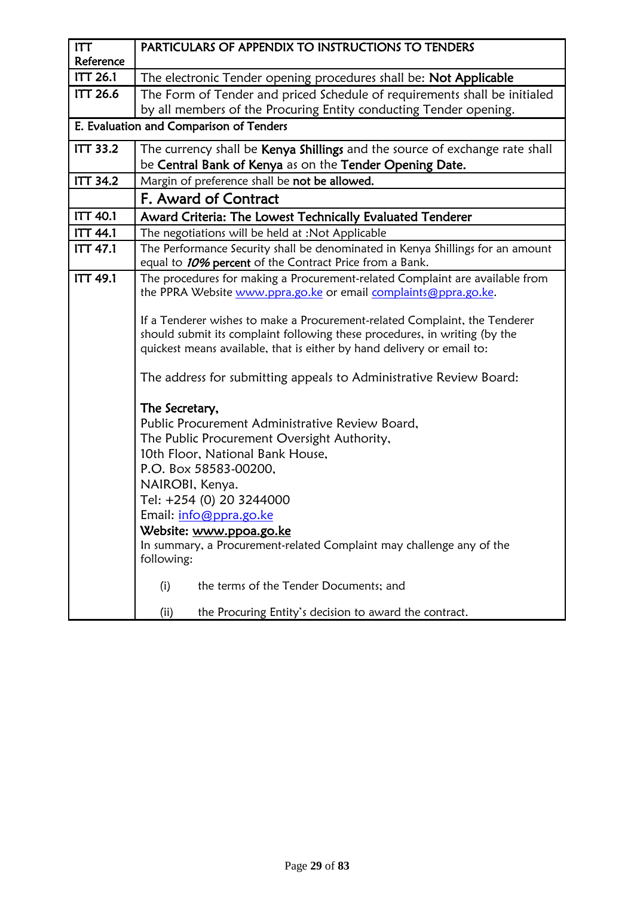| ITT Reference | PARTICULARS OF APPENDIX TO INSTRUCTIONS TO TENDERS |
|---|---|
| ITT 26.1 | The electronic Tender opening procedures shall be: **Not Applicable** |
| ITT 26.6 | The Form of Tender and priced Schedule of requirements shall be initialed by all members of the Procuring Entity conducting Tender opening. |
| **E. Evaluation and Comparison of Tenders** | |
| ITT 33.2 | The currency shall be **Kenya Shillings** and the source of exchange rate shall be **Central Bank of Kenya** as on the **Tender Opening Date.** |
| ITT 34.2 | Margin of preference shall be **not be allowed.** |
| | **F. Award of Contract** |
| ITT 40.1 | **Award Criteria: The Lowest Technically Evaluated Tenderer** |
| ITT 44.1 | The negotiations will be held at :Not Applicable |
| ITT 47.1 | The Performance Security shall be denominated in Kenya Shillings for an amount equal to ***10%* percent** of the Contract Price from a Bank. |
| ITT 49.1 | The procedures for making a Procurement-related Complaint are available from the PPRA Website www.ppra.go.ke or email complaints@ppra.go.ke.<br><br>If a Tenderer wishes to make a Procurement-related Complaint, the Tenderer should submit its complaint following these procedures, in writing (by the quickest means available, that is either by hand delivery or email to:<br><br>The address for submitting appeals to Administrative Review Board:<br><br>**The Secretary,**<br>Public Procurement Administrative Review Board,<br>The Public Procurement Oversight Authority,<br>10th Floor, National Bank House,<br>P.O. Box 58583-00200,<br>NAIROBI, Kenya.<br>Tel: +254 (0) 20 3244000<br>Email: info@ppra.go.ke<br>**Website: www.ppoa.go.ke**<br>In summary, a Procurement-related Complaint may challenge any of the following:<br><br>(i) the terms of the Tender Documents; and<br><br>(ii) the Procuring Entity's decision to award the contract. |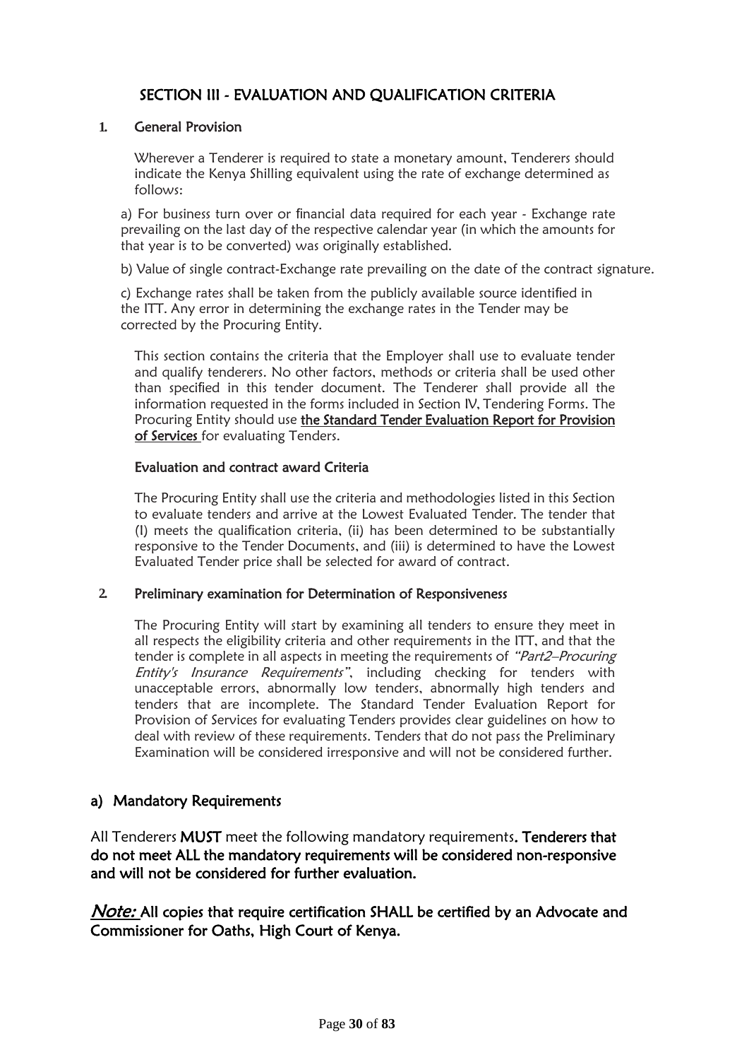## SECTION III - EVALUATION AND QUALIFICATION CRITERIA

### 1. General Provision

Wherever a Tenderer is required to state a monetary amount, Tenderers should indicate the Kenya Shilling equivalent using the rate of exchange determined as follows:

a) For business turn over or financial data required for each year - Exchange rate prevailing on the last day of the respective calendar year (in which the amounts for that year is to be converted) was originally established.

b) Value of single contract-Exchange rate prevailing on the date of the contract signature.

c) Exchange rates shall be taken from the publicly available source identified in the ITT. Any error in determining the exchange rates in the Tender may be corrected by the Procuring Entity.

This section contains the criteria that the Employer shall use to evaluate tender and qualify tenderers. No other factors, methods or criteria shall be used other than specified in this tender document. The Tenderer shall provide all the information requested in the forms included in Section IV, Tendering Forms. The Procuring Entity should use **the Standard Tender Evaluation Report for Provision of Services** for evaluating Tenders.

**Evaluation and contract award Criteria**

The Procuring Entity shall use the criteria and methodologies listed in this Section to evaluate tenders and arrive at the Lowest Evaluated Tender. The tender that (I) meets the qualification criteria, (ii) has been determined to be substantially responsive to the Tender Documents, and (iii) is determined to have the Lowest Evaluated Tender price shall be selected for award of contract.

### 2. Preliminary examination for Determination of Responsiveness

The Procuring Entity will start by examining all tenders to ensure they meet in all respects the eligibility criteria and other requirements in the ITT, and that the tender is complete in all aspects in meeting the requirements of *"Part2–Procuring Entity's Insurance Requirements"*, including checking for tenders with unacceptable errors, abnormally low tenders, abnormally high tenders and tenders that are incomplete. The Standard Tender Evaluation Report for Provision of Services for evaluating Tenders provides clear guidelines on how to deal with review of these requirements. Tenders that do not pass the Preliminary Examination will be considered irresponsive and will not be considered further.

### a) Mandatory Requirements

All Tenderers **MUST** meet the following mandatory requirements**. Tenderers that do not meet ALL the mandatory requirements will be considered non-responsive and will not be considered for further evaluation.**

***Note:*** **All copies that require certification SHALL be certified by an Advocate and Commissioner for Oaths, High Court of Kenya.**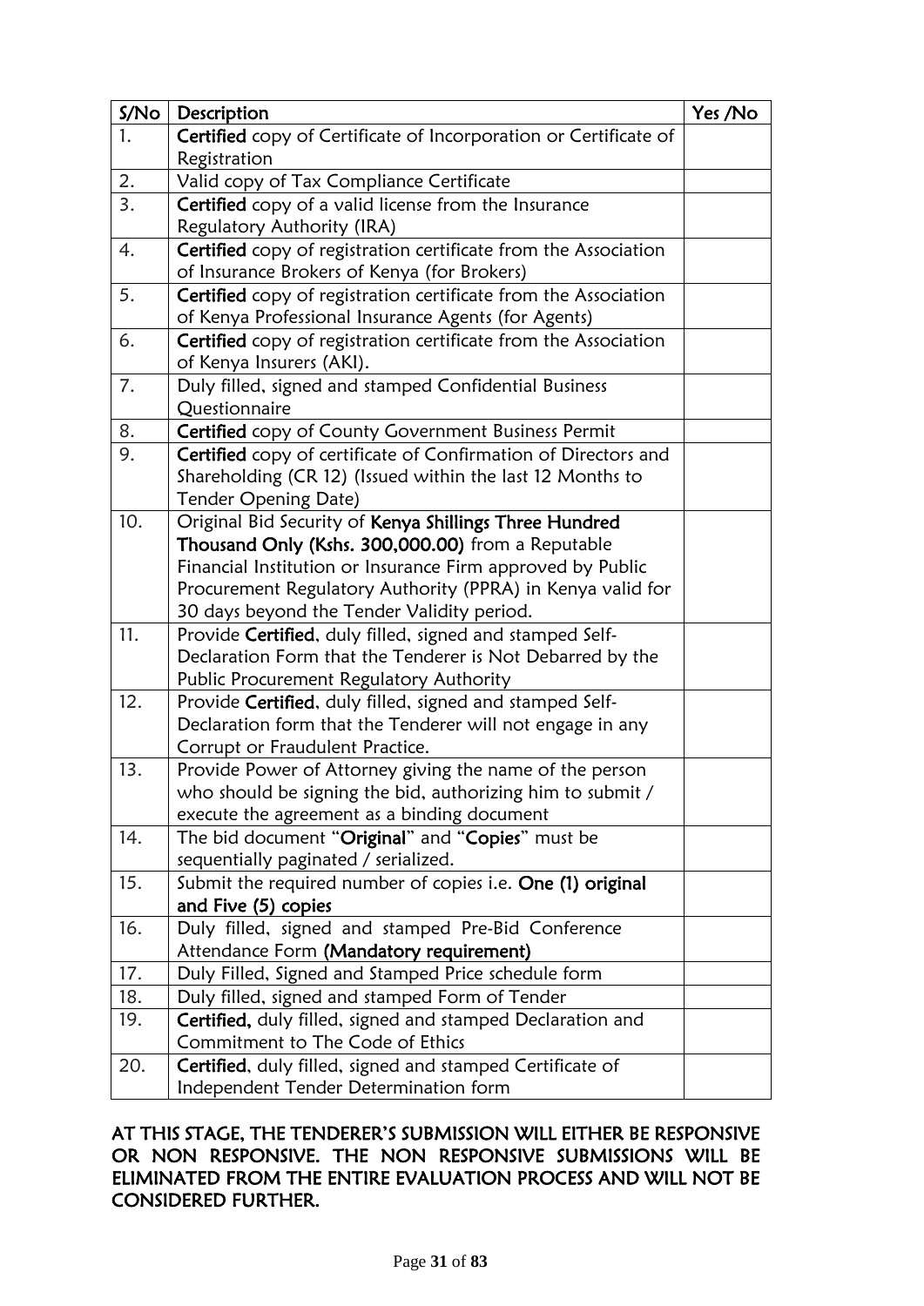| S/No | Description | Yes /No |
|---|---|---|
| 1. | **Certified** copy of Certificate of Incorporation or Certificate of Registration | |
| 2. | Valid copy of Tax Compliance Certificate | |
| 3. | **Certified** copy of a valid license from the Insurance Regulatory Authority (IRA) | |
| 4. | **Certified** copy of registration certificate from the Association of Insurance Brokers of Kenya (for Brokers) | |
| 5. | **Certified** copy of registration certificate from the Association of Kenya Professional Insurance Agents (for Agents) | |
| 6. | **Certified** copy of registration certificate from the Association of Kenya Insurers (AKI). | |
| 7. | Duly filled, signed and stamped Confidential Business Questionnaire | |
| 8. | **Certified** copy of County Government Business Permit | |
| 9. | **Certified** copy of certificate of Confirmation of Directors and Shareholding (CR 12) (Issued within the last 12 Months to Tender Opening Date) | |
| 10. | Original Bid Security of **Kenya Shillings Three Hundred Thousand Only (Kshs. 300,000.00)** from a Reputable Financial Institution or Insurance Firm approved by Public Procurement Regulatory Authority (PPRA) in Kenya valid for 30 days beyond the Tender Validity period. | |
| 11. | Provide **Certified**, duly filled, signed and stamped Self-Declaration Form that the Tenderer is Not Debarred by the Public Procurement Regulatory Authority | |
| 12. | Provide **Certified**, duly filled, signed and stamped Self-Declaration form that the Tenderer will not engage in any Corrupt or Fraudulent Practice. | |
| 13. | Provide Power of Attorney giving the name of the person who should be signing the bid, authorizing him to submit / execute the agreement as a binding document | |
| 14. | The bid document "**Original**" and "**Copies**" must be sequentially paginated / serialized. | |
| 15. | Submit the required number of copies i.e. **One (1) original and Five (5) copies** | |
| 16. | Duly filled, signed and stamped Pre-Bid Conference Attendance Form **(Mandatory requirement)** | |
| 17. | Duly Filled, Signed and Stamped Price schedule form | |
| 18. | Duly filled, signed and stamped Form of Tender | |
| 19. | **Certified,** duly filled, signed and stamped Declaration and Commitment to The Code of Ethics | |
| 20. | **Certified**, duly filled, signed and stamped Certificate of Independent Tender Determination form | |

**AT THIS STAGE, THE TENDERER'S SUBMISSION WILL EITHER BE RESPONSIVE OR NON RESPONSIVE. THE NON RESPONSIVE SUBMISSIONS WILL BE ELIMINATED FROM THE ENTIRE EVALUATION PROCESS AND WILL NOT BE CONSIDERED FURTHER.**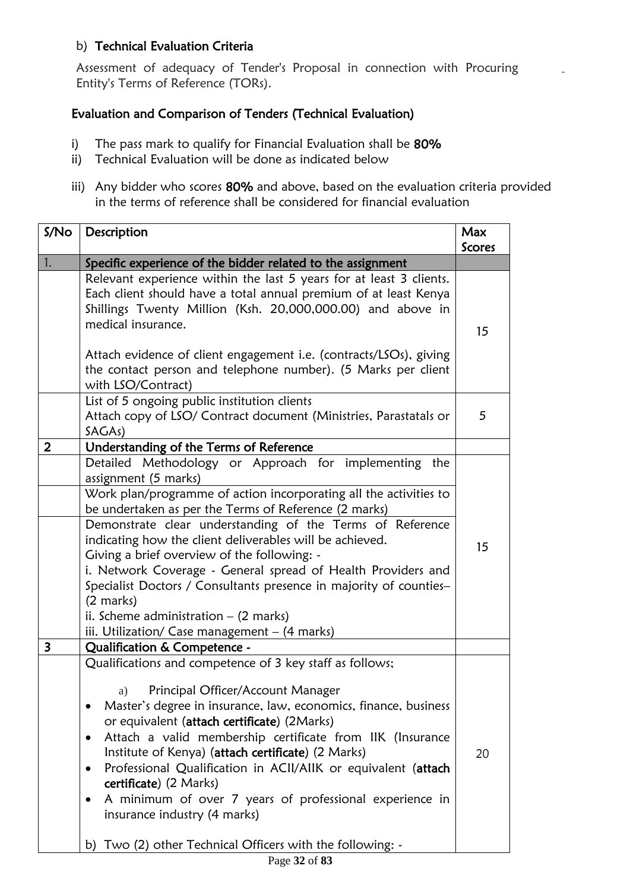b) **Technical Evaluation Criteria**

Assessment of adequacy of Tender's Proposal in connection with Procuring Entity's Terms of Reference (TORs).

**Evaluation and Comparison of Tenders (Technical Evaluation)**

i) The pass mark to qualify for Financial Evaluation shall be **80%**
ii) Technical Evaluation will be done as indicated below
iii) Any bidder who scores **80%** and above, based on the evaluation criteria provided in the terms of reference shall be considered for financial evaluation

| S/No | Description | Max Scores |
|---|---|---|
| 1. | **Specific experience of the bidder related to the assignment** | |
| | Relevant experience within the last 5 years for at least 3 clients. Each client should have a total annual premium of at least Kenya Shillings Twenty Million (Ksh. 20,000,000.00) and above in medical insurance.<br><br>Attach evidence of client engagement i.e. (contracts/LSOs), giving the contact person and telephone number). (5 Marks per client with LSO/Contract) | 15 |
| | List of 5 ongoing public institution clients<br>Attach copy of LSO/ Contract document (Ministries, Parastatals or SAGAs) | 5 |
| **2** | **Understanding of the Terms of Reference** | |
| | Detailed Methodology or Approach for implementing the assignment (5 marks) | 15 |
| | Work plan/programme of action incorporating all the activities to be undertaken as per the Terms of Reference (2 marks) | |
| | Demonstrate clear understanding of the Terms of Reference indicating how the client deliverables will be achieved.<br>Giving a brief overview of the following: -<br>i. Network Coverage - General spread of Health Providers and Specialist Doctors / Consultants presence in majority of counties– (2 marks)<br>ii. Scheme administration – (2 marks)<br>iii. Utilization/ Case management – (4 marks) | |
| **3** | **Qualification & Competence -** | |
| | Qualifications and competence of 3 key staff as follows;<br><br>a) Principal Officer/Account Manager<br>• Master's degree in insurance, law, economics, finance, business or equivalent (**attach certificate**) (2Marks)<br>• Attach a valid membership certificate from IIK (Insurance Institute of Kenya) (**attach certificate**) (2 Marks)<br>• Professional Qualification in ACII/AIIK or equivalent (**attach certificate**) (2 Marks)<br>• A minimum of over 7 years of professional experience in insurance industry (4 marks)<br><br>b) Two (2) other Technical Officers with the following: - | 20 |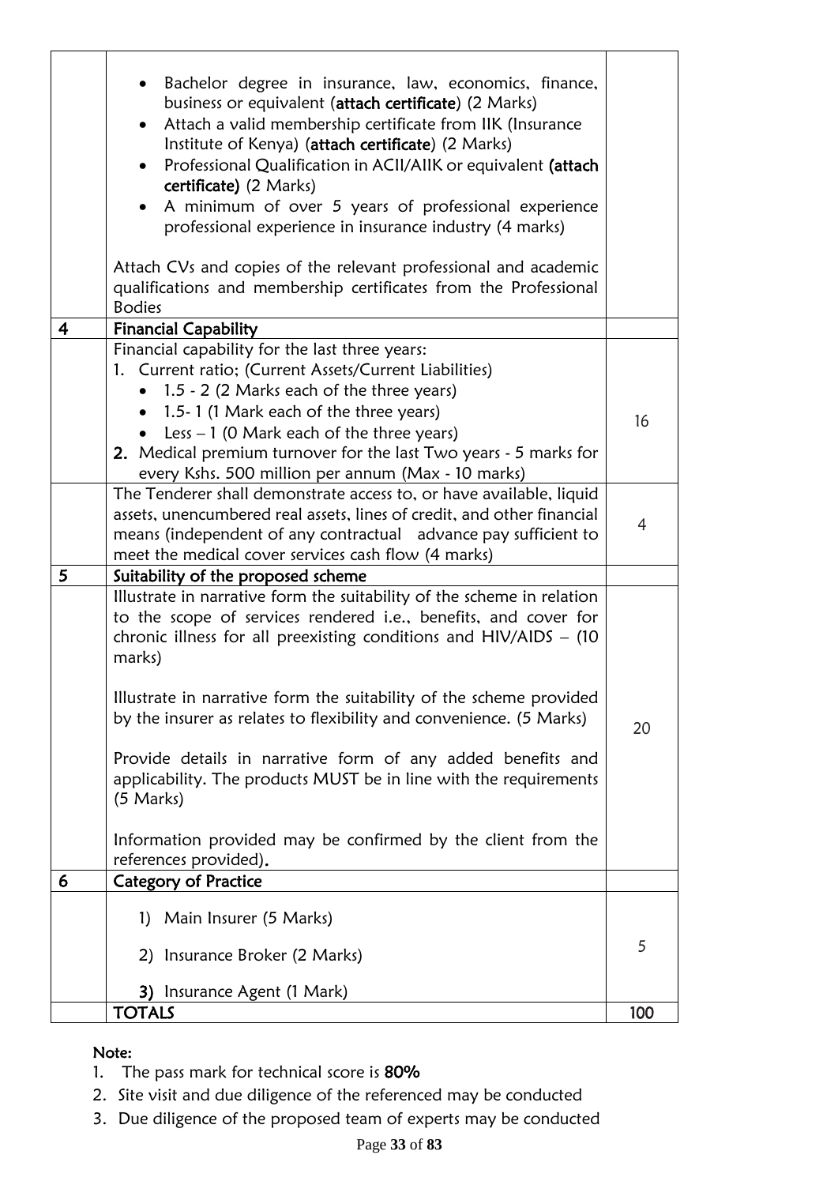| | | |
|---|---|---|
| | • Bachelor degree in insurance, law, economics, finance, business or equivalent (**attach certificate**) (2 Marks)<br>• Attach a valid membership certificate from IIK (Insurance Institute of Kenya) (**attach certificate**) (2 Marks)<br>• Professional Qualification in ACII/AIIK or equivalent (**attach certificate)** (2 Marks)<br>• A minimum of over 5 years of professional experience professional experience in insurance industry (4 marks)<br><br>Attach CVs and copies of the relevant professional and academic qualifications and membership certificates from the Professional Bodies | |
| **4** | **Financial Capability** | |
| | Financial capability for the last three years:<br>1. Current ratio; (Current Assets/Current Liabilities)<br>• 1.5 - 2 (2 Marks each of the three years)<br>• 1.5- 1 (1 Mark each of the three years)<br>• Less – 1 (0 Mark each of the three years)<br>**2.** Medical premium turnover for the last Two years - 5 marks for every Kshs. 500 million per annum (Max - 10 marks) | 16 |
| | The Tenderer shall demonstrate access to, or have available, liquid assets, unencumbered real assets, lines of credit, and other financial means (independent of any contractual advance pay sufficient to meet the medical cover services cash flow (4 marks) | 4 |
| **5** | **Suitability of the proposed scheme** | |
| | Illustrate in narrative form the suitability of the scheme in relation to the scope of services rendered i.e., benefits, and cover for chronic illness for all preexisting conditions and HIV/AIDS – (10 marks)<br><br>Illustrate in narrative form the suitability of the scheme provided by the insurer as relates to flexibility and convenience. (5 Marks)<br><br>Provide details in narrative form of any added benefits and applicability. The products MUST be in line with the requirements (5 Marks)<br><br>Information provided may be confirmed by the client from the references provided). | 20 |
| **6** | **Category of Practice** | |
| | 1) Main Insurer (5 Marks)<br><br>2) Insurance Broker (2 Marks)<br><br>**3)** Insurance Agent (1 Mark) | 5 |
| | **TOTALS** | **100** |

**Note:**

1. The pass mark for technical score is **80%**
2. Site visit and due diligence of the referenced may be conducted
3. Due diligence of the proposed team of experts may be conducted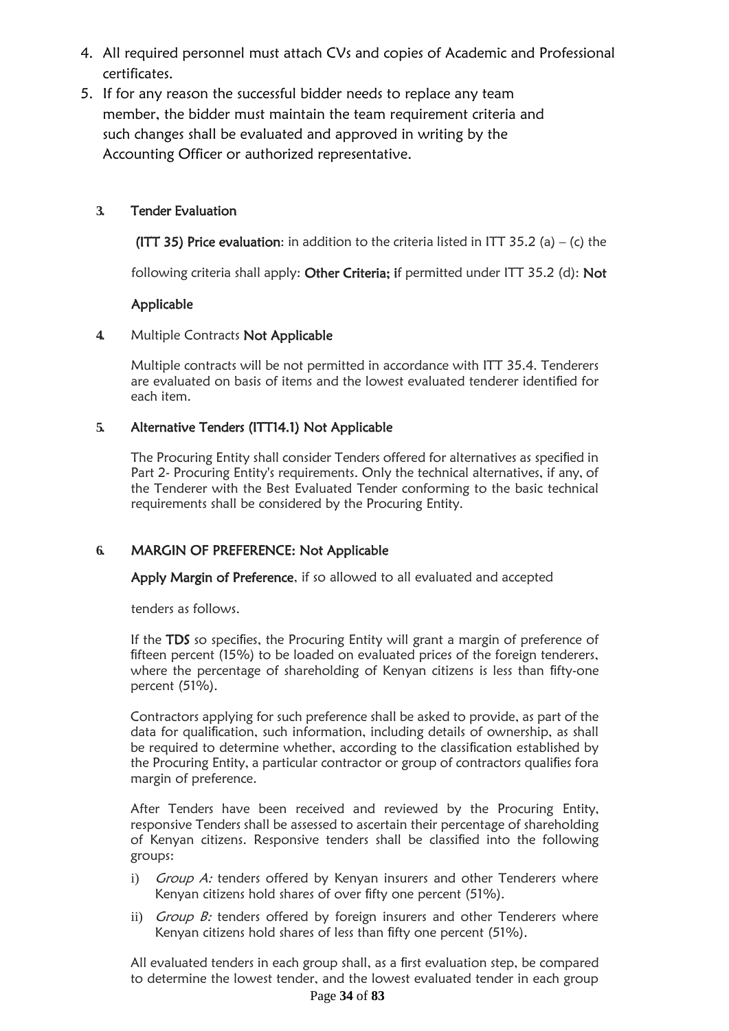4. All required personnel must attach CVs and copies of Academic and Professional certificates.
5. If for any reason the successful bidder needs to replace any team member, the bidder must maintain the team requirement criteria and such changes shall be evaluated and approved in writing by the Accounting Officer or authorized representative.

**3. Tender Evaluation**

**(ITT 35) Price evaluation**: in addition to the criteria listed in ITT 35.2 (a) – (c) the following criteria shall apply: **Other Criteria; i**f permitted under ITT 35.2 (d): **Not Applicable**

**4.** Multiple Contracts **Not Applicable**

Multiple contracts will be not permitted in accordance with ITT 35.4. Tenderers are evaluated on basis of items and the lowest evaluated tenderer identified for each item.

**5. Alternative Tenders (ITT14.1) Not Applicable**

The Procuring Entity shall consider Tenders offered for alternatives as specified in Part 2- Procuring Entity's requirements. Only the technical alternatives, if any, of the Tenderer with the Best Evaluated Tender conforming to the basic technical requirements shall be considered by the Procuring Entity.

**6. MARGIN OF PREFERENCE: Not Applicable**

**Apply Margin of Preference**, if so allowed to all evaluated and accepted tenders as follows.

If the **TDS** so specifies, the Procuring Entity will grant a margin of preference of fifteen percent (15%) to be loaded on evaluated prices of the foreign tenderers, where the percentage of shareholding of Kenyan citizens is less than fifty-one percent (51%).

Contractors applying for such preference shall be asked to provide, as part of the data for qualification, such information, including details of ownership, as shall be required to determine whether, according to the classification established by the Procuring Entity, a particular contractor or group of contractors qualifies fora margin of preference.

After Tenders have been received and reviewed by the Procuring Entity, responsive Tenders shall be assessed to ascertain their percentage of shareholding of Kenyan citizens. Responsive tenders shall be classified into the following groups:

i) *Group A:* tenders offered by Kenyan insurers and other Tenderers where Kenyan citizens hold shares of over fifty one percent (51%).
ii) *Group B:* tenders offered by foreign insurers and other Tenderers where Kenyan citizens hold shares of less than fifty one percent (51%).

All evaluated tenders in each group shall, as a first evaluation step, be compared to determine the lowest tender, and the lowest evaluated tender in each group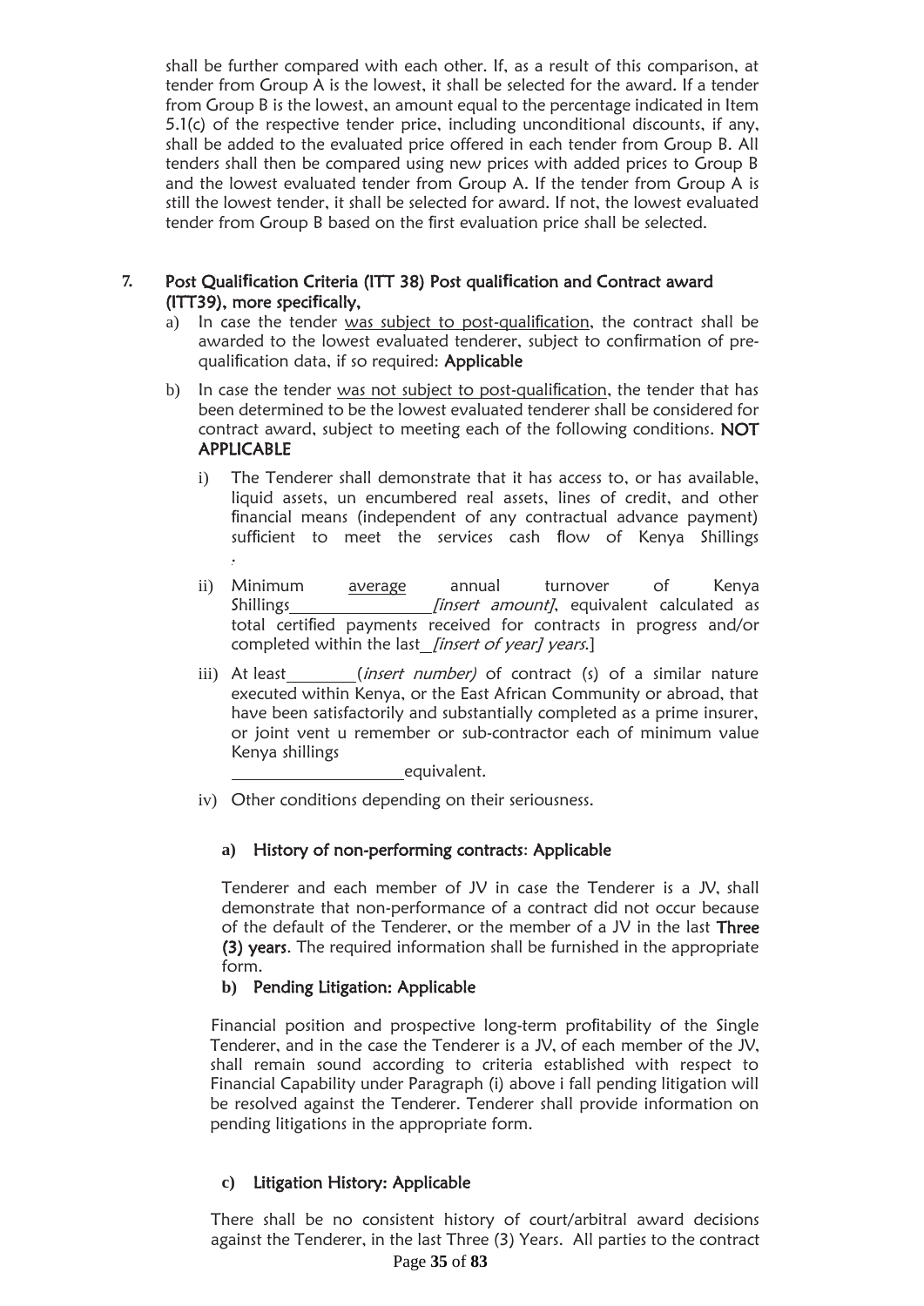shall be further compared with each other. If, as a result of this comparison, at tender from Group A is the lowest, it shall be selected for the award. If a tender from Group B is the lowest, an amount equal to the percentage indicated in Item 5.1(c) of the respective tender price, including unconditional discounts, if any, shall be added to the evaluated price offered in each tender from Group B. All tenders shall then be compared using new prices with added prices to Group B and the lowest evaluated tender from Group A. If the tender from Group A is still the lowest tender, it shall be selected for award. If not, the lowest evaluated tender from Group B based on the first evaluation price shall be selected.

## 7. Post Qualification Criteria (ITT 38) Post qualification and Contract award (ITT39), more specifically,

a) In case the tender was subject to post-qualification, the contract shall be awarded to the lowest evaluated tenderer, subject to confirmation of pre-qualification data, if so required: **Applicable**

b) In case the tender was not subject to post-qualification, the tender that has been determined to be the lowest evaluated tenderer shall be considered for contract award, subject to meeting each of the following conditions. **NOT APPLICABLE**

   i) The Tenderer shall demonstrate that it has access to, or has available, liquid assets, un encumbered real assets, lines of credit, and other financial means (independent of any contractual advance payment) sufficient to meet the services cash flow of Kenya Shillings .

   ii) Minimum average annual turnover of Kenya Shillings________________ *[insert amount]*, equivalent calculated as total certified payments received for contracts in progress and/or completed within the last_*[insert of year] years.*]

   iii) At least________(*insert number)* of contract (s) of a similar nature executed within Kenya, or the East African Community or abroad, that have been satisfactorily and substantially completed as a prime insurer, or joint vent u remember or sub-contractor each of minimum value Kenya shillings ____________________equivalent.

   iv) Other conditions depending on their seriousness.

### a) History of non-performing contracts: Applicable

Tenderer and each member of JV in case the Tenderer is a JV, shall demonstrate that non-performance of a contract did not occur because of the default of the Tenderer, or the member of a JV in the last **Three (3) years**. The required information shall be furnished in the appropriate form.

### b) Pending Litigation: Applicable

Financial position and prospective long-term profitability of the Single Tenderer, and in the case the Tenderer is a JV, of each member of the JV, shall remain sound according to criteria established with respect to Financial Capability under Paragraph (i) above i fall pending litigation will be resolved against the Tenderer. Tenderer shall provide information on pending litigations in the appropriate form.

### c) Litigation History: Applicable

There shall be no consistent history of court/arbitral award decisions against the Tenderer, in the last Three (3) Years. All parties to the contract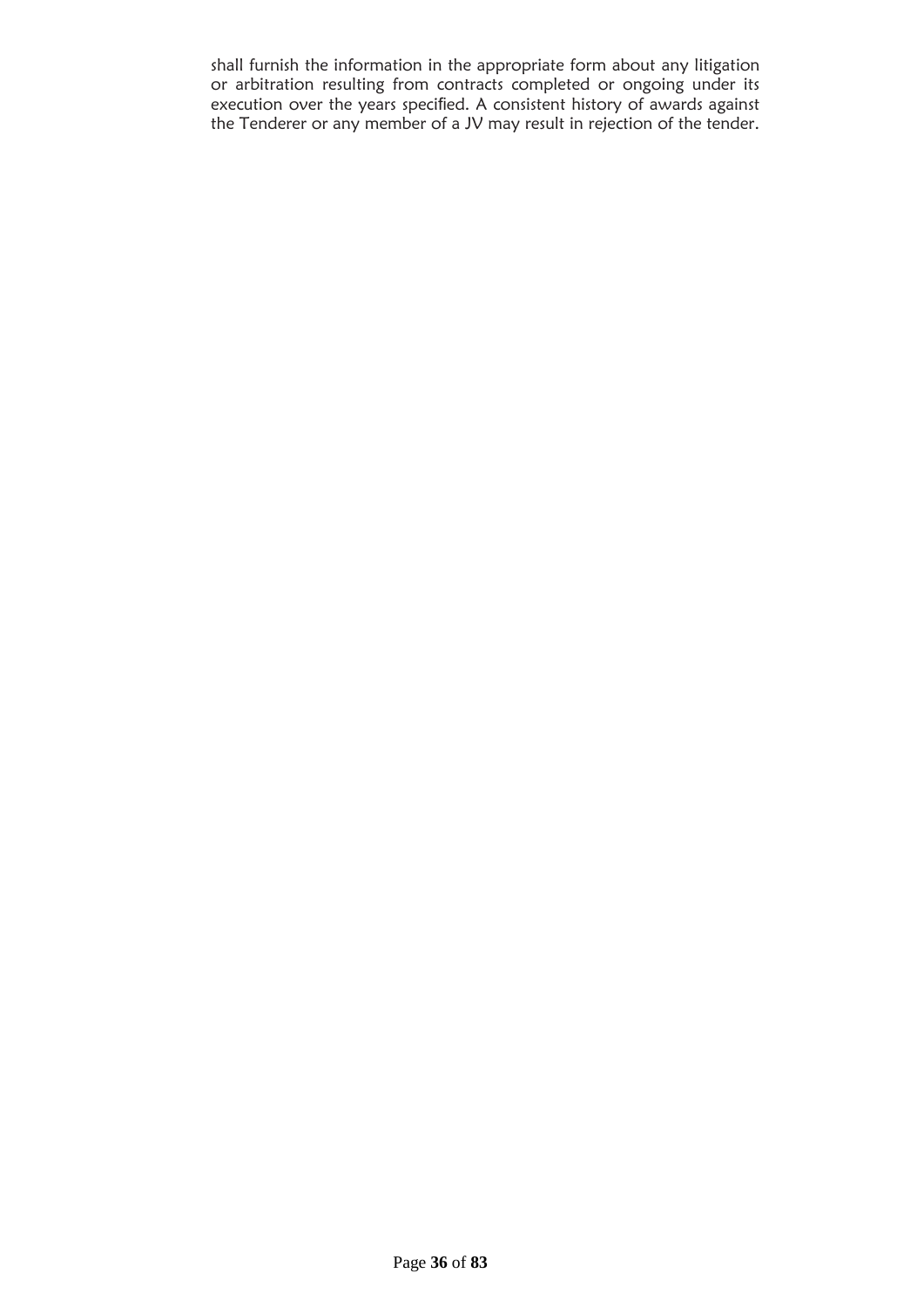shall furnish the information in the appropriate form about any litigation or arbitration resulting from contracts completed or ongoing under its execution over the years specified. A consistent history of awards against the Tenderer or any member of a JV may result in rejection of the tender.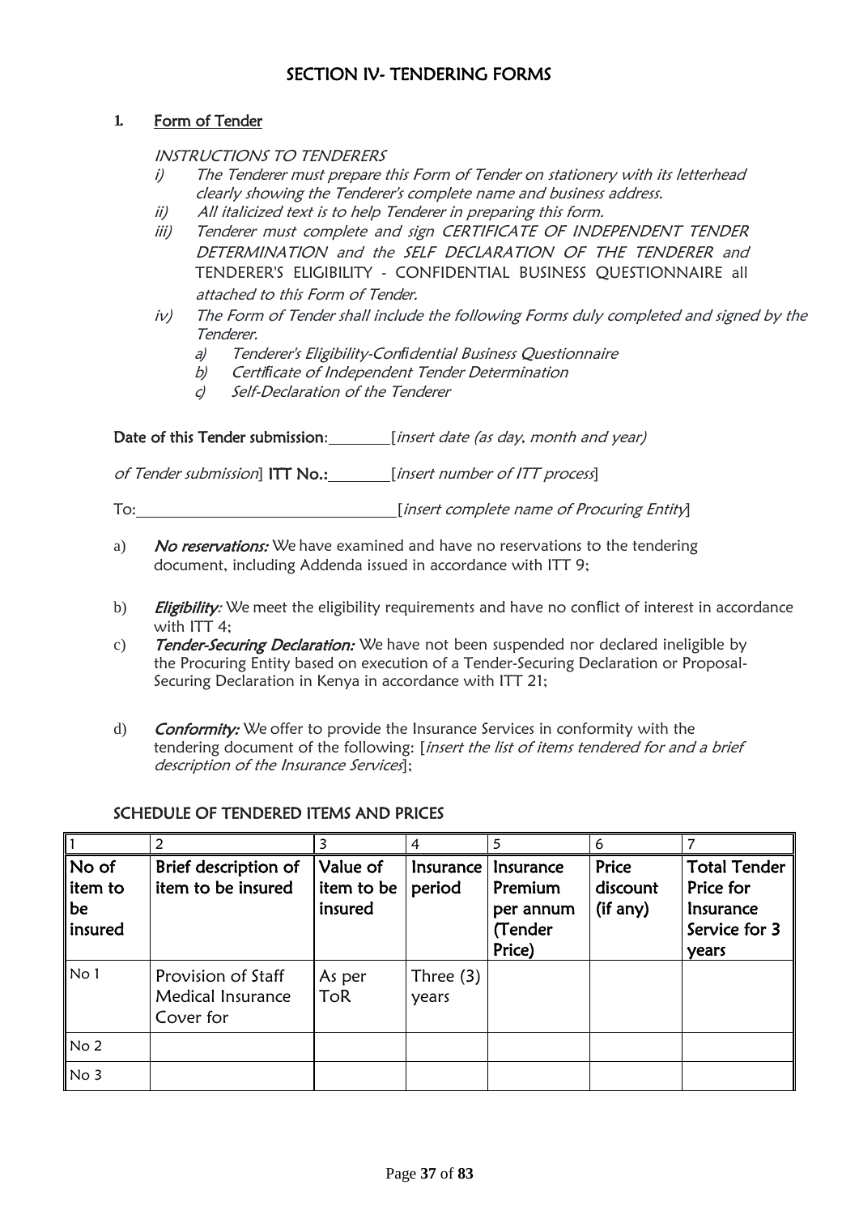## SECTION IV- TENDERING FORMS

### 1. Form of Tender

*INSTRUCTIONS TO TENDERERS*

*i) The Tenderer must prepare this Form of Tender on stationery with its letterhead clearly showing the Tenderer's complete name and business address.*

*ii) All italicized text is to help Tenderer in preparing this form.*

*iii) Tenderer must complete and sign CERTIFICATE OF INDEPENDENT TENDER DETERMINATION and the SELF DECLARATION OF THE TENDERER and* TENDERER'S ELIGIBILITY - CONFIDENTIAL BUSINESS QUESTIONNAIRE all *attached to this Form of Tender.*

*iv) The Form of Tender shall include the following Forms duly completed and signed by the Tenderer.*

*a) Tenderer's Eligibility-Confidential Business Questionnaire*

*b) Certificate of Independent Tender Determination*

*c) Self-Declaration of the Tenderer*

**Date of this Tender submission**:________[*insert date (as day, month and year) of Tender submission*] **ITT No.:**________[*insert number of ITT process*]

To:________________________________[*insert complete name of Procuring Entity*]

a) ***No reservations:*** We have examined and have no reservations to the tendering document, including Addenda issued in accordance with ITT 9;

b) ***Eligibility:*** We meet the eligibility requirements and have no conflict of interest in accordance with ITT 4;

c) ***Tender-Securing Declaration:*** We have not been suspended nor declared ineligible by the Procuring Entity based on execution of a Tender-Securing Declaration or Proposal-Securing Declaration in Kenya in accordance with ITT 21;

d) ***Conformity:*** We offer to provide the Insurance Services in conformity with the tendering document of the following: [*insert the list of items tendered for and a brief description of the Insurance Services*];

#### SCHEDULE OF TENDERED ITEMS AND PRICES

| 1 | 2 | 3 | 4 | 5 | 6 | 7 |
|---|---|---|---|---|---|---|
| **No of item to be insured** | **Brief description of item to be insured** | **Value of item to be insured** | **Insurance period** | **Insurance Premium per annum (Tender Price)** | **Price discount (if any)** | **Total Tender Price for Insurance Service for 3 years** |
| No 1 | Provision of Staff Medical Insurance Cover for | As per ToR | Three (3) years | | | |
| No 2 | | | | | | |
| No 3 | | | | | | |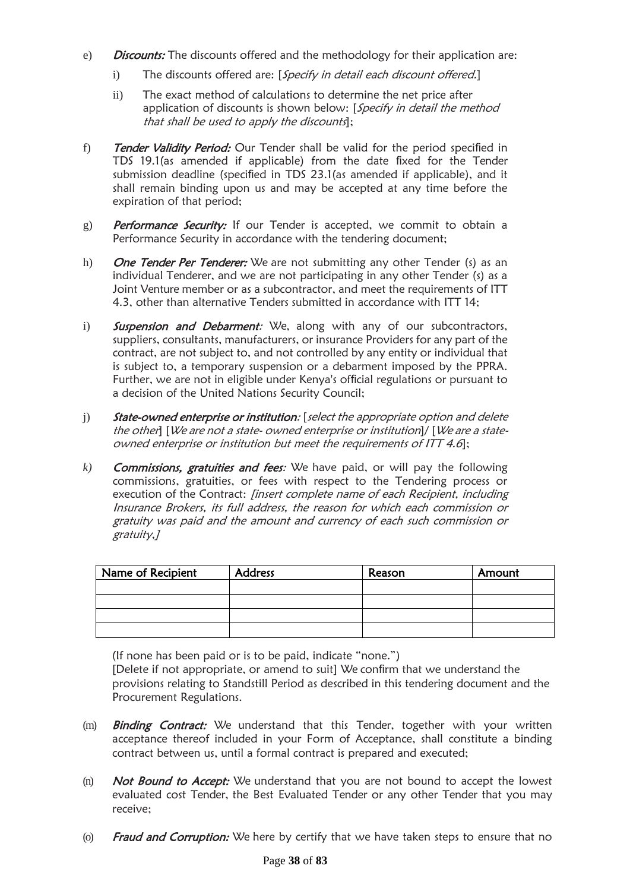e) ***Discounts:*** The discounts offered and the methodology for their application are:

   i) The discounts offered are: [*Specify in detail each discount offered.*]

   ii) The exact method of calculations to determine the net price after application of discounts is shown below: [*Specify in detail the method that shall be used to apply the discounts*];

f) ***Tender Validity Period:*** Our Tender shall be valid for the period specified in TDS 19.1(as amended if applicable) from the date fixed for the Tender submission deadline (specified in TDS 23.1(as amended if applicable), and it shall remain binding upon us and may be accepted at any time before the expiration of that period;

g) ***Performance Security:*** If our Tender is accepted, we commit to obtain a Performance Security in accordance with the tendering document;

h) ***One Tender Per Tenderer:*** We are not submitting any other Tender (s) as an individual Tenderer, and we are not participating in any other Tender (s) as a Joint Venture member or as a subcontractor, and meet the requirements of ITT 4.3, other than alternative Tenders submitted in accordance with ITT 14;

i) ***Suspension and Debarment:*** We, along with any of our subcontractors, suppliers, consultants, manufacturers, or insurance Providers for any part of the contract, are not subject to, and not controlled by any entity or individual that is subject to, a temporary suspension or a debarment imposed by the PPRA. Further, we are not in eligible under Kenya's official regulations or pursuant to a decision of the United Nations Security Council;

j) ***State-owned enterprise or institution:*** [*select the appropriate option and delete the other*] [*We are not a state- owned enterprise or institution*]/ [*We are a state-owned enterprise or institution but meet the requirements of ITT 4.6*];

k) ***Commissions, gratuities and fees:*** We have paid, or will pay the following commissions, gratuities, or fees with respect to the Tendering process or execution of the Contract: *[insert complete name of each Recipient, including Insurance Brokers, its full address, the reason for which each commission or gratuity was paid and the amount and currency of each such commission or gratuity.]*

| Name of Recipient | Address | Reason | Amount |
|---|---|---|---|
| | | | |
| | | | |
| | | | |
| | | | |

(If none has been paid or is to be paid, indicate "none.")
[Delete if not appropriate, or amend to suit] We confirm that we understand the provisions relating to Standstill Period as described in this tendering document and the Procurement Regulations.

(m) ***Binding Contract:*** We understand that this Tender, together with your written acceptance thereof included in your Form of Acceptance, shall constitute a binding contract between us, until a formal contract is prepared and executed;

(n) ***Not Bound to Accept:*** We understand that you are not bound to accept the lowest evaluated cost Tender, the Best Evaluated Tender or any other Tender that you may receive;

(o) ***Fraud and Corruption:*** We here by certify that we have taken steps to ensure that no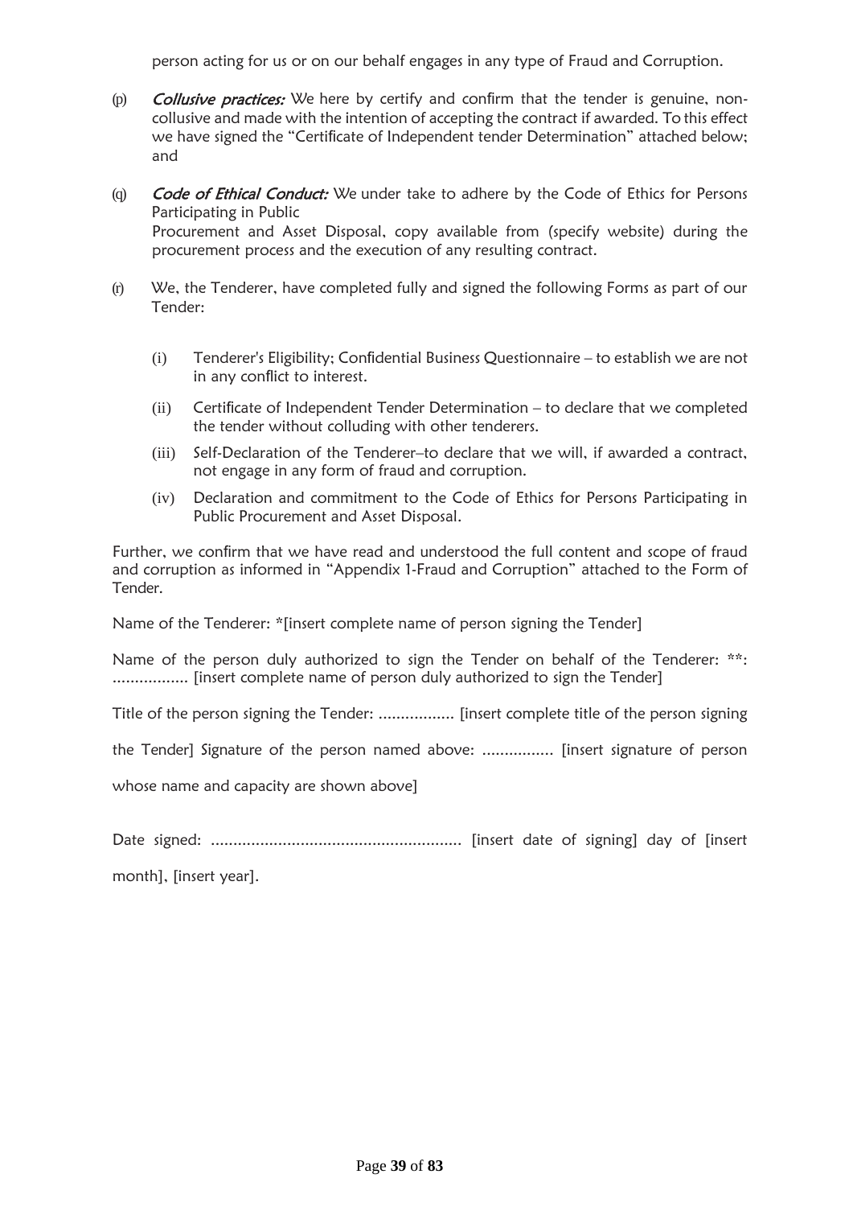person acting for us or on our behalf engages in any type of Fraud and Corruption.

(p) ***Collusive practices:*** We here by certify and confirm that the tender is genuine, non-collusive and made with the intention of accepting the contract if awarded. To this effect we have signed the "Certificate of Independent tender Determination" attached below; and

(q) ***Code of Ethical Conduct:*** We under take to adhere by the Code of Ethics for Persons Participating in Public
Procurement and Asset Disposal, copy available from (specify website) during the procurement process and the execution of any resulting contract.

(r) We, the Tenderer, have completed fully and signed the following Forms as part of our Tender:

(i) Tenderer's Eligibility; Confidential Business Questionnaire – to establish we are not in any conflict to interest.

(ii) Certificate of Independent Tender Determination – to declare that we completed the tender without colluding with other tenderers.

(iii) Self-Declaration of the Tenderer–to declare that we will, if awarded a contract, not engage in any form of fraud and corruption.

(iv) Declaration and commitment to the Code of Ethics for Persons Participating in Public Procurement and Asset Disposal.

Further, we confirm that we have read and understood the full content and scope of fraud and corruption as informed in "Appendix 1-Fraud and Corruption" attached to the Form of Tender.

Name of the Tenderer: *[insert complete name of person signing the Tender]

Name of the person duly authorized to sign the Tender on behalf of the Tenderer: **: ................. [insert complete name of person duly authorized to sign the Tender]

Title of the person signing the Tender: ................. [insert complete title of the person signing the Tender] Signature of the person named above: ................ [insert signature of person whose name and capacity are shown above]

Date signed: ........................................................ [insert date of signing] day of [insert month], [insert year].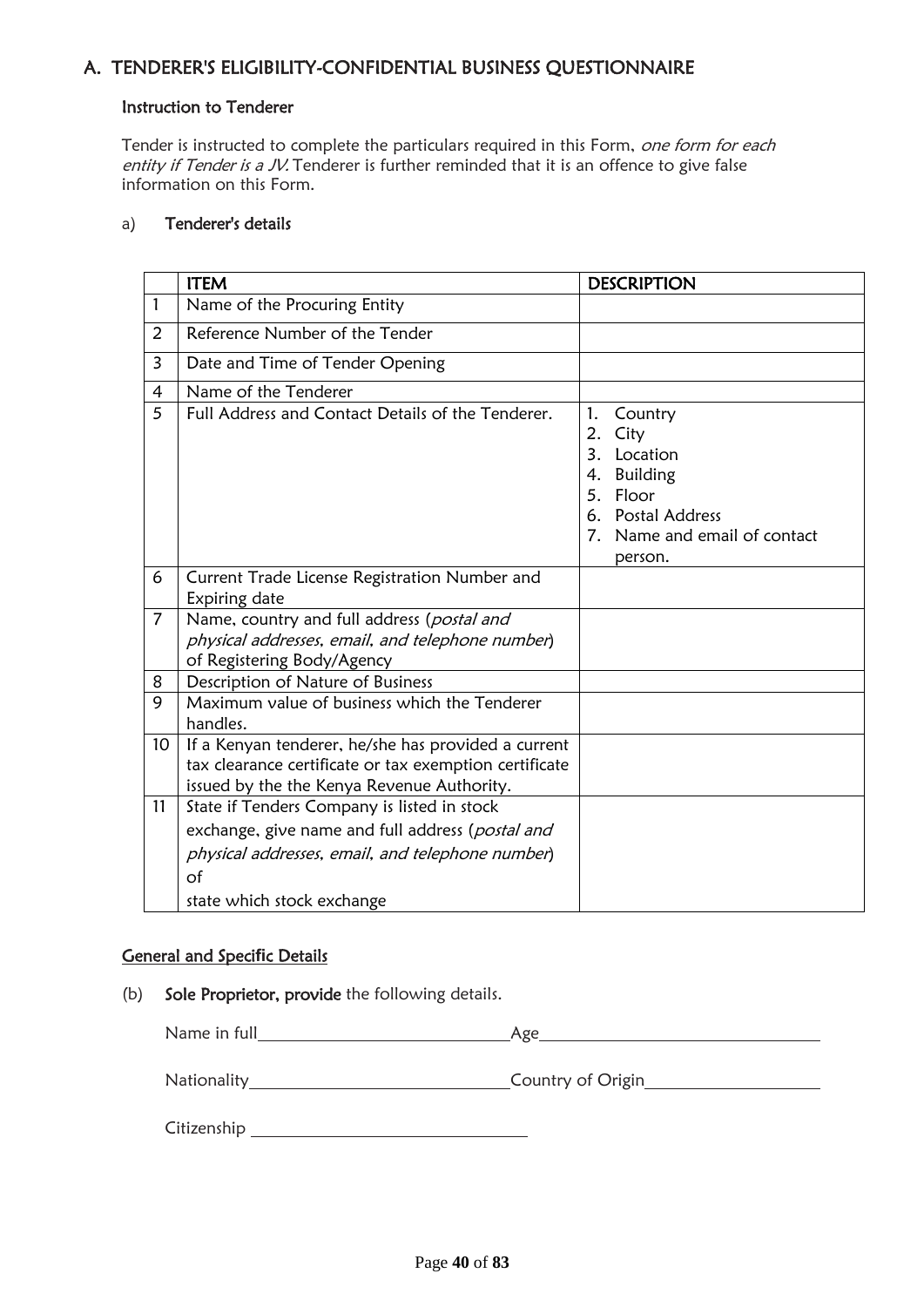## A. TENDERER'S ELIGIBILITY-CONFIDENTIAL BUSINESS QUESTIONNAIRE

**Instruction to Tenderer**

Tender is instructed to complete the particulars required in this Form, *one form for each entity if Tender is a JV.* Tenderer is further reminded that it is an offence to give false information on this Form.

a) **Tenderer's details**

| | ITEM | DESCRIPTION |
|---|---|---|
| 1 | Name of the Procuring Entity | |
| 2 | Reference Number of the Tender | |
| 3 | Date and Time of Tender Opening | |
| 4 | Name of the Tenderer | |
| 5 | Full Address and Contact Details of the Tenderer. | 1. Country<br>2. City<br>3. Location<br>4. Building<br>5. Floor<br>6. Postal Address<br>7. Name and email of contact person. |
| 6 | Current Trade License Registration Number and Expiring date | |
| 7 | Name, country and full address (*postal and physical addresses, email, and telephone number*) of Registering Body/Agency | |
| 8 | Description of Nature of Business | |
| 9 | Maximum value of business which the Tenderer handles. | |
| 10 | If a Kenyan tenderer, he/she has provided a current tax clearance certificate or tax exemption certificate issued by the the Kenya Revenue Authority. | |
| 11 | State if Tenders Company is listed in stock exchange, give name and full address (*postal and physical addresses, email, and telephone number*) of state which stock exchange | |

**General and Specific Details**

(b) **Sole Proprietor, provide** the following details.

Name in full\_\_\_\_\_\_\_\_\_\_\_\_\_\_\_\_\_\_\_\_\_\_\_\_\_\_\_\_Age\_\_\_\_\_\_\_\_\_\_\_\_\_\_\_\_\_\_\_\_\_\_\_\_\_\_\_\_\_\_\_

Nationality\_\_\_\_\_\_\_\_\_\_\_\_\_\_\_\_\_\_\_\_\_\_\_\_\_\_\_\_Country of Origin\_\_\_\_\_\_\_\_\_\_\_\_\_\_\_\_\_\_\_

Citizenship \_\_\_\_\_\_\_\_\_\_\_\_\_\_\_\_\_\_\_\_\_\_\_\_\_\_\_\_\_\_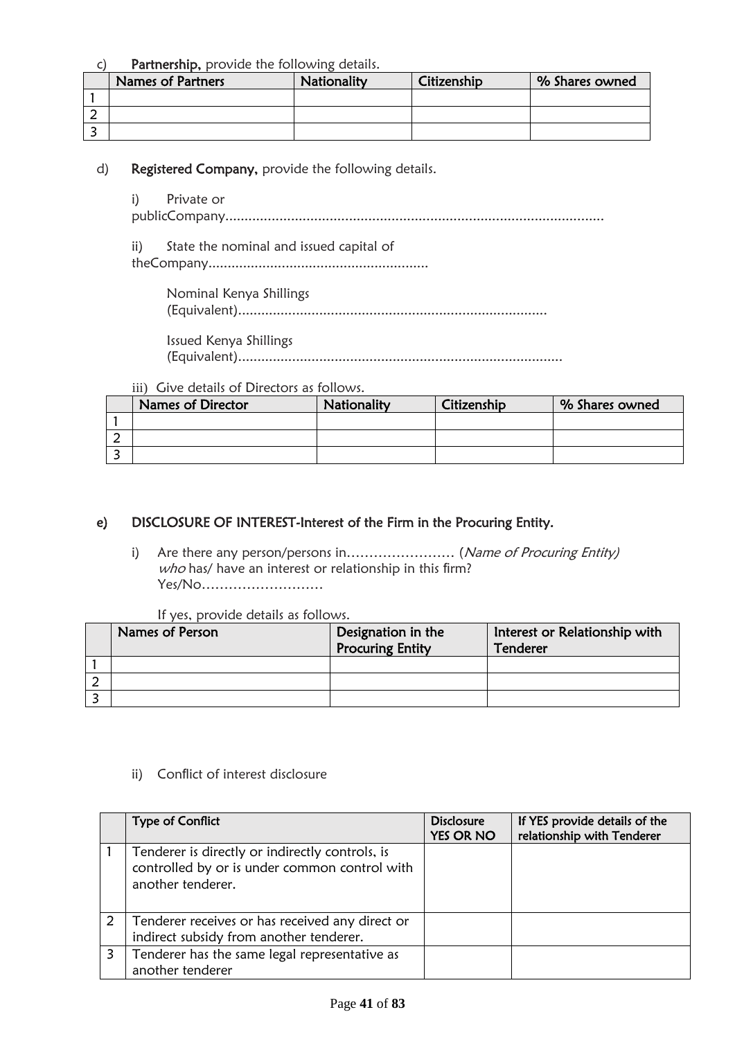c) **Partnership,** provide the following details.

| | Names of Partners | Nationality | Citizenship | % Shares owned |
|---|---|---|---|---|
| 1 | | | | |
| 2 | | | | |
| 3 | | | | |

d) **Registered Company,** provide the following details.

i) Private or publicCompany.................................................................................................

ii) State the nominal and issued capital of theCompany.........................................................

Nominal Kenya Shillings (Equivalent)................................................................................

Issued Kenya Shillings (Equivalent)...................................................................................

iii) Give details of Directors as follows.

| | Names of Director | Nationality | Citizenship | % Shares owned |
|---|---|---|---|---|
| 1 | | | | |
| 2 | | | | |
| 3 | | | | |

e) **DISCLOSURE OF INTEREST-Interest of the Firm in the Procuring Entity.**

i) Are there any person/persons in…………………… (*Name of Procuring Entity) who* has/ have an interest or relationship in this firm? Yes/No………………………

If yes, provide details as follows.

| | Names of Person | Designation in the Procuring Entity | Interest or Relationship with Tenderer |
|---|---|---|---|
| 1 | | | |
| 2 | | | |
| 3 | | | |

ii) Conflict of interest disclosure

| | Type of Conflict | Disclosure YES OR NO | If YES provide details of the relationship with Tenderer |
|---|---|---|---|
| 1 | Tenderer is directly or indirectly controls, is controlled by or is under common control with another tenderer. | | |
| 2 | Tenderer receives or has received any direct or indirect subsidy from another tenderer. | | |
| 3 | Tenderer has the same legal representative as another tenderer | | |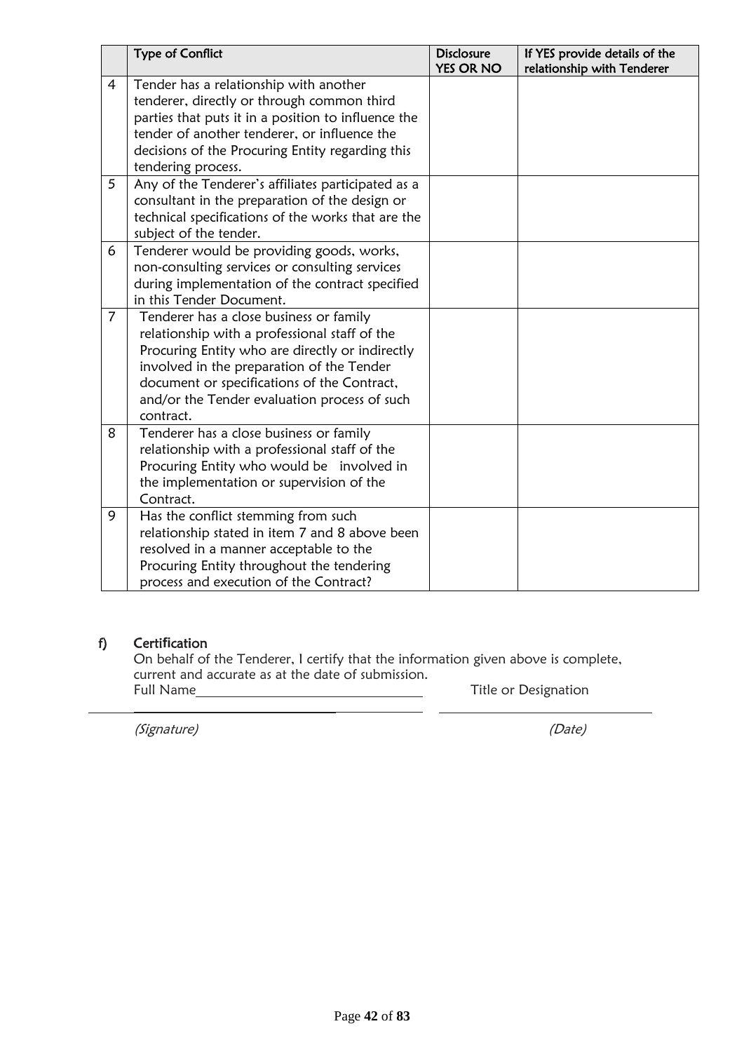| | Type of Conflict | Disclosure YES OR NO | If YES provide details of the relationship with Tenderer |
|---|---|---|---|
| 4 | Tender has a relationship with another tenderer, directly or through common third parties that puts it in a position to influence the tender of another tenderer, or influence the decisions of the Procuring Entity regarding this tendering process. | | |
| 5 | Any of the Tenderer's affiliates participated as a consultant in the preparation of the design or technical specifications of the works that are the subject of the tender. | | |
| 6 | Tenderer would be providing goods, works, non-consulting services or consulting services during implementation of the contract specified in this Tender Document. | | |
| 7 | Tenderer has a close business or family relationship with a professional staff of the Procuring Entity who are directly or indirectly involved in the preparation of the Tender document or specifications of the Contract, and/or the Tender evaluation process of such contract. | | |
| 8 | Tenderer has a close business or family relationship with a professional staff of the Procuring Entity who would be involved in the implementation or supervision of the Contract. | | |
| 9 | Has the conflict stemming from such relationship stated in item 7 and 8 above been resolved in a manner acceptable to the Procuring Entity throughout the tendering process and execution of the Contract? | | |

**f) Certification**

On behalf of the Tenderer, I certify that the information given above is complete, current and accurate as at the date of submission.

Full Name\_\_\_\_\_\_\_\_\_\_\_\_\_\_\_\_\_\_\_\_\_\_\_\_\_\_\_\_\_\_ Title or Designation

\_\_\_\_\_\_\_\_\_\_\_\_\_\_\_\_\_\_\_\_\_\_\_\_\_\_\_\_\_\_ \_\_\_\_\_\_\_\_\_\_\_\_\_\_\_\_\_\_\_\_\_\_\_\_\_\_\_\_\_\_

*(Signature)* *(Date)*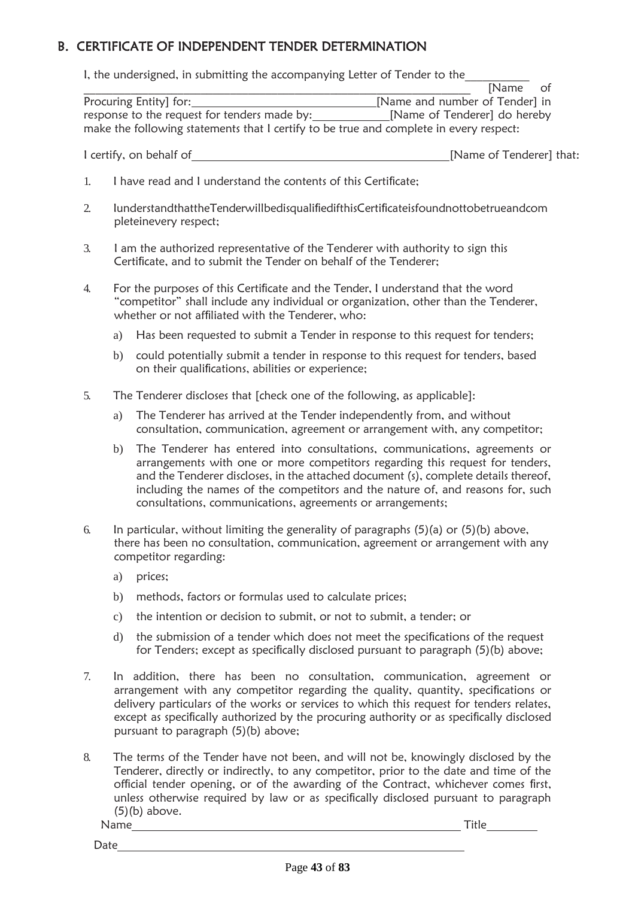## B. CERTIFICATE OF INDEPENDENT TENDER DETERMINATION

I, the undersigned, in submitting the accompanying Letter of Tender to the__________ ____________________________________________________________ [Name of Procuring Entity] for:______________________________[Name and number of Tender] in response to the request for tenders made by:_____________[Name of Tenderer] do hereby make the following statements that I certify to be true and complete in every respect:

I certify, on behalf of__________________________________________[Name of Tenderer] that:

1. I have read and I understand the contents of this Certificate;
2. IunderstandthattheTenderwillbedisqualifiedifthisCertificateisfoundnottobetrueandcompleteinevery respect;
3. I am the authorized representative of the Tenderer with authority to sign this Certificate, and to submit the Tender on behalf of the Tenderer;
4. For the purposes of this Certificate and the Tender, I understand that the word "competitor" shall include any individual or organization, other than the Tenderer, whether or not affiliated with the Tenderer, who:
   a) Has been requested to submit a Tender in response to this request for tenders;
   b) could potentially submit a tender in response to this request for tenders, based on their qualifications, abilities or experience;
5. The Tenderer discloses that [check one of the following, as applicable]:
   a) The Tenderer has arrived at the Tender independently from, and without consultation, communication, agreement or arrangement with, any competitor;
   b) The Tenderer has entered into consultations, communications, agreements or arrangements with one or more competitors regarding this request for tenders, and the Tenderer discloses, in the attached document (s), complete details thereof, including the names of the competitors and the nature of, and reasons for, such consultations, communications, agreements or arrangements;
6. In particular, without limiting the generality of paragraphs (5)(a) or (5)(b) above, there has been no consultation, communication, agreement or arrangement with any competitor regarding:
   a) prices;
   b) methods, factors or formulas used to calculate prices;
   c) the intention or decision to submit, or not to submit, a tender; or
   d) the submission of a tender which does not meet the specifications of the request for Tenders; except as specifically disclosed pursuant to paragraph (5)(b) above;
7. In addition, there has been no consultation, communication, agreement or arrangement with any competitor regarding the quality, quantity, specifications or delivery particulars of the works or services to which this request for tenders relates, except as specifically authorized by the procuring authority or as specifically disclosed pursuant to paragraph (5)(b) above;
8. The terms of the Tender have not been, and will not be, knowingly disclosed by the Tenderer, directly or indirectly, to any competitor, prior to the date and time of the official tender opening, or of the awarding of the Contract, whichever comes first, unless otherwise required by law or as specifically disclosed pursuant to paragraph (5)(b) above.

Name_______________________________________________________ Title________

Date_______________________________________________________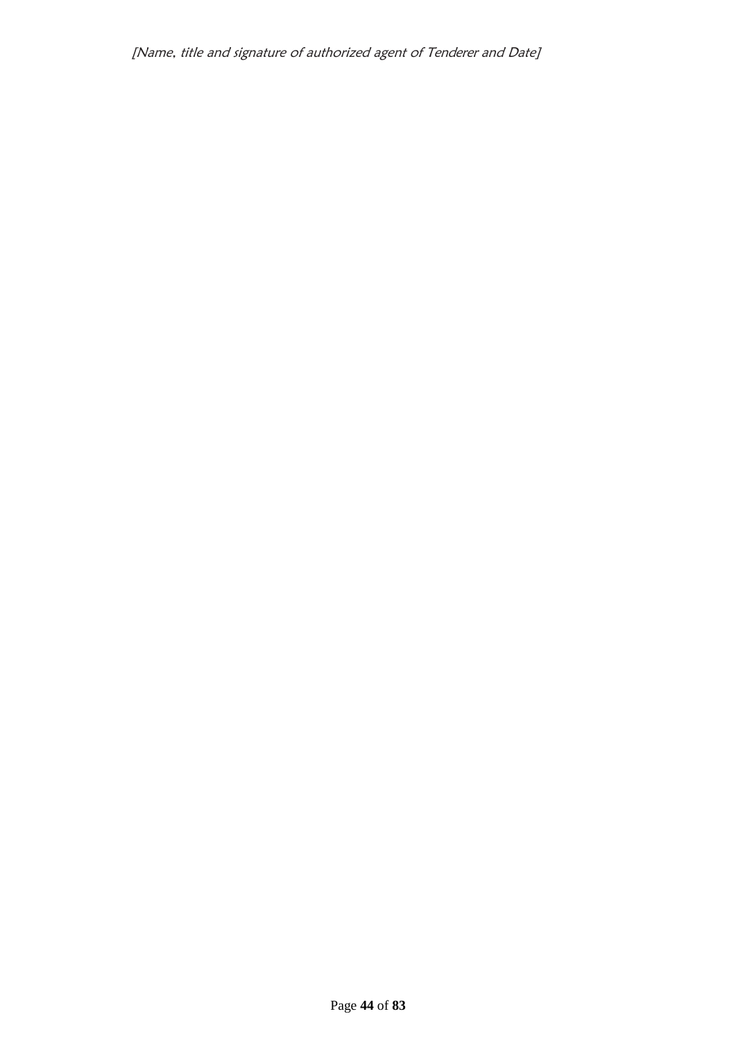*[Name, title and signature of authorized agent of Tenderer and Date]*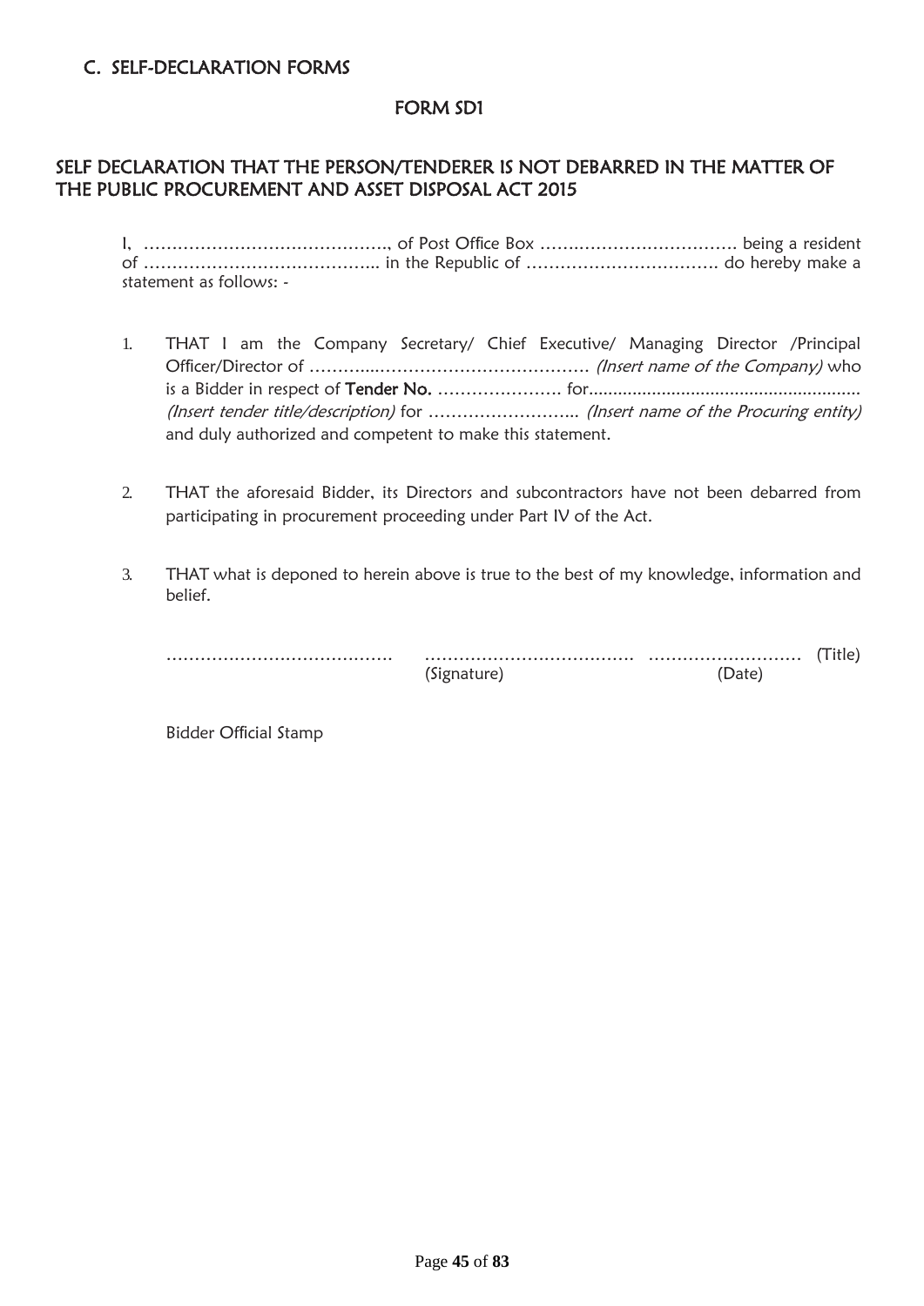## C. SELF-DECLARATION FORMS

### FORM SD1

### SELF DECLARATION THAT THE PERSON/TENDERER IS NOT DEBARRED IN THE MATTER OF THE PUBLIC PROCUREMENT AND ASSET DISPOSAL ACT 2015

I, ……………………………………., of Post Office Box …….………………………. being a resident of ………………………………….. in the Republic of ……………………………. do hereby make a statement as follows: -

1. THAT I am the Company Secretary/ Chief Executive/ Managing Director /Principal Officer/Director of ………....……………………………… *(Insert name of the Company)* who is a Bidder in respect of **Tender No.** …………………. for........................................................ *(Insert tender title/description)* for …………………….. *(Insert name of the Procuring entity)* and duly authorized and competent to make this statement.

2. THAT the aforesaid Bidder, its Directors and subcontractors have not been debarred from participating in procurement proceeding under Part IV of the Act.

3. THAT what is deponed to herein above is true to the best of my knowledge, information and belief.

…………………………………. ………………………………. ……………………… (Title)
(Signature) (Date)

Bidder Official Stamp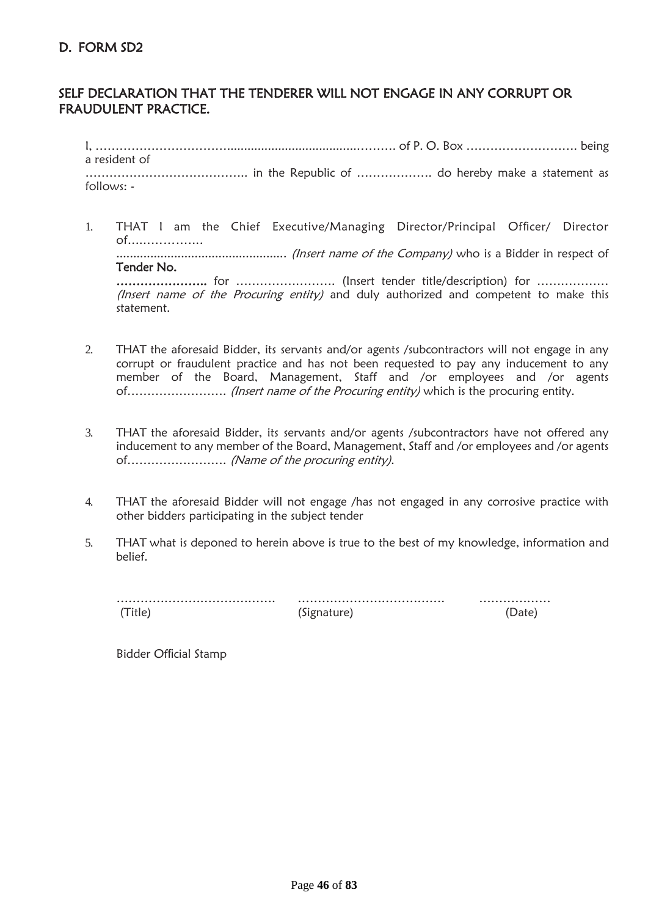## D. FORM SD2

## SELF DECLARATION THAT THE TENDERER WILL NOT ENGAGE IN ANY CORRUPT OR FRAUDULENT PRACTICE.

I, …………………………….................................................……… of P. O. Box ………………………. being a resident of ………………………………….. in the Republic of ………………. do hereby make a statement as follows: -

1. THAT I am the Chief Executive/Managing Director/Principal Officer/ Director of………………. ................................................. *(Insert name of the Company)* who is a Bidder in respect of **Tender No.** **…………………..** for ……………………. (Insert tender title/description) for ……………… *(Insert name of the Procuring entity)* and duly authorized and competent to make this statement.

2. THAT the aforesaid Bidder, its servants and/or agents /subcontractors will not engage in any corrupt or fraudulent practice and has not been requested to pay any inducement to any member of the Board, Management, Staff and /or employees and /or agents of……………………. *(Insert name of the Procuring entity)* which is the procuring entity.

3. THAT the aforesaid Bidder, its servants and/or agents /subcontractors have not offered any inducement to any member of the Board, Management, Staff and /or employees and /or agents of……………………. *(Name of the procuring entity)*.

4. THAT the aforesaid Bidder will not engage /has not engaged in any corrosive practice with other bidders participating in the subject tender

5. THAT what is deponed to herein above is true to the best of my knowledge, information and belief.

…………………………………. ………………………………. ………………
(Title) (Signature) (Date)

Bidder Official Stamp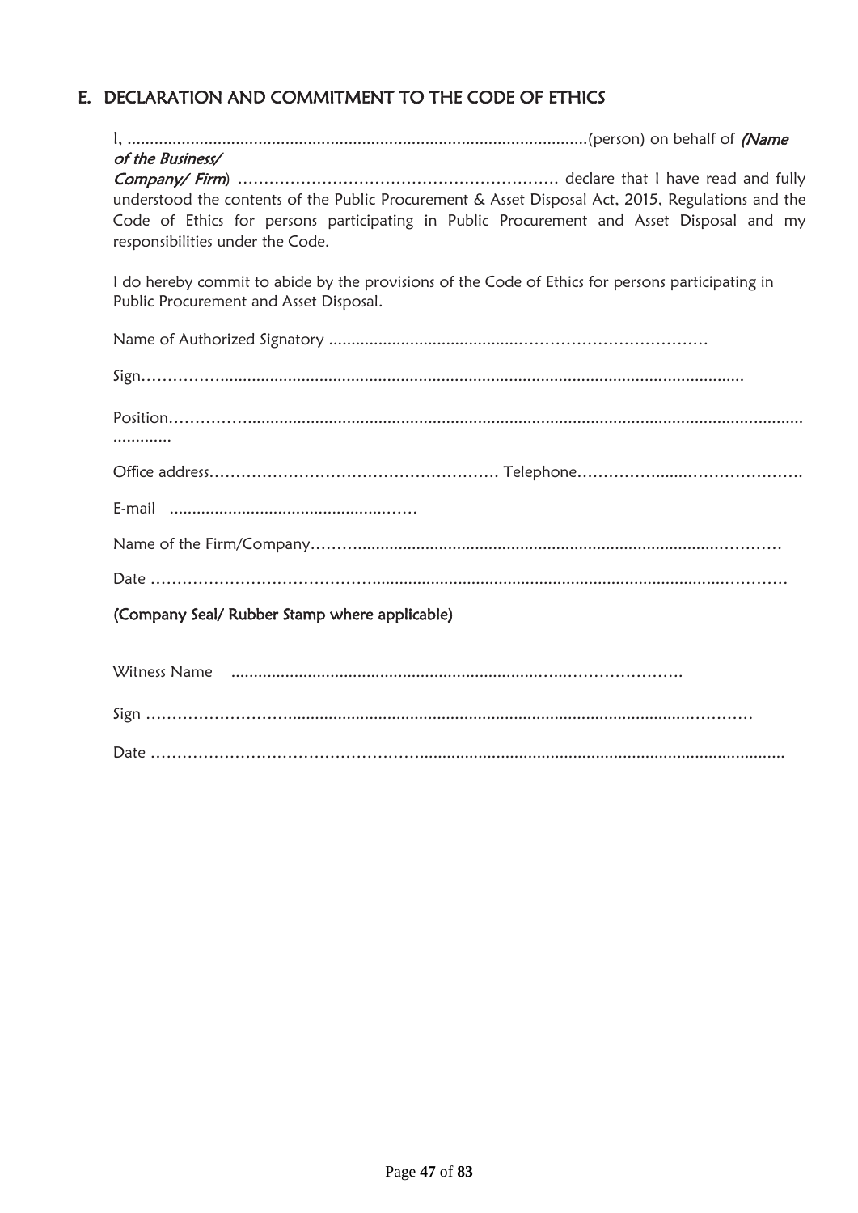## E. DECLARATION AND COMMITMENT TO THE CODE OF ETHICS

I, ....................................................................................................(person) on behalf of *(Name of the Business/ Company/ Firm)* ……………………………………………………… declare that I have read and fully understood the contents of the Public Procurement & Asset Disposal Act, 2015, Regulations and the Code of Ethics for persons participating in Public Procurement and Asset Disposal and my responsibilities under the Code.

I do hereby commit to abide by the provisions of the Code of Ethics for persons participating in Public Procurement and Asset Disposal.

Name of Authorized Signatory ............................................……………………………

Sign……………..............................................................................................................

Position……………..................................................................................................................................

Office address………………………………………………. Telephone…………….....……………………

E-mail .....................................................……

Name of the Firm/Company…………..........................................................................…………

Date …………………………………….............................................................................…………

**(Company Seal/ Rubber Stamp where applicable)**

Witness Name ..................................................................…..………………….

Sign ……………………...........................................................................................…………

Date ………………………………………….................................................................................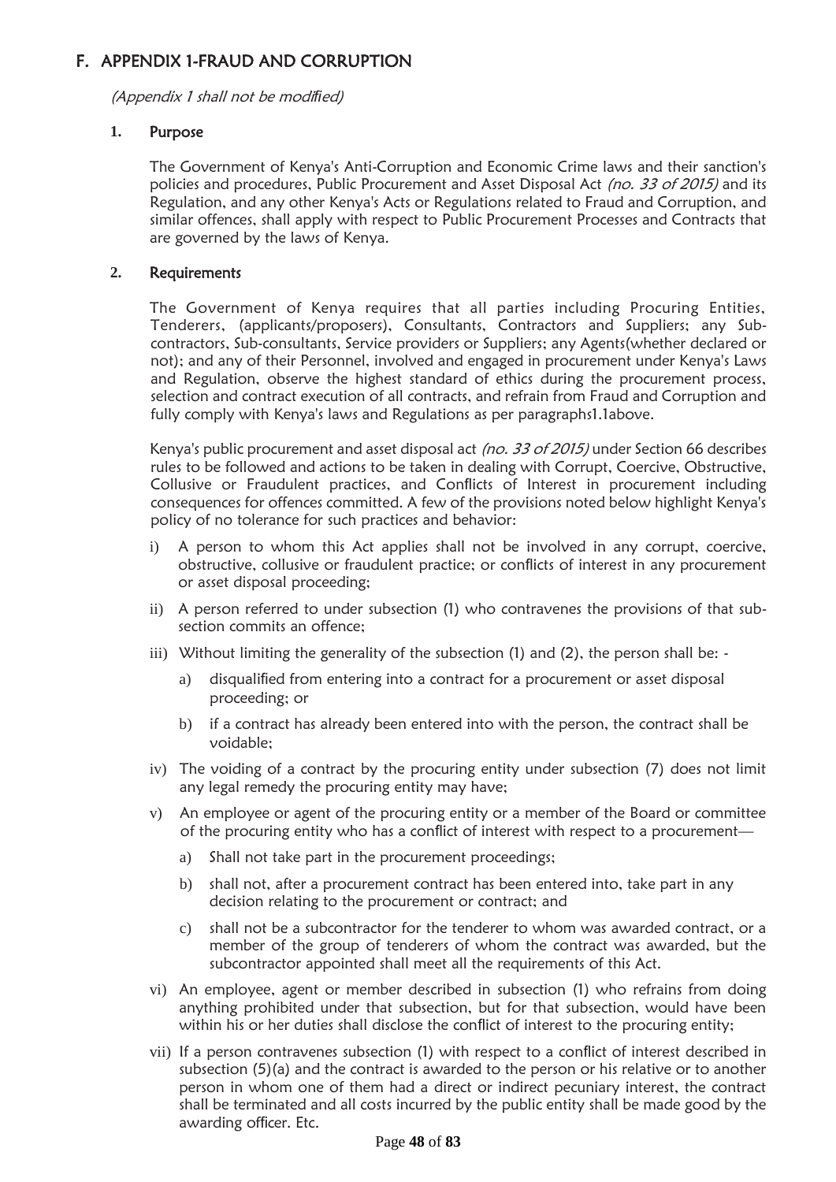## F. APPENDIX 1-FRAUD AND CORRUPTION

*(Appendix 1 shall not be modified)*

### 1. Purpose

The Government of Kenya's Anti-Corruption and Economic Crime laws and their sanction's policies and procedures, Public Procurement and Asset Disposal Act *(no. 33 of 2015)* and its Regulation, and any other Kenya's Acts or Regulations related to Fraud and Corruption, and similar offences, shall apply with respect to Public Procurement Processes and Contracts that are governed by the laws of Kenya.

### 2. Requirements

The Government of Kenya requires that all parties including Procuring Entities, Tenderers, (applicants/proposers), Consultants, Contractors and Suppliers; any Sub-contractors, Sub-consultants, Service providers or Suppliers; any Agents(whether declared or not); and any of their Personnel, involved and engaged in procurement under Kenya's Laws and Regulation, observe the highest standard of ethics during the procurement process, selection and contract execution of all contracts, and refrain from Fraud and Corruption and fully comply with Kenya's laws and Regulations as per paragraphs1.1above.

Kenya's public procurement and asset disposal act *(no. 33 of 2015)* under Section 66 describes rules to be followed and actions to be taken in dealing with Corrupt, Coercive, Obstructive, Collusive or Fraudulent practices, and Conflicts of Interest in procurement including consequences for offences committed. A few of the provisions noted below highlight Kenya's policy of no tolerance for such practices and behavior:

i) A person to whom this Act applies shall not be involved in any corrupt, coercive, obstructive, collusive or fraudulent practice; or conflicts of interest in any procurement or asset disposal proceeding;

ii) A person referred to under subsection (1) who contravenes the provisions of that sub-section commits an offence;

iii) Without limiting the generality of the subsection (1) and (2), the person shall be: -

   a) disqualified from entering into a contract for a procurement or asset disposal proceeding; or

   b) if a contract has already been entered into with the person, the contract shall be voidable;

iv) The voiding of a contract by the procuring entity under subsection (7) does not limit any legal remedy the procuring entity may have;

v) An employee or agent of the procuring entity or a member of the Board or committee of the procuring entity who has a conflict of interest with respect to a procurement—

   a) Shall not take part in the procurement proceedings;

   b) shall not, after a procurement contract has been entered into, take part in any decision relating to the procurement or contract; and

   c) shall not be a subcontractor for the tenderer to whom was awarded contract, or a member of the group of tenderers of whom the contract was awarded, but the subcontractor appointed shall meet all the requirements of this Act.

vi) An employee, agent or member described in subsection (1) who refrains from doing anything prohibited under that subsection, but for that subsection, would have been within his or her duties shall disclose the conflict of interest to the procuring entity;

vii) If a person contravenes subsection (1) with respect to a conflict of interest described in subsection (5)(a) and the contract is awarded to the person or his relative or to another person in whom one of them had a direct or indirect pecuniary interest, the contract shall be terminated and all costs incurred by the public entity shall be made good by the awarding officer. Etc.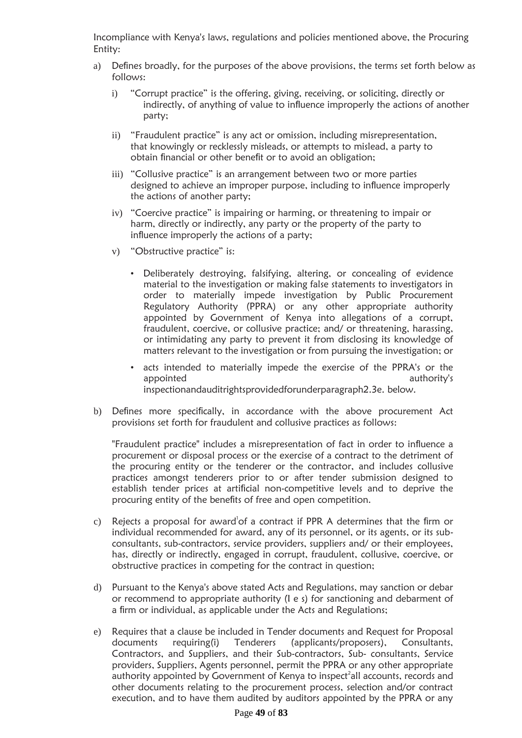Incompliance with Kenya's laws, regulations and policies mentioned above, the Procuring Entity:

a) Defines broadly, for the purposes of the above provisions, the terms set forth below as follows:

   i) "Corrupt practice" is the offering, giving, receiving, or soliciting, directly or indirectly, of anything of value to influence improperly the actions of another party;

   ii) "Fraudulent practice" is any act or omission, including misrepresentation, that knowingly or recklessly misleads, or attempts to mislead, a party to obtain financial or other benefit or to avoid an obligation;

   iii) "Collusive practice" is an arrangement between two or more parties designed to achieve an improper purpose, including to influence improperly the actions of another party;

   iv) "Coercive practice" is impairing or harming, or threatening to impair or harm, directly or indirectly, any party or the property of the party to influence improperly the actions of a party;

   v) "Obstructive practice" is:

      - Deliberately destroying, falsifying, altering, or concealing of evidence material to the investigation or making false statements to investigators in order to materially impede investigation by Public Procurement Regulatory Authority (PPRA) or any other appropriate authority appointed by Government of Kenya into allegations of a corrupt, fraudulent, coercive, or collusive practice; and/ or threatening, harassing, or intimidating any party to prevent it from disclosing its knowledge of matters relevant to the investigation or from pursuing the investigation; or

      - acts intended to materially impede the exercise of the PPRA's or the appointed authority's inspectionandauditrightsprovidedforunderparagraph2.3e. below.

b) Defines more specifically, in accordance with the above procurement Act provisions set forth for fraudulent and collusive practices as follows:

   "Fraudulent practice" includes a misrepresentation of fact in order to influence a procurement or disposal process or the exercise of a contract to the detriment of the procuring entity or the tenderer or the contractor, and includes collusive practices amongst tenderers prior to or after tender submission designed to establish tender prices at artificial non-competitive levels and to deprive the procuring entity of the benefits of free and open competition.

c) Rejects a proposal for award[1]of a contract if PPR A determines that the firm or individual recommended for award, any of its personnel, or its agents, or its sub-consultants, sub-contractors, service providers, suppliers and/ or their employees, has, directly or indirectly, engaged in corrupt, fraudulent, collusive, coercive, or obstructive practices in competing for the contract in question;

d) Pursuant to the Kenya's above stated Acts and Regulations, may sanction or debar or recommend to appropriate authority (I e s) for sanctioning and debarment of a firm or individual, as applicable under the Acts and Regulations;

e) Requires that a clause be included in Tender documents and Request for Proposal documents requiring(i) Tenderers (applicants/proposers), Consultants, Contractors, and Suppliers, and their Sub-contractors, Sub- consultants, Service providers, Suppliers, Agents personnel, permit the PPRA or any other appropriate authority appointed by Government of Kenya to inspect[2]all accounts, records and other documents relating to the procurement process, selection and/or contract execution, and to have them audited by auditors appointed by the PPRA or any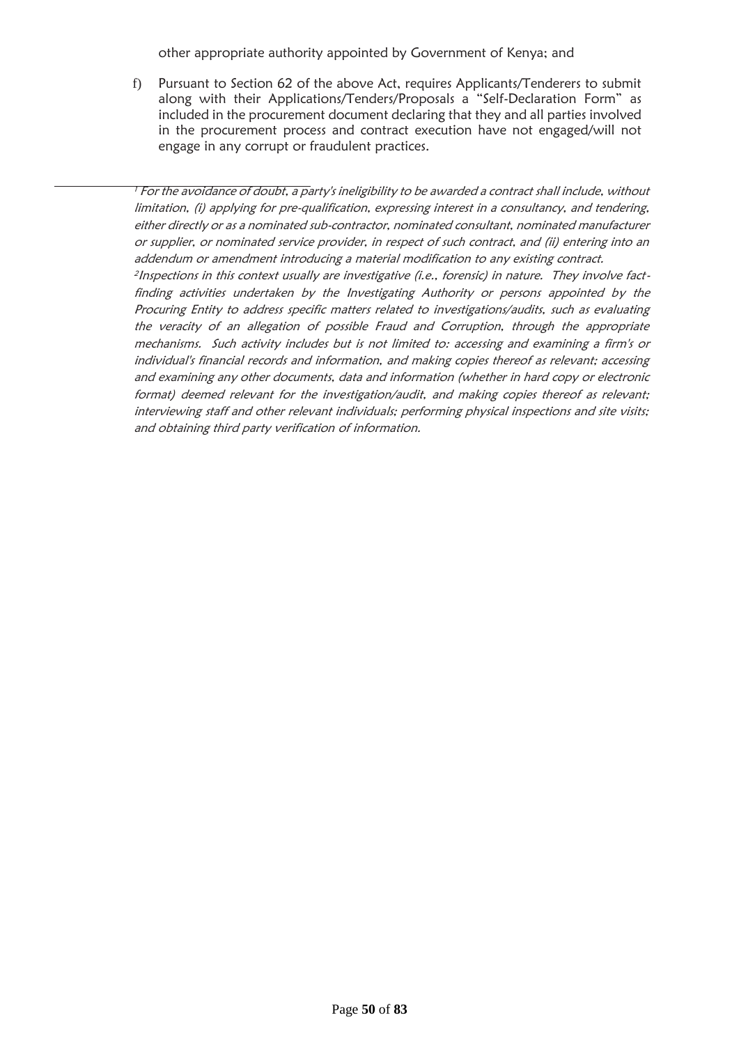other appropriate authority appointed by Government of Kenya; and

f) Pursuant to Section 62 of the above Act, requires Applicants/Tenderers to submit along with their Applications/Tenders/Proposals a "Self-Declaration Form" as included in the procurement document declaring that they and all parties involved in the procurement process and contract execution have not engaged/will not engage in any corrupt or fraudulent practices.

---

[1] *For the avoidance of doubt, a party's ineligibility to be awarded a contract shall include, without limitation, (i) applying for pre-qualification, expressing interest in a consultancy, and tendering, either directly or as a nominated sub-contractor, nominated consultant, nominated manufacturer or supplier, or nominated service provider, in respect of such contract, and (ii) entering into an addendum or amendment introducing a material modification to any existing contract.*

[2] *Inspections in this context usually are investigative (i.e., forensic) in nature. They involve fact-finding activities undertaken by the Investigating Authority or persons appointed by the Procuring Entity to address specific matters related to investigations/audits, such as evaluating the veracity of an allegation of possible Fraud and Corruption, through the appropriate mechanisms. Such activity includes but is not limited to: accessing and examining a firm's or individual's financial records and information, and making copies thereof as relevant; accessing and examining any other documents, data and information (whether in hard copy or electronic format) deemed relevant for the investigation/audit, and making copies thereof as relevant; interviewing staff and other relevant individuals; performing physical inspections and site visits; and obtaining third party verification of information.*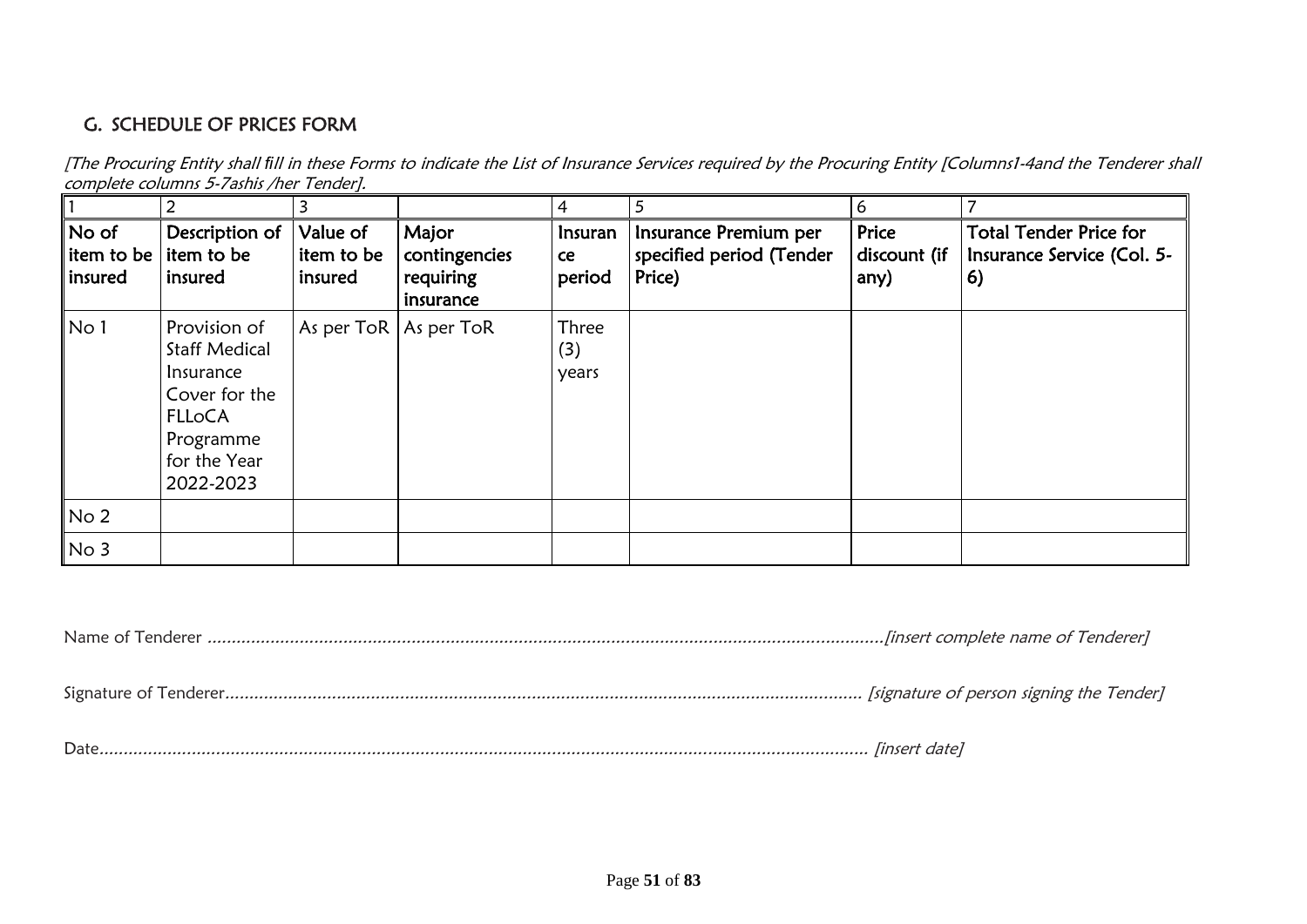## G. SCHEDULE OF PRICES FORM

*[The Procuring Entity shall fill in these Forms to indicate the List of Insurance Services required by the Procuring Entity [Columns1-4and the Tenderer shall complete columns 5-7ashis /her Tender].*

| 1 | 2 | 3 | | 4 | 5 | 6 | 7 |
|---|---|---|---|---|---|---|---|
| **No of item to be insured** | **Description of item to be insured** | **Value of item to be insured** | **Major contingencies requiring insurance** | **Insurance period** | **Insurance Premium per specified period (Tender Price)** | **Price discount (if any)** | **Total Tender Price for Insurance Service (Col. 5-6)** |
| No 1 | Provision of Staff Medical Insurance Cover for the FLLoCA Programme for the Year 2022-2023 | As per ToR | As per ToR | Three (3) years | | | |
| No 2 | | | | | | | |
| No 3 | | | | | | | |

Name of Tenderer ...........................................................................................................................................*[insert complete name of Tenderer]*

Signature of Tenderer.................................................................................................................................. *[signature of person signing the Tender]*

Date............................................................................................................................................................. *[insert date]*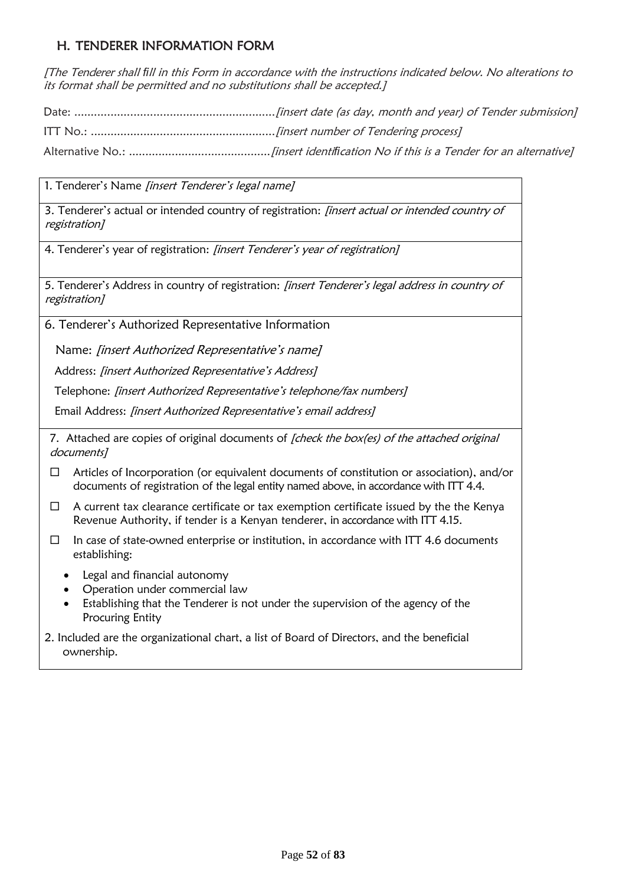## H. TENDERER INFORMATION FORM

*[The Tenderer shall fill in this Form in accordance with the instructions indicated below. No alterations to its format shall be permitted and no substitutions shall be accepted.]*

Date: ............................................................*[insert date (as day, month and year) of Tender submission]*

ITT No.: .......................................................*[insert number of Tendering process]*

Alternative No.: ..........................................*[insert identification No if this is a Tender for an alternative]*

1. Tenderer's Name *[insert Tenderer's legal name]*

3. Tenderer's actual or intended country of registration: *[insert actual or intended country of registration]*

4. Tenderer's year of registration: *[insert Tenderer's year of registration]*

5. Tenderer's Address in country of registration: *[insert Tenderer's legal address in country of registration]*

6. Tenderer's Authorized Representative Information

   Name: *[insert Authorized Representative's name]*

   Address: *[insert Authorized Representative's Address]*

   Telephone: *[insert Authorized Representative's telephone/fax numbers]*

   Email Address: *[insert Authorized Representative's email address]*

7. Attached are copies of original documents of *[check the box(es) of the attached original documents]*

- ☐ Articles of Incorporation (or equivalent documents of constitution or association), and/or documents of registration of the legal entity named above, in accordance with ITT 4.4.
- ☐ A current tax clearance certificate or tax exemption certificate issued by the the Kenya Revenue Authority, if tender is a Kenyan tenderer, in accordance with ITT 4.15.
- ☐ In case of state-owned enterprise or institution, in accordance with ITT 4.6 documents establishing:
  - Legal and financial autonomy
  - Operation under commercial law
  - Establishing that the Tenderer is not under the supervision of the agency of the Procuring Entity

2. Included are the organizational chart, a list of Board of Directors, and the beneficial ownership.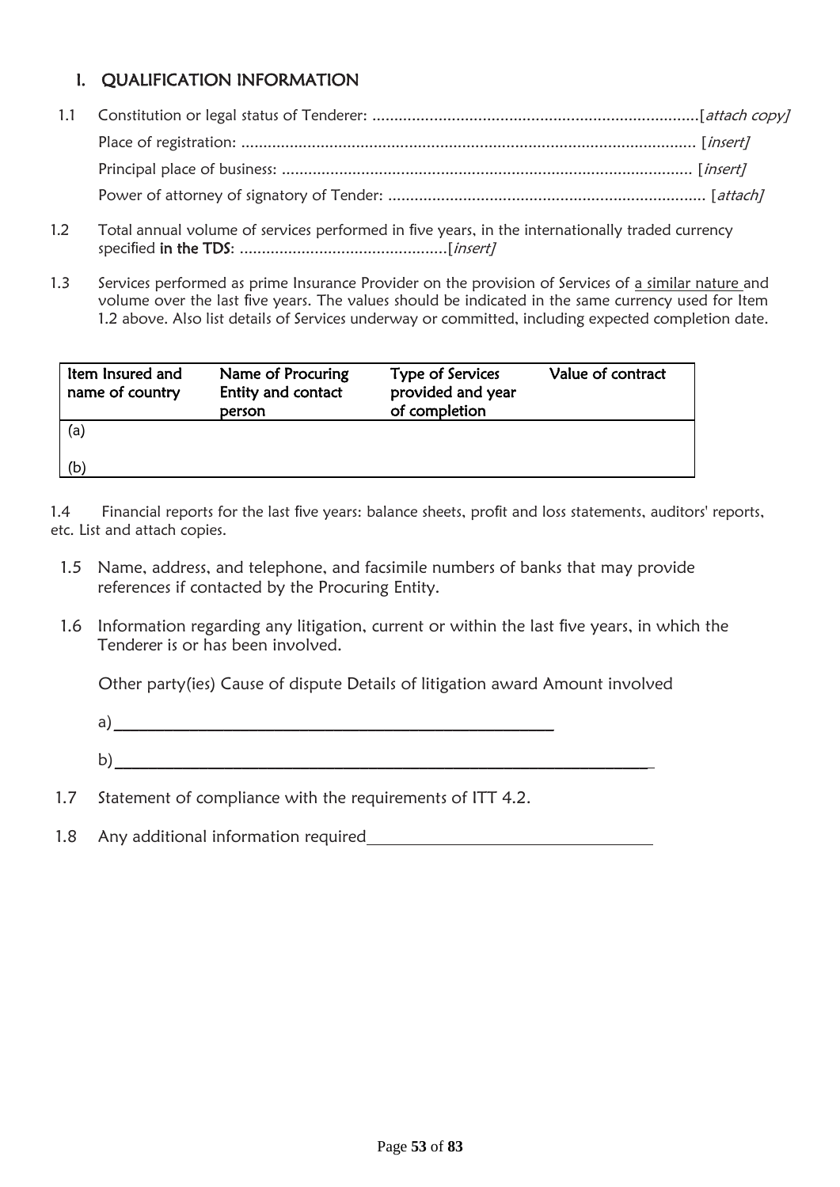## I. QUALIFICATION INFORMATION

1.1 Constitution or legal status of Tenderer: ..........................................................................[*attach copy]*

Place of registration: ...................................................................................................... [*insert]*

Principal place of business: ............................................................................................ [*insert]*

Power of attorney of signatory of Tender: ........................................................................ [*attach]*

1.2 Total annual volume of services performed in five years, in the internationally traded currency specified **in the TDS**: ...............................................[*insert]*

1.3 Services performed as prime Insurance Provider on the provision of Services of a similar nature and volume over the last five years. The values should be indicated in the same currency used for Item 1.2 above. Also list details of Services underway or committed, including expected completion date.

| Item Insured and name of country | Name of Procuring Entity and contact person | Type of Services provided and year of completion | Value of contract |
|---|---|---|---|
| (a) | | | |
| (b) | | | |

1.4 Financial reports for the last five years: balance sheets, profit and loss statements, auditors' reports, etc. List and attach copies.

1.5 Name, address, and telephone, and facsimile numbers of banks that may provide references if contacted by the Procuring Entity.

1.6 Information regarding any litigation, current or within the last five years, in which the Tenderer is or has been involved.

Other party(ies) Cause of dispute Details of litigation award Amount involved

a)\_\_\_\_\_\_\_\_\_\_\_\_\_\_\_\_\_\_\_\_\_\_\_\_\_\_\_\_\_\_\_\_\_\_\_\_\_\_\_\_\_\_\_\_\_\_\_\_

b)\_\_\_\_\_\_\_\_\_\_\_\_\_\_\_\_\_\_\_\_\_\_\_\_\_\_\_\_\_\_\_\_\_\_\_\_\_\_\_\_\_\_\_\_\_\_\_\_\_\_\_\_\_\_\_\_\_\_\_\_

1.7 Statement of compliance with the requirements of ITT 4.2.

1.8 Any additional information required\_\_\_\_\_\_\_\_\_\_\_\_\_\_\_\_\_\_\_\_\_\_\_\_\_\_\_\_\_\_\_\_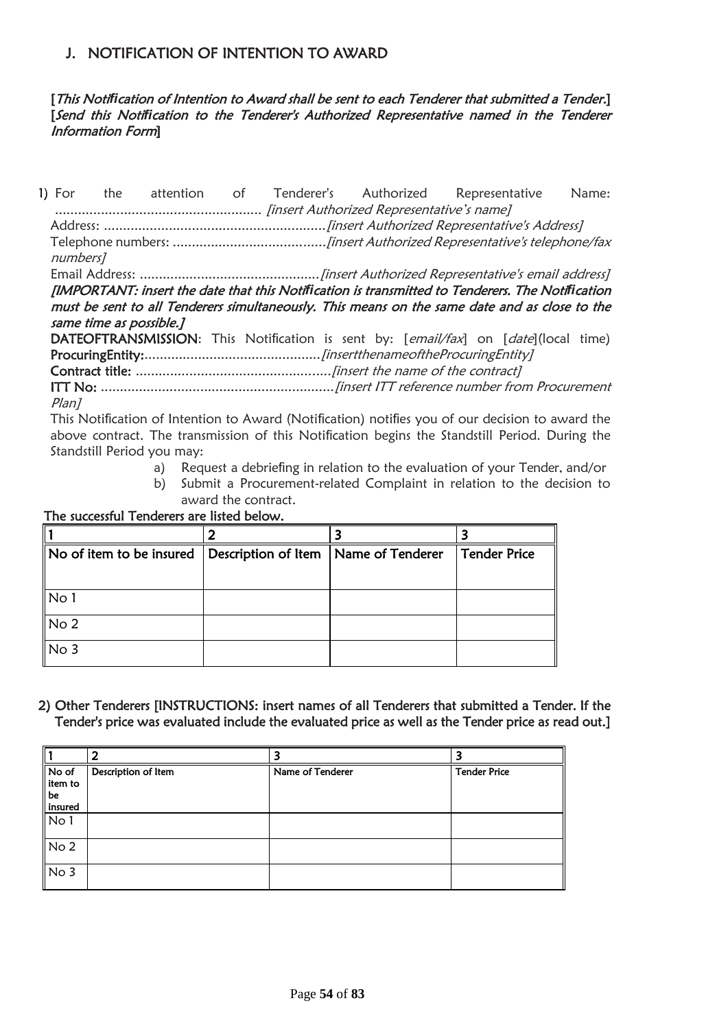## J. NOTIFICATION OF INTENTION TO AWARD

**[*This Notification of Intention to Award shall be sent to each Tenderer that submitted a Tender.*]**
**[*Send this Notification to the Tenderer's Authorized Representative named in the Tenderer Information Form*]**

1) For the attention of Tenderer's Authorized Representative Name: ....................................................... *[insert Authorized Representative's name]*

   Address: ..........................................................*[insert Authorized Representative's Address]*

   Telephone numbers: ........................................*[insert Authorized Representative's telephone/fax numbers]*

   Email Address: ...............................................*[insert Authorized Representative's email address]*

   ***[IMPORTANT: insert the date that this Notification is transmitted to Tenderers. The Notification must be sent to all Tenderers simultaneously. This means on the same date and as close to the same time as possible.]***

   **DATEOFTRANSMISSION**: This Notification is sent by: [*email/fax*] on [*date*](local time)

   **ProcuringEntity:**.............................................*[insertthenameoftheProcuringEntity]*

   **Contract title:** ...................................................*[insert the name of the contract]*

   **ITT No:** .............................................................*[insert ITT reference number from Procurement Plan]*

   This Notification of Intention to Award (Notification) notifies you of our decision to award the above contract. The transmission of this Notification begins the Standstill Period. During the Standstill Period you may:

   a) Request a debriefing in relation to the evaluation of your Tender, and/or
   b) Submit a Procurement-related Complaint in relation to the decision to award the contract.

**The successful Tenderers are listed below.**

| 1 | 2 | 3 | 3 |
|---|---|---|---|
| **No of item to be insured** | **Description of Item** | **Name of Tenderer** | **Tender Price** |
| No 1 | | | |
| No 2 | | | |
| No 3 | | | |

2) Other Tenderers [INSTRUCTIONS: insert names of all Tenderers that submitted a Tender. If the Tender's price was evaluated include the evaluated price as well as the Tender price as read out.]

| 1 | 2 | 3 | 3 |
|---|---|---|---|
| **No of item to be insured** | **Description of Item** | **Name of Tenderer** | **Tender Price** |
| No 1 | | | |
| No 2 | | | |
| No 3 | | | |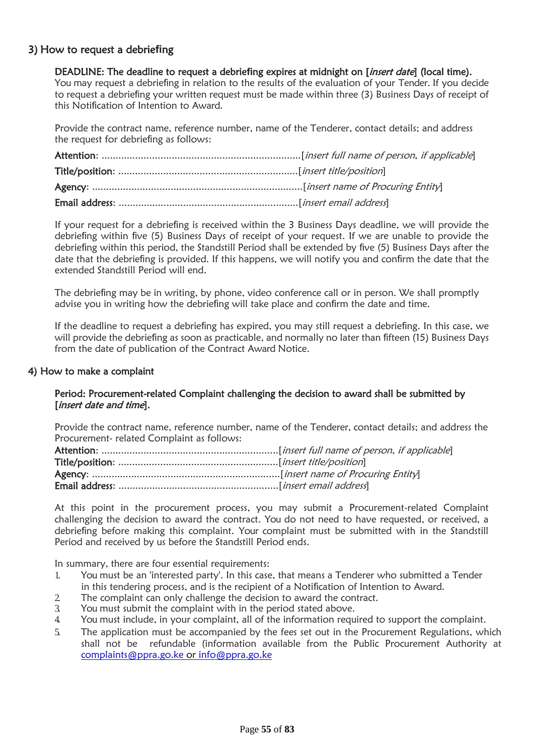## 3) How to request a debriefing

**DEADLINE: The deadline to request a debriefing expires at midnight on [*insert date*] (local time).**
You may request a debriefing in relation to the results of the evaluation of your Tender. If you decide to request a debriefing your written request must be made within three (3) Business Days of receipt of this Notification of Intention to Award.

Provide the contract name, reference number, name of the Tenderer, contact details; and address the request for debriefing as follows:

**Attention**: ......................................................................[*insert full name of person, if applicable*]

**Title/position**: ...............................................................[*insert title/position*]

**Agency**: ..........................................................................[*insert name of Procuring Entity*]

**Email address**: ...............................................................[*insert email address*]

If your request for a debriefing is received within the 3 Business Days deadline, we will provide the debriefing within five (5) Business Days of receipt of your request. If we are unable to provide the debriefing within this period, the Standstill Period shall be extended by five (5) Business Days after the date that the debriefing is provided. If this happens, we will notify you and confirm the date that the extended Standstill Period will end.

The debriefing may be in writing, by phone, video conference call or in person. We shall promptly advise you in writing how the debriefing will take place and confirm the date and time.

If the deadline to request a debriefing has expired, you may still request a debriefing. In this case, we will provide the debriefing as soon as practicable, and normally no later than fifteen (15) Business Days from the date of publication of the Contract Award Notice.

## 4) How to make a complaint

**Period: Procurement-related Complaint challenging the decision to award shall be submitted by [*insert date and time*].**

Provide the contract name, reference number, name of the Tenderer, contact details; and address the Procurement- related Complaint as follows:

**Attention**: ..............................................................[*insert full name of person, if applicable*]
**Title/position**: ........................................................[*insert title/position*]
**Agency**: ..................................................................[*insert name of Procuring Entity*]
**Email address**: ........................................................[*insert email address*]

At this point in the procurement process, you may submit a Procurement-related Complaint challenging the decision to award the contract. You do not need to have requested, or received, a debriefing before making this complaint. Your complaint must be submitted with in the Standstill Period and received by us before the Standstill Period ends.

In summary, there are four essential requirements:

1. You must be an 'interested party'. In this case, that means a Tenderer who submitted a Tender in this tendering process, and is the recipient of a Notification of Intention to Award.
2. The complaint can only challenge the decision to award the contract.
3. You must submit the complaint with in the period stated above.
4. You must include, in your complaint, all of the information required to support the complaint.
5. The application must be accompanied by the fees set out in the Procurement Regulations, which shall not be refundable (information available from the Public Procurement Authority at complaints@ppra.go.ke or info@ppra.go.ke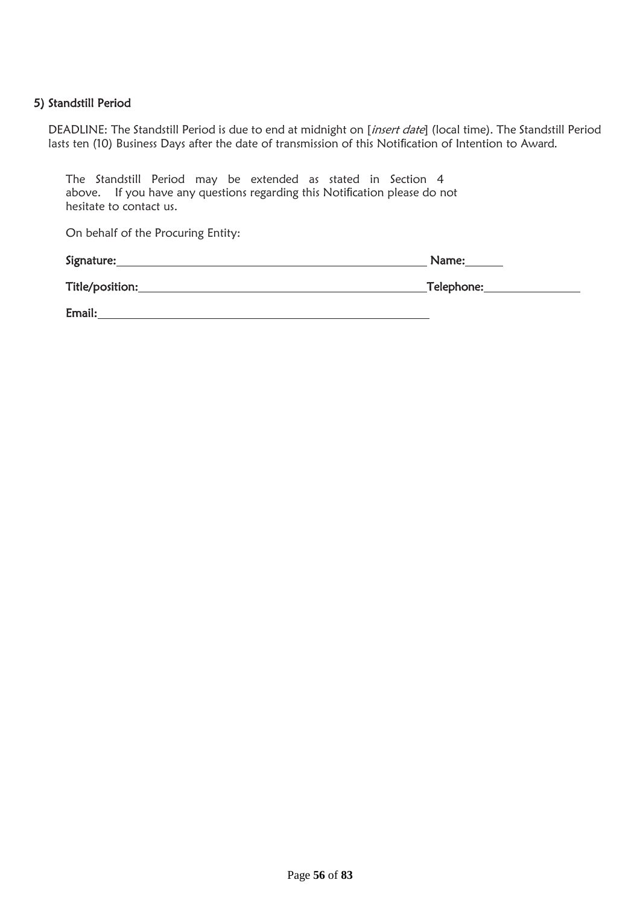## 5) Standstill Period

DEADLINE: The Standstill Period is due to end at midnight on [*insert date*] (local time). The Standstill Period lasts ten (10) Business Days after the date of transmission of this Notification of Intention to Award.

The Standstill Period may be extended as stated in Section 4 above. If you have any questions regarding this Notification please do not hesitate to contact us.

On behalf of the Procuring Entity:

**Signature:**\_\_\_\_\_\_\_\_\_\_\_\_\_\_\_\_\_\_\_\_\_\_\_\_\_\_\_\_\_\_\_\_\_\_\_\_\_\_\_\_\_\_\_\_ **Name:**\_\_\_\_\_\_

**Title/position:**\_\_\_\_\_\_\_\_\_\_\_\_\_\_\_\_\_\_\_\_\_\_\_\_\_\_\_\_\_\_\_\_\_\_\_\_\_\_\_\_\_\_\_\_**Telephone:**\_\_\_\_\_\_\_\_\_\_\_\_\_\_\_\_

**Email:**\_\_\_\_\_\_\_\_\_\_\_\_\_\_\_\_\_\_\_\_\_\_\_\_\_\_\_\_\_\_\_\_\_\_\_\_\_\_\_\_\_\_\_\_\_\_\_\_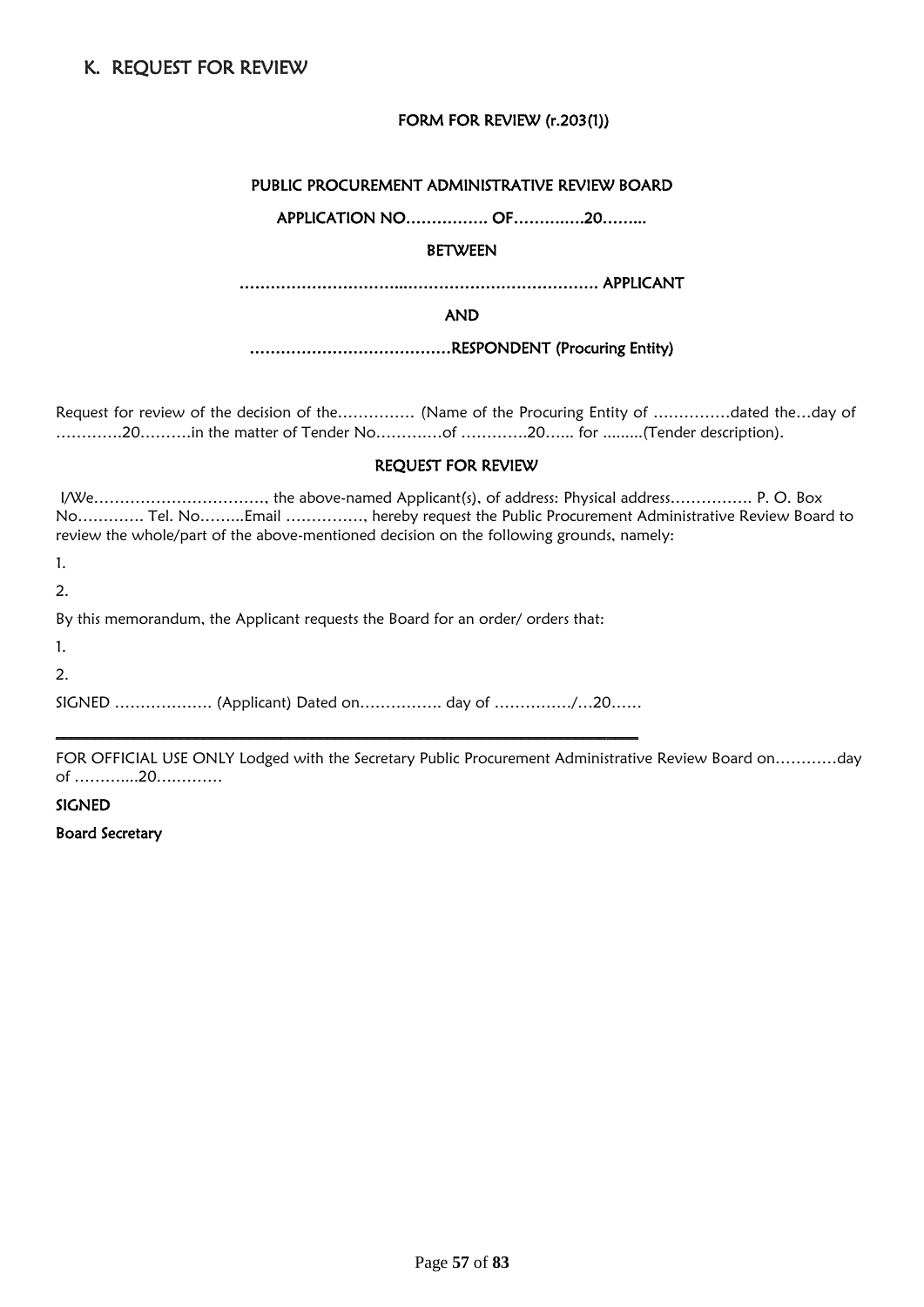## K. REQUEST FOR REVIEW

**FORM FOR REVIEW (r.203(1))**

**PUBLIC PROCUREMENT ADMINISTRATIVE REVIEW BOARD**

**APPLICATION NO……………. OF………….20……..**

**BETWEEN**

**…………………………..………………………………. APPLICANT**

**AND**

**…………………………………RESPONDENT (Procuring Entity)**

Request for review of the decision of the…………… (Name of the Procuring Entity of ……………dated the…day of ………….20……….in the matter of Tender No…………of ………….20…... for .........(Tender description).

**REQUEST FOR REVIEW**

I/We……………………………, the above-named Applicant(s), of address: Physical address……………. P. O. Box No…………. Tel. No……...Email ……………, hereby request the Public Procurement Administrative Review Board to review the whole/part of the above-mentioned decision on the following grounds, namely:

1.

2.

By this memorandum, the Applicant requests the Board for an order/ orders that:

1.

2.

SIGNED ………………. (Applicant) Dated on……………. day of ……………/…20……

---

FOR OFFICIAL USE ONLY Lodged with the Secretary Public Procurement Administrative Review Board on…………day of ………....20…………

**SIGNED**

**Board Secretary**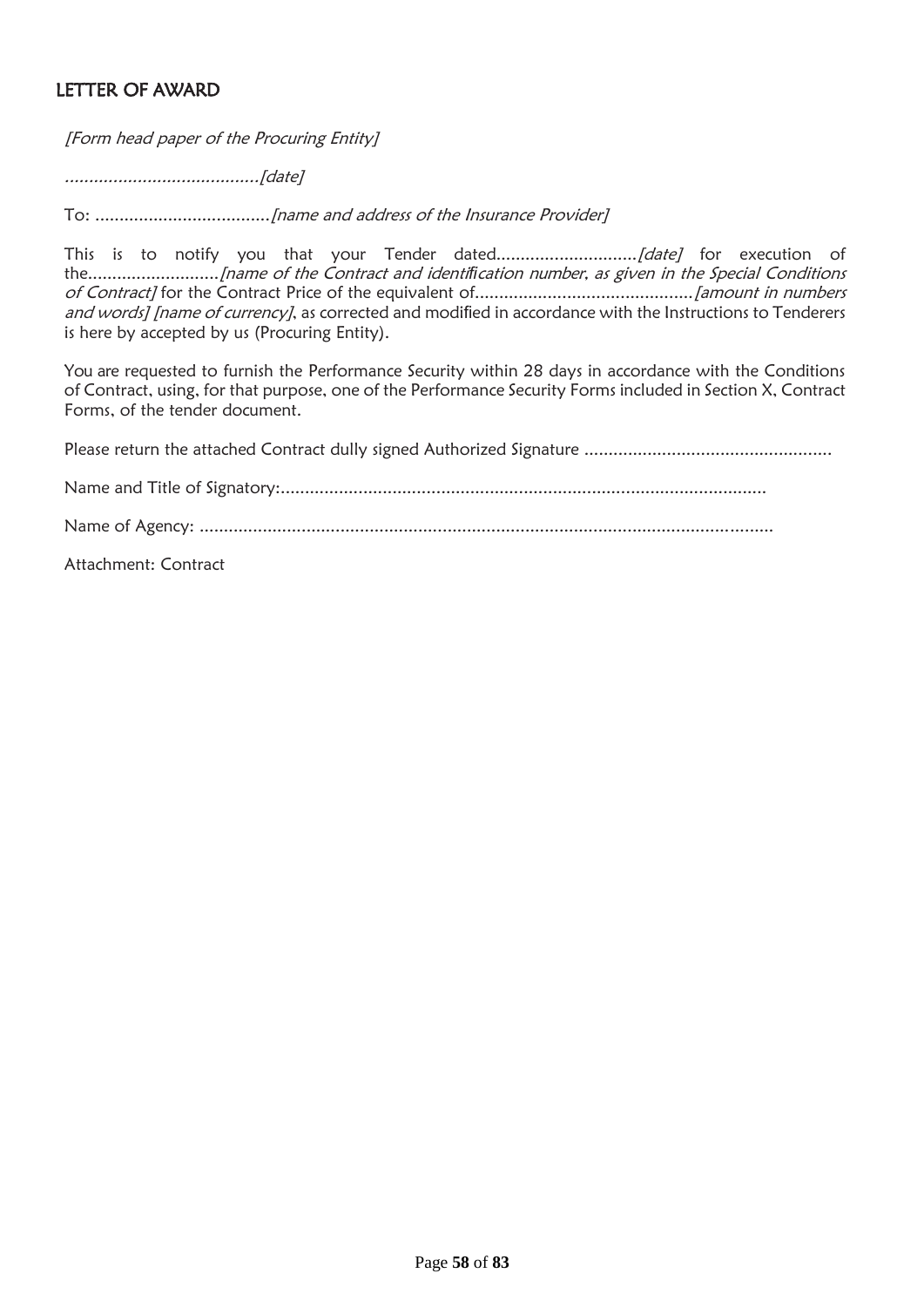## LETTER OF AWARD

*[Form head paper of the Procuring Entity]*

........................................*[date]*

To: ....................................*[name and address of the Insurance Provider]*

This is to notify you that your Tender dated.............................*[date]* for execution of the...........................*[name of the Contract and identification number, as given in the Special Conditions of Contract]* for the Contract Price of the equivalent of.............................................*[amount in numbers and words] [name of currency]*, as corrected and modified in accordance with the Instructions to Tenderers is here by accepted by us (Procuring Entity).

You are requested to furnish the Performance Security within 28 days in accordance with the Conditions of Contract, using, for that purpose, one of the Performance Security Forms included in Section X, Contract Forms, of the tender document.

Please return the attached Contract dully signed Authorized Signature ..................................................

Name and Title of Signatory:...................................................................................................

Name of Agency: .....................................................................................................................

Attachment: Contract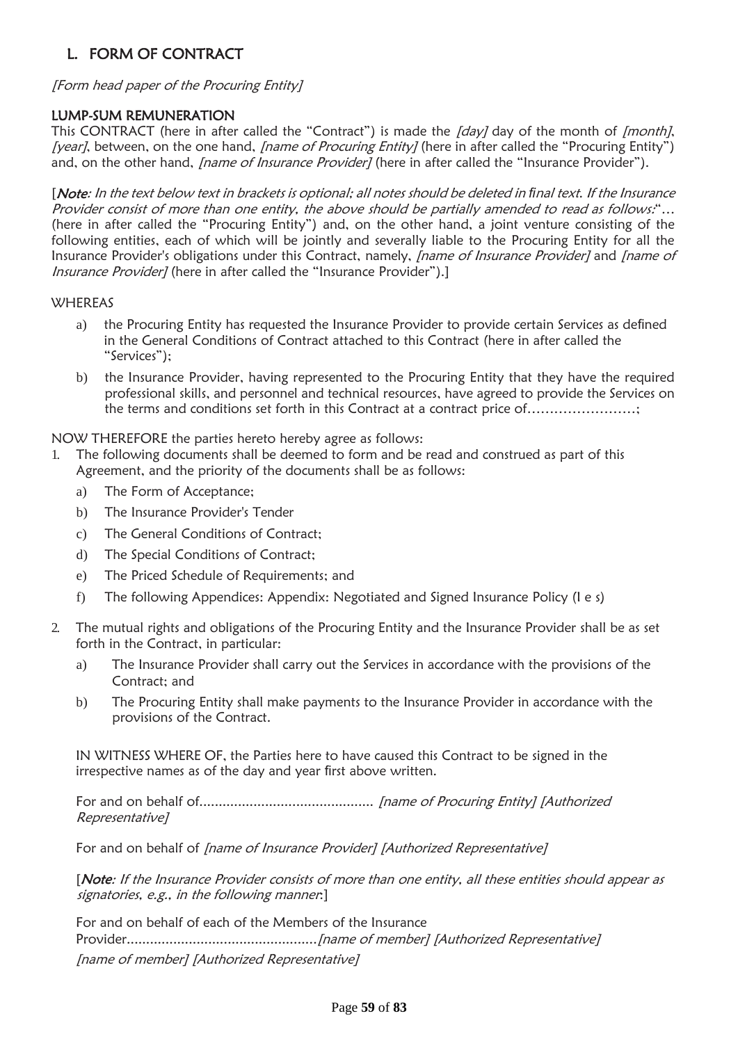## L. FORM OF CONTRACT

*[Form head paper of the Procuring Entity]*

**LUMP-SUM REMUNERATION**

This CONTRACT (here in after called the "Contract") is made the *[day]* day of the month of *[month]*, *[year]*, between, on the one hand, *[name of Procuring Entity]* (here in after called the "Procuring Entity") and, on the other hand, *[name of Insurance Provider]* (here in after called the "Insurance Provider").

[***Note**: In the text below text in brackets is optional; all notes should be deleted in final text. If the Insurance Provider consist of more than one entity, the above should be partially amended to read as follows:*"… (here in after called the "Procuring Entity") and, on the other hand, a joint venture consisting of the following entities, each of which will be jointly and severally liable to the Procuring Entity for all the Insurance Provider's obligations under this Contract, namely, *[name of Insurance Provider]* and *[name of Insurance Provider]* (here in after called the "Insurance Provider").]

WHEREAS

a) the Procuring Entity has requested the Insurance Provider to provide certain Services as defined in the General Conditions of Contract attached to this Contract (here in after called the "Services");

b) the Insurance Provider, having represented to the Procuring Entity that they have the required professional skills, and personnel and technical resources, have agreed to provide the Services on the terms and conditions set forth in this Contract at a contract price of……………………;

NOW THEREFORE the parties hereto hereby agree as follows:

1. The following documents shall be deemed to form and be read and construed as part of this Agreement, and the priority of the documents shall be as follows:
   a) The Form of Acceptance;
   b) The Insurance Provider's Tender
   c) The General Conditions of Contract;
   d) The Special Conditions of Contract;
   e) The Priced Schedule of Requirements; and
   f) The following Appendices: Appendix: Negotiated and Signed Insurance Policy (I e s)

2. The mutual rights and obligations of the Procuring Entity and the Insurance Provider shall be as set forth in the Contract, in particular:
   a) The Insurance Provider shall carry out the Services in accordance with the provisions of the Contract; and
   b) The Procuring Entity shall make payments to the Insurance Provider in accordance with the provisions of the Contract.

IN WITNESS WHERE OF, the Parties here to have caused this Contract to be signed in the irrespective names as of the day and year first above written.

For and on behalf of............................................. *[name of Procuring Entity] [Authorized Representative]*

For and on behalf of *[name of Insurance Provider] [Authorized Representative]*

[***Note**: If the Insurance Provider consists of more than one entity, all these entities should appear as signatories, e.g., in the following manner*:]

For and on behalf of each of the Members of the Insurance Provider................................................*[name of member] [Authorized Representative]*

*[name of member] [Authorized Representative]*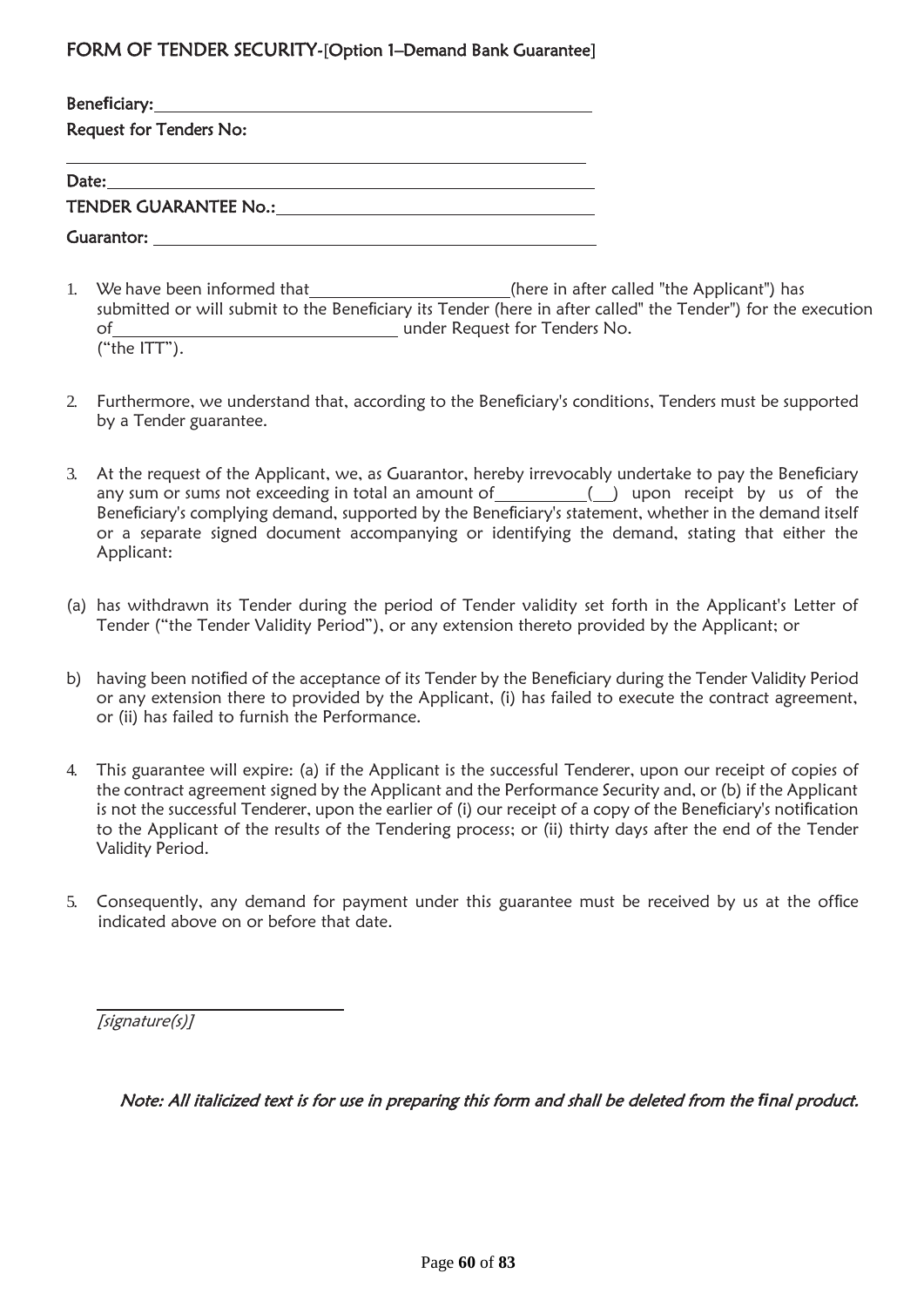## FORM OF TENDER SECURITY-[Option 1–Demand Bank Guarantee]

**Beneficiary:** ______________________________

**Request for Tenders No:**

______________________________

**Date:** ______________________________

**TENDER GUARANTEE No.:** ______________________________

**Guarantor:** ______________________________

1. We have been informed that ____________________ (here in after called "the Applicant") has submitted or will submit to the Beneficiary its Tender (here in after called" the Tender") for the execution of ______________________________ under Request for Tenders No. ("the ITT").

2. Furthermore, we understand that, according to the Beneficiary's conditions, Tenders must be supported by a Tender guarantee.

3. At the request of the Applicant, we, as Guarantor, hereby irrevocably undertake to pay the Beneficiary any sum or sums not exceeding in total an amount of __________ (__) upon receipt by us of the Beneficiary's complying demand, supported by the Beneficiary's statement, whether in the demand itself or a separate signed document accompanying or identifying the demand, stating that either the Applicant:

(a) has withdrawn its Tender during the period of Tender validity set forth in the Applicant's Letter of Tender ("the Tender Validity Period"), or any extension thereto provided by the Applicant; or

b) having been notified of the acceptance of its Tender by the Beneficiary during the Tender Validity Period or any extension there to provided by the Applicant, (i) has failed to execute the contract agreement, or (ii) has failed to furnish the Performance.

4. This guarantee will expire: (a) if the Applicant is the successful Tenderer, upon our receipt of copies of the contract agreement signed by the Applicant and the Performance Security and, or (b) if the Applicant is not the successful Tenderer, upon the earlier of (i) our receipt of a copy of the Beneficiary's notification to the Applicant of the results of the Tendering process; or (ii) thirty days after the end of the Tender Validity Period.

5. Consequently, any demand for payment under this guarantee must be received by us at the office indicated above on or before that date.

______________________________

*[signature(s)]*

*Note: All italicized text is for use in preparing this form and shall be deleted from the final product.*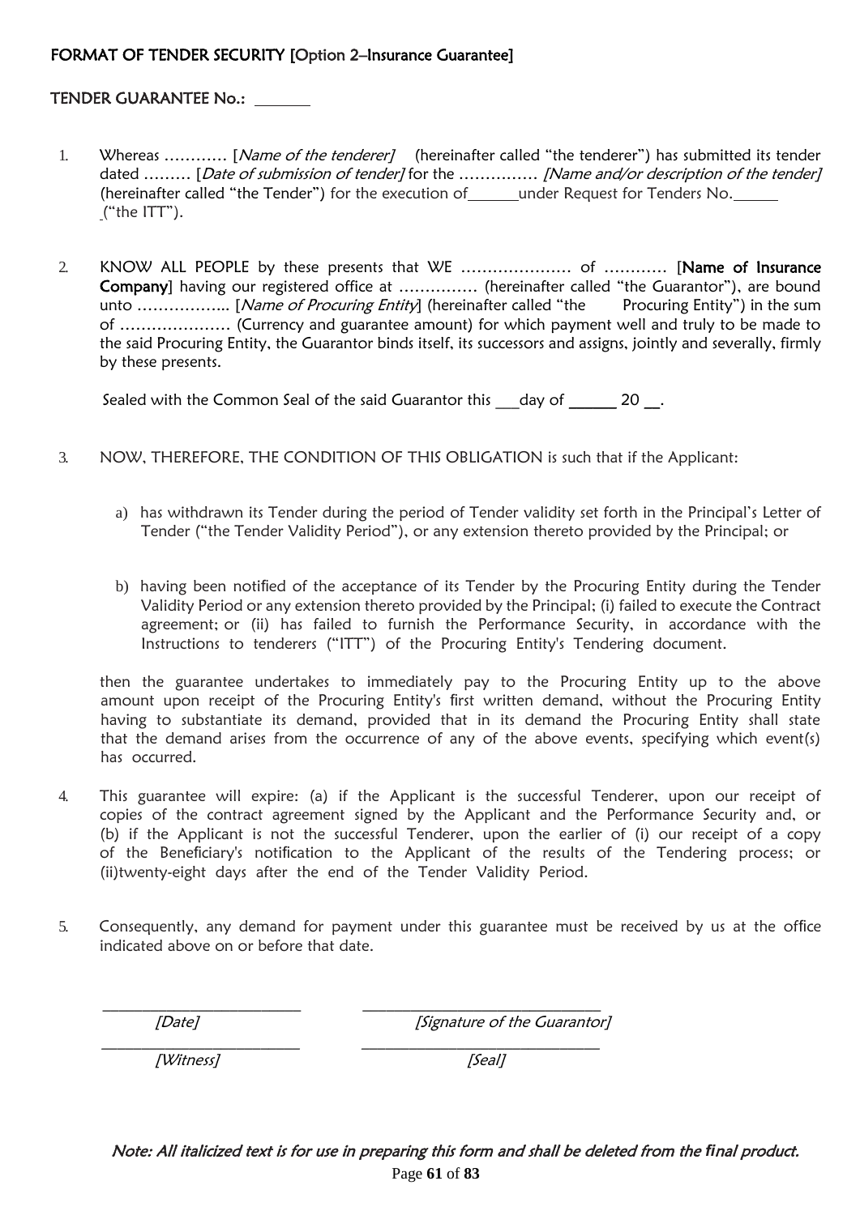**FORMAT OF TENDER SECURITY [Option 2–Insurance Guarantee]**

**TENDER GUARANTEE No.:** _______

1. Whereas ………… [*Name of the tenderer]* (hereinafter called "the tenderer") has submitted its tender dated ……… [*Date of submission of tender]* for the …………… *[Name and/or description of the tender]* (hereinafter called "the Tender") for the execution of______under Request for Tenders No.______ ("the ITT").

2. KNOW ALL PEOPLE by these presents that WE ………………… of ………… [**Name of Insurance Company**] having our registered office at …………… (hereinafter called "the Guarantor"), are bound unto …………….. [*Name of Procuring Entity*] (hereinafter called "the Procuring Entity") in the sum of ………………… (Currency and guarantee amount) for which payment well and truly to be made to the said Procuring Entity, the Guarantor binds itself, its successors and assigns, jointly and severally, firmly by these presents.

   Sealed with the Common Seal of the said Guarantor this ___day of ______ 20 __.

3. NOW, THEREFORE, THE CONDITION OF THIS OBLIGATION is such that if the Applicant:

   a) has withdrawn its Tender during the period of Tender validity set forth in the Principal's Letter of Tender ("the Tender Validity Period"), or any extension thereto provided by the Principal; or

   b) having been notified of the acceptance of its Tender by the Procuring Entity during the Tender Validity Period or any extension thereto provided by the Principal; (i) failed to execute the Contract agreement; or (ii) has failed to furnish the Performance Security, in accordance with the Instructions to tenderers ("ITT") of the Procuring Entity's Tendering document.

   then the guarantee undertakes to immediately pay to the Procuring Entity up to the above amount upon receipt of the Procuring Entity's first written demand, without the Procuring Entity having to substantiate its demand, provided that in its demand the Procuring Entity shall state that the demand arises from the occurrence of any of the above events, specifying which event(s) has occurred.

4. This guarantee will expire: (a) if the Applicant is the successful Tenderer, upon our receipt of copies of the contract agreement signed by the Applicant and the Performance Security and, or (b) if the Applicant is not the successful Tenderer, upon the earlier of (i) our receipt of a copy of the Beneficiary's notification to the Applicant of the results of the Tendering process; or (ii)twenty-eight days after the end of the Tender Validity Period.

5. Consequently, any demand for payment under this guarantee must be received by us at the office indicated above on or before that date.

_________________________ &nbsp;&nbsp;&nbsp;&nbsp;&nbsp; ______________________________
*[Date]* &nbsp;&nbsp;&nbsp;&nbsp;&nbsp; *[Signature of the Guarantor]*

_________________________ &nbsp;&nbsp;&nbsp;&nbsp;&nbsp; ______________________________
*[Witness]* &nbsp;&nbsp;&nbsp;&nbsp;&nbsp; *[Seal]*

***Note: All italicized text is for use in preparing this form and shall be deleted from the final product.***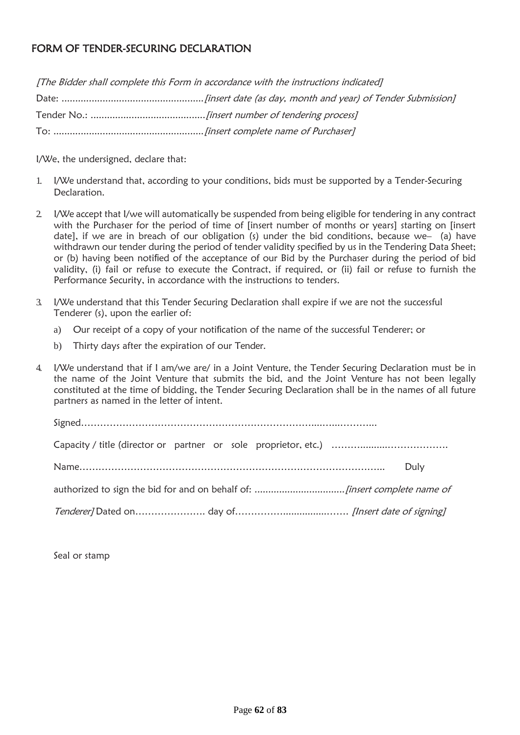## FORM OF TENDER-SECURING DECLARATION

*[The Bidder shall complete this Form in accordance with the instructions indicated]*

Date: ....................................................*[insert date (as day, month and year) of Tender Submission]*

Tender No.: ..........................................*[insert number of tendering process]*

To: .......................................................*[insert complete name of Purchaser]*

I/We, the undersigned, declare that:

1. I/We understand that, according to your conditions, bids must be supported by a Tender-Securing Declaration.
2. I/We accept that I/we will automatically be suspended from being eligible for tendering in any contract with the Purchaser for the period of time of [insert number of months or years] starting on [insert date], if we are in breach of our obligation (s) under the bid conditions, because we– (a) have withdrawn our tender during the period of tender validity specified by us in the Tendering Data Sheet; or (b) having been notified of the acceptance of our Bid by the Purchaser during the period of bid validity, (i) fail or refuse to execute the Contract, if required, or (ii) fail or refuse to furnish the Performance Security, in accordance with the instructions to tenders.
3. I/We understand that this Tender Securing Declaration shall expire if we are not the successful Tenderer (s), upon the earlier of:
   a) Our receipt of a copy of your notification of the name of the successful Tenderer; or
   b) Thirty days after the expiration of our Tender.
4. I/We understand that if I am/we are/ in a Joint Venture, the Tender Securing Declaration must be in the name of the Joint Venture that submits the bid, and the Joint Venture has not been legally constituted at the time of bidding, the Tender Securing Declaration shall be in the names of all future partners as named in the letter of intent.

Signed………………………………………………………………….........………...

Capacity / title (director or partner or sole proprietor, etc.) ……….........……………….

Name…………………………………………………………………………………..     Duly

authorized to sign the bid for and on behalf of: .................................*[insert complete name of Tenderer]* Dated on…………………. day of…………….............……. *[Insert date of signing]*

Seal or stamp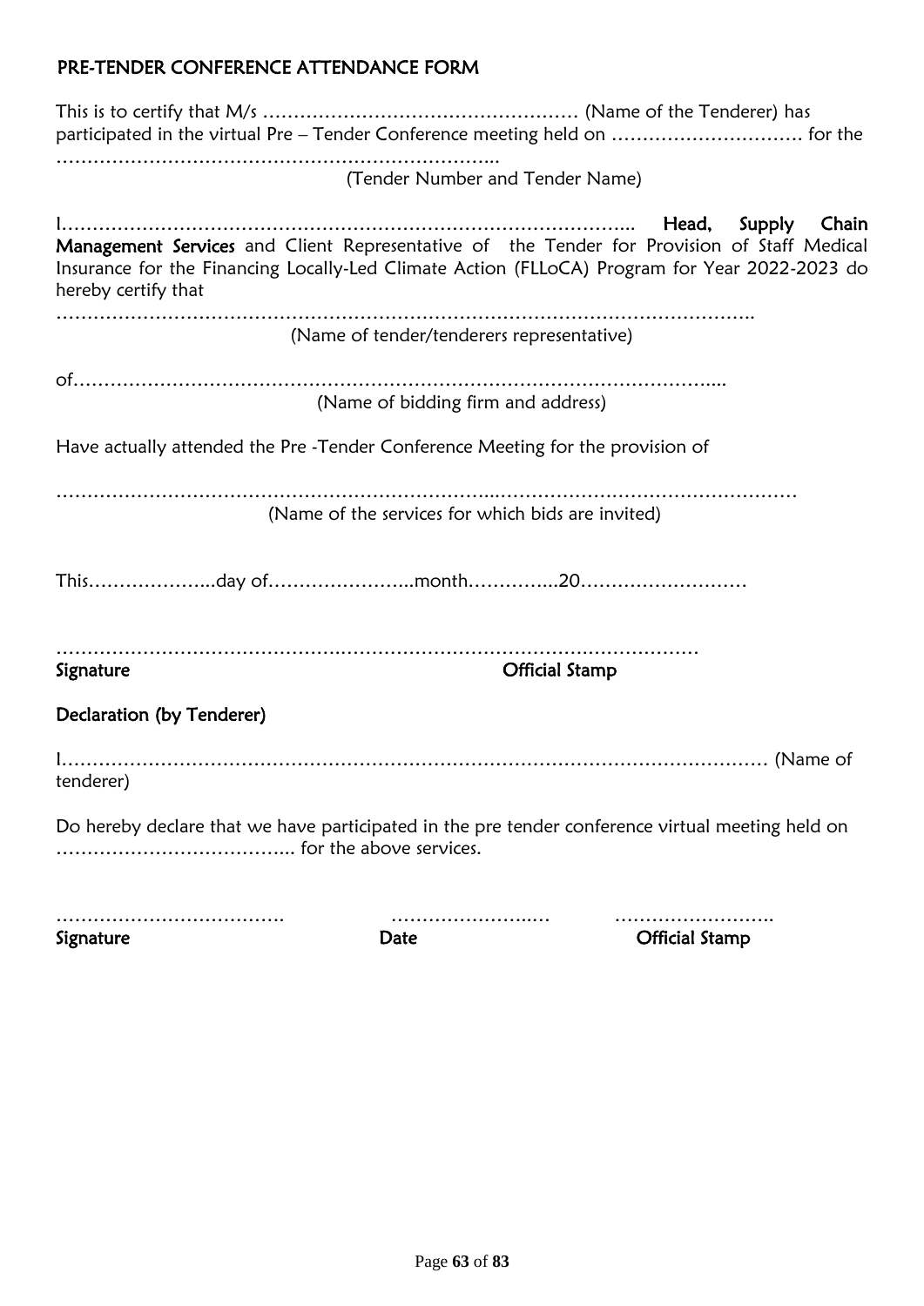## PRE-TENDER CONFERENCE ATTENDANCE FORM

This is to certify that M/s …………………………………………… (Name of the Tenderer) has participated in the virtual Pre – Tender Conference meeting held on …………………………. for the ………………………………………………………………..

(Tender Number and Tender Name)

I……………………………………………………………………………….. **Head, Supply Chain Management Services** and Client Representative of the Tender for Provision of Staff Medical Insurance for the Financing Locally-Led Climate Action (FLLoCA) Program for Year 2022-2023 do hereby certify that

………………………………………………………………………………………………..

(Name of tender/tenderers representative)

of……………………………………………………………………………………….....

(Name of bidding firm and address)

Have actually attended the Pre -Tender Conference Meeting for the provision of

……………………………………………………………...…………………………………………

(Name of the services for which bids are invited)

This………………...day of…………………...month…………...20………………………

…………………………………………………………………………………………

**Signature** **Official Stamp**

**Declaration (by Tenderer)**

I………………………………………………………………………………………………… (Name of tenderer)

Do hereby declare that we have participated in the pre tender conference virtual meeting held on ……………………………….. for the above services.

………………………………. ……………………..… ……………………..

**Signature** **Date** **Official Stamp**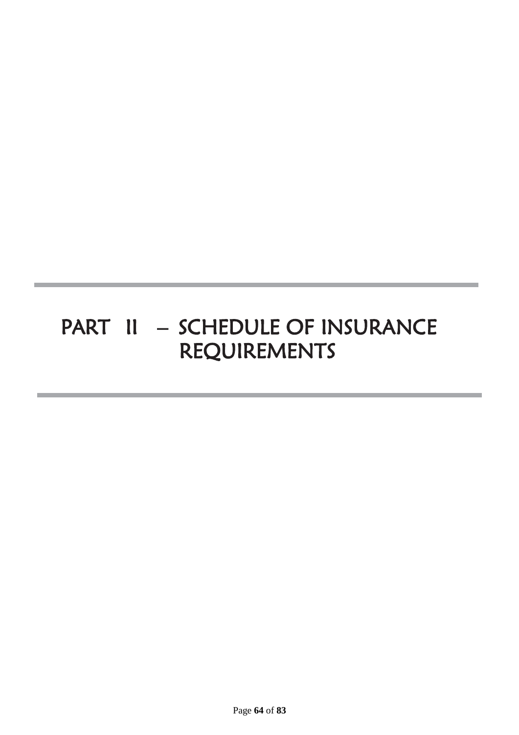# PART II – SCHEDULE OF INSURANCE REQUIREMENTS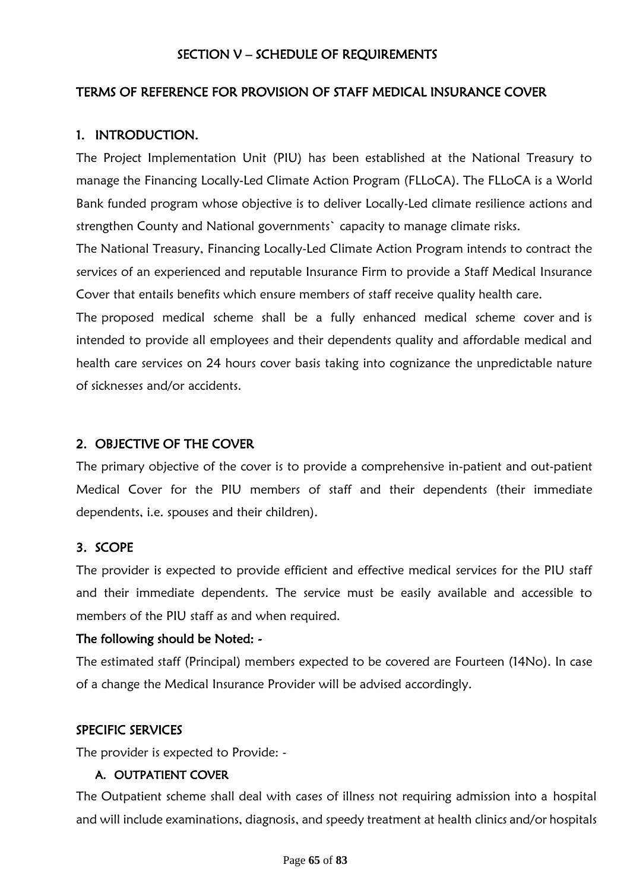## SECTION V – SCHEDULE OF REQUIREMENTS

## TERMS OF REFERENCE FOR PROVISION OF STAFF MEDICAL INSURANCE COVER

### 1. INTRODUCTION.

The Project Implementation Unit (PIU) has been established at the National Treasury to manage the Financing Locally-Led Climate Action Program (FLLoCA). The FLLoCA is a World Bank funded program whose objective is to deliver Locally-Led climate resilience actions and strengthen County and National governments` capacity to manage climate risks.

The National Treasury, Financing Locally-Led Climate Action Program intends to contract the services of an experienced and reputable Insurance Firm to provide a Staff Medical Insurance Cover that entails benefits which ensure members of staff receive quality health care.

The proposed medical scheme shall be a fully enhanced medical scheme cover and is intended to provide all employees and their dependents quality and affordable medical and health care services on 24 hours cover basis taking into cognizance the unpredictable nature of sicknesses and/or accidents.

### 2. OBJECTIVE OF THE COVER

The primary objective of the cover is to provide a comprehensive in-patient and out-patient Medical Cover for the PIU members of staff and their dependents (their immediate dependents, i.e. spouses and their children).

### 3. SCOPE

The provider is expected to provide efficient and effective medical services for the PIU staff and their immediate dependents. The service must be easily available and accessible to members of the PIU staff as and when required.

**The following should be Noted: -**

The estimated staff (Principal) members expected to be covered are Fourteen (14No). In case of a change the Medical Insurance Provider will be advised accordingly.

### SPECIFIC SERVICES

The provider is expected to Provide: -

#### A. OUTPATIENT COVER

The Outpatient scheme shall deal with cases of illness not requiring admission into a hospital and will include examinations, diagnosis, and speedy treatment at health clinics and/or hospitals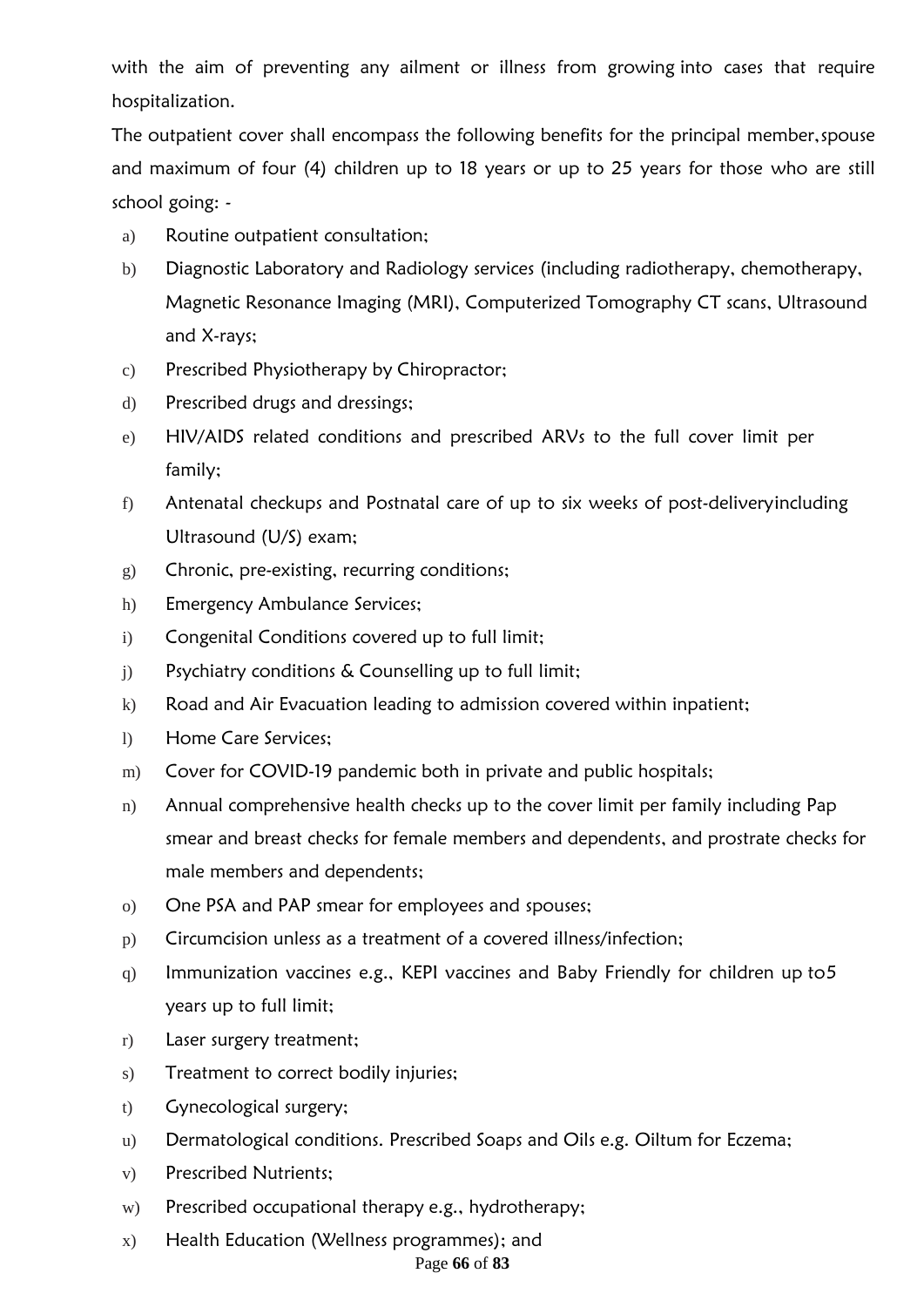with the aim of preventing any ailment or illness from growing into cases that require hospitalization.

The outpatient cover shall encompass the following benefits for the principal member, spouse and maximum of four (4) children up to 18 years or up to 25 years for those who are still school going: -

a) Routine outpatient consultation;
b) Diagnostic Laboratory and Radiology services (including radiotherapy, chemotherapy, Magnetic Resonance Imaging (MRI), Computerized Tomography CT scans, Ultrasound and X-rays;
c) Prescribed Physiotherapy by Chiropractor;
d) Prescribed drugs and dressings;
e) HIV/AIDS related conditions and prescribed ARVs to the full cover limit per family;
f) Antenatal checkups and Postnatal care of up to six weeks of post-deliveryincluding Ultrasound (U/S) exam;
g) Chronic, pre-existing, recurring conditions;
h) Emergency Ambulance Services;
i) Congenital Conditions covered up to full limit;
j) Psychiatry conditions & Counselling up to full limit;
k) Road and Air Evacuation leading to admission covered within inpatient;
l) Home Care Services;
m) Cover for COVID-19 pandemic both in private and public hospitals;
n) Annual comprehensive health checks up to the cover limit per family including Pap smear and breast checks for female members and dependents, and prostrate checks for male members and dependents;
o) One PSA and PAP smear for employees and spouses;
p) Circumcision unless as a treatment of a covered illness/infection;
q) Immunization vaccines e.g., KEPI vaccines and Baby Friendly for children up to5 years up to full limit;
r) Laser surgery treatment;
s) Treatment to correct bodily injuries;
t) Gynecological surgery;
u) Dermatological conditions. Prescribed Soaps and Oils e.g. Oiltum for Eczema;
v) Prescribed Nutrients;
w) Prescribed occupational therapy e.g., hydrotherapy;
x) Health Education (Wellness programmes); and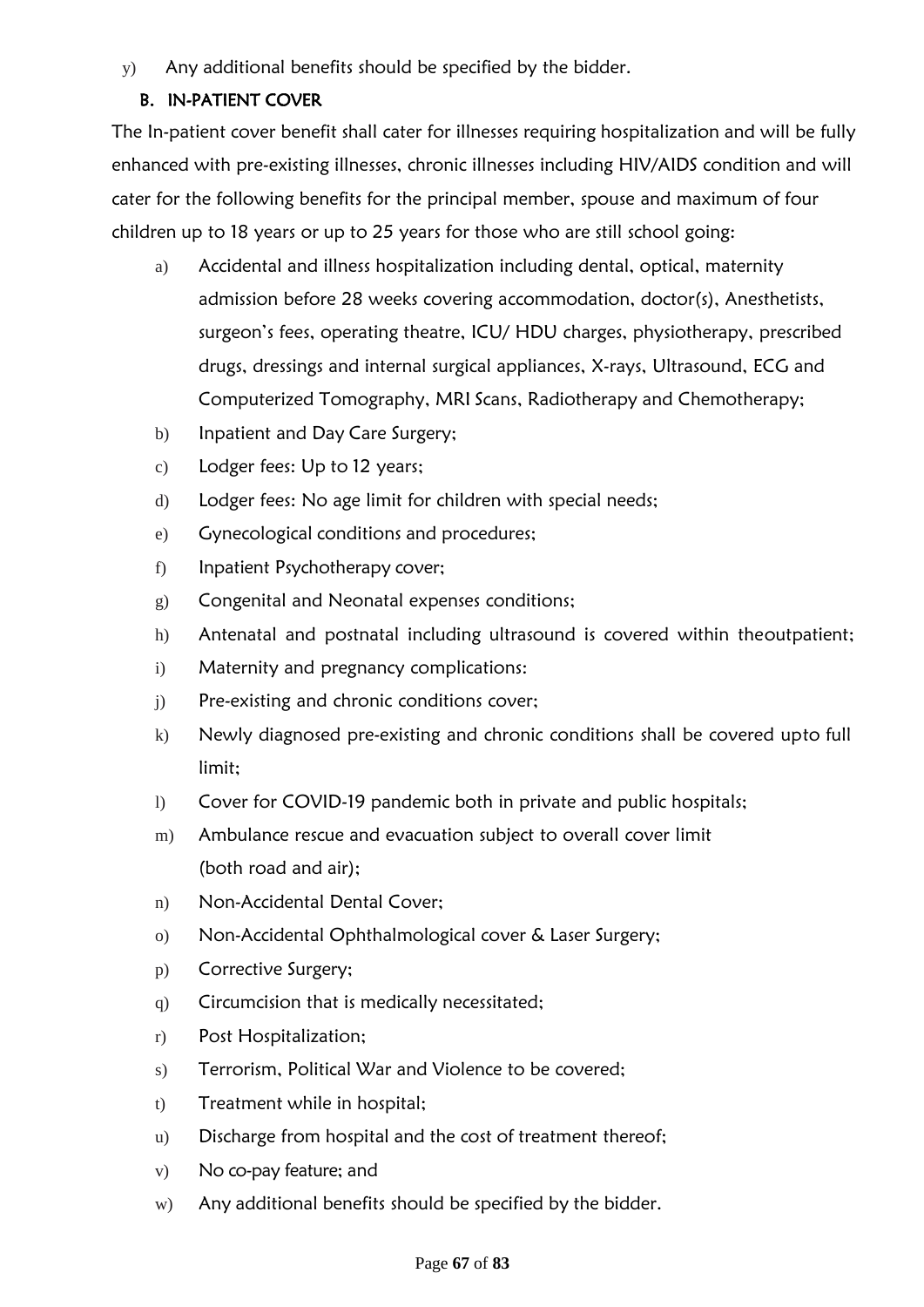y) Any additional benefits should be specified by the bidder.

### B. IN-PATIENT COVER

The In-patient cover benefit shall cater for illnesses requiring hospitalization and will be fully enhanced with pre-existing illnesses, chronic illnesses including HIV/AIDS condition and will cater for the following benefits for the principal member, spouse and maximum of four children up to 18 years or up to 25 years for those who are still school going:

a) Accidental and illness hospitalization including dental, optical, maternity admission before 28 weeks covering accommodation, doctor(s), Anesthetists, surgeon's fees, operating theatre, ICU/ HDU charges, physiotherapy, prescribed drugs, dressings and internal surgical appliances, X-rays, Ultrasound, ECG and Computerized Tomography, MRI Scans, Radiotherapy and Chemotherapy;

b) Inpatient and Day Care Surgery;

c) Lodger fees: Up to 12 years;

d) Lodger fees: No age limit for children with special needs;

e) Gynecological conditions and procedures;

f) Inpatient Psychotherapy cover;

g) Congenital and Neonatal expenses conditions;

h) Antenatal and postnatal including ultrasound is covered within theoutpatient;

i) Maternity and pregnancy complications:

j) Pre-existing and chronic conditions cover;

k) Newly diagnosed pre-existing and chronic conditions shall be covered upto full limit;

l) Cover for COVID-19 pandemic both in private and public hospitals;

m) Ambulance rescue and evacuation subject to overall cover limit (both road and air);

n) Non-Accidental Dental Cover;

o) Non-Accidental Ophthalmological cover & Laser Surgery;

p) Corrective Surgery;

q) Circumcision that is medically necessitated;

r) Post Hospitalization;

s) Terrorism, Political War and Violence to be covered;

t) Treatment while in hospital;

u) Discharge from hospital and the cost of treatment thereof;

v) No co-pay feature; and

w) Any additional benefits should be specified by the bidder.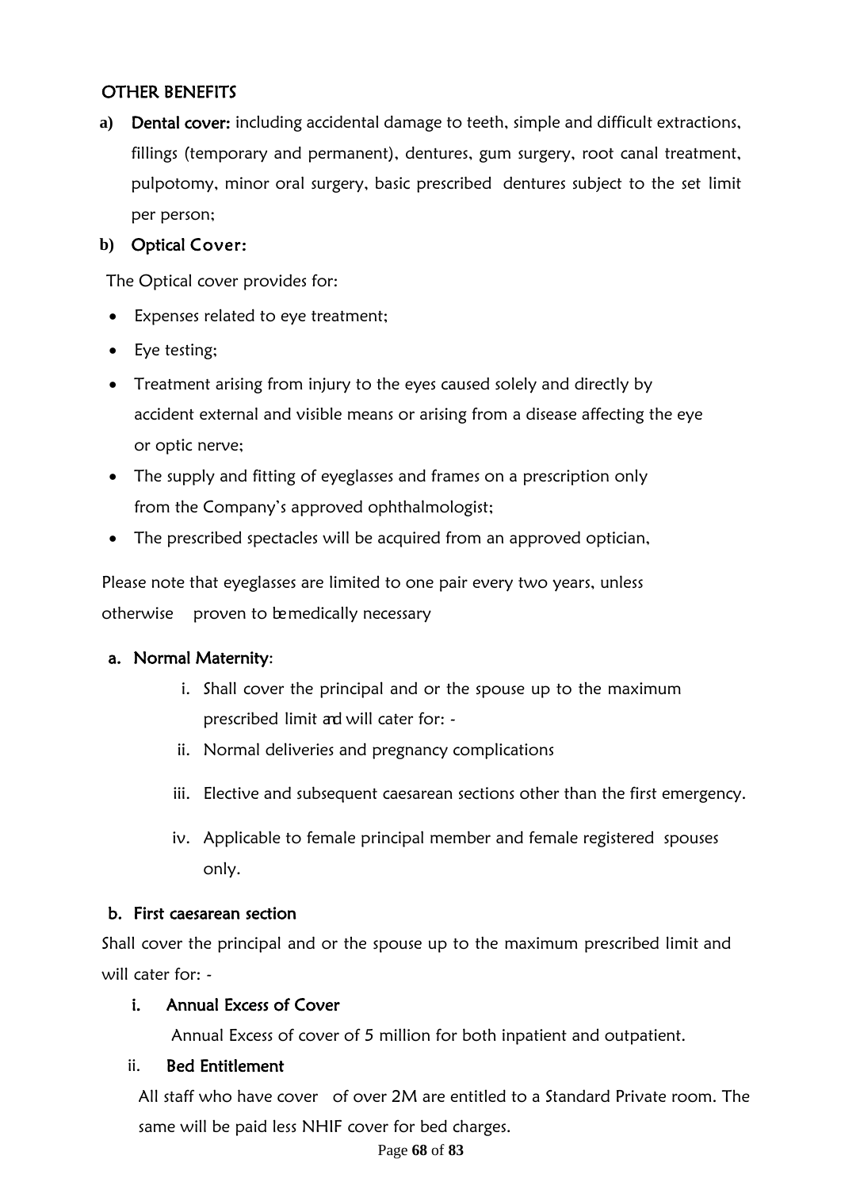## OTHER BENEFITS

**a) Dental cover:** including accidental damage to teeth, simple and difficult extractions, fillings (temporary and permanent), dentures, gum surgery, root canal treatment, pulpotomy, minor oral surgery, basic prescribed dentures subject to the set limit per person;

**b) Optical Cover:**

The Optical cover provides for:

- Expenses related to eye treatment;
- Eye testing;
- Treatment arising from injury to the eyes caused solely and directly by accident external and visible means or arising from a disease affecting the eye or optic nerve;
- The supply and fitting of eyeglasses and frames on a prescription only from the Company's approved ophthalmologist;
- The prescribed spectacles will be acquired from an approved optician,

Please note that eyeglasses are limited to one pair every two years, unless otherwise proven to be medically necessary

**a. Normal Maternity:**

1. Shall cover the principal and or the spouse up to the maximum prescribed limit and will cater for: -
2. Normal deliveries and pregnancy complications
3. Elective and subsequent caesarean sections other than the first emergency.
4. Applicable to female principal member and female registered spouses only.

**b. First caesarean section**

Shall cover the principal and or the spouse up to the maximum prescribed limit and will cater for: -

**i. Annual Excess of Cover**

Annual Excess of cover of 5 million for both inpatient and outpatient.

**ii. Bed Entitlement**

All staff who have cover of over 2M are entitled to a Standard Private room. The same will be paid less NHIF cover for bed charges.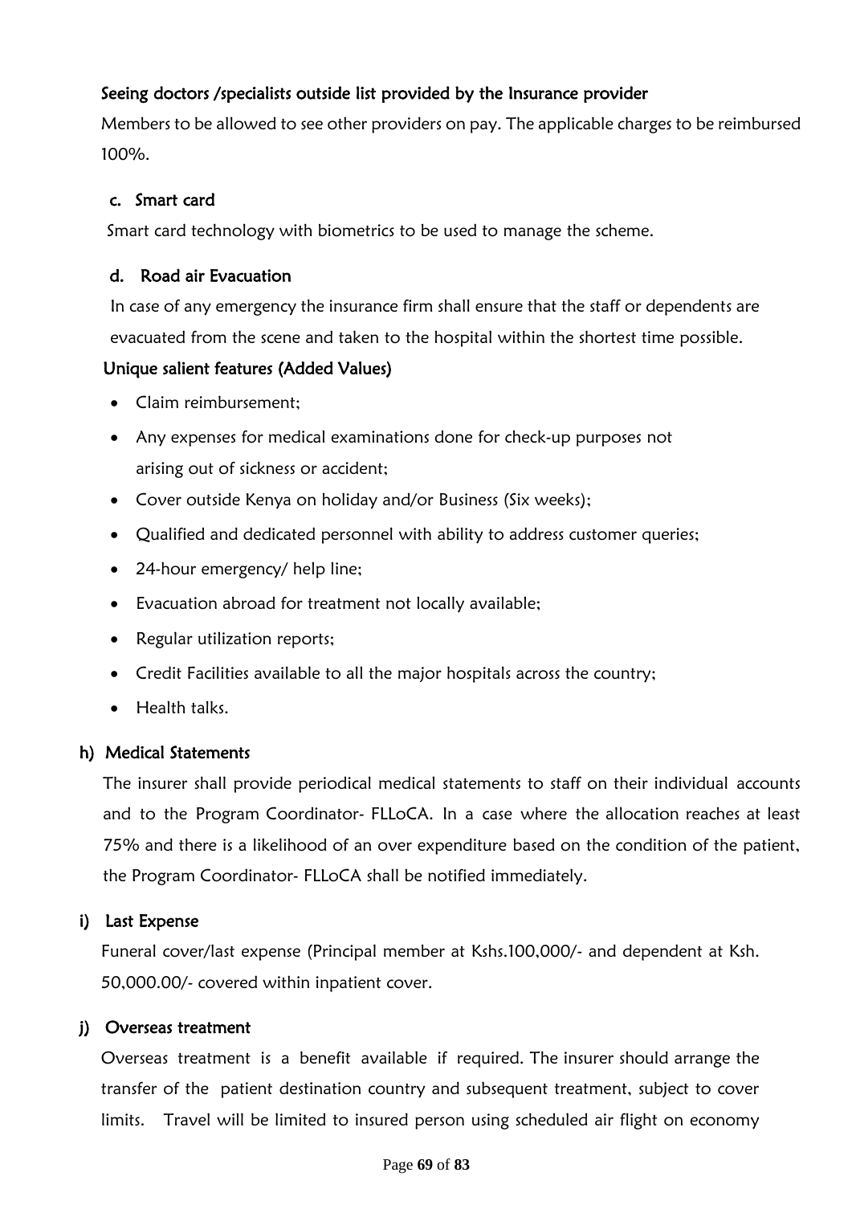#### Seeing doctors /specialists outside list provided by the Insurance provider

Members to be allowed to see other providers on pay. The applicable charges to be reimbursed 100%.

#### c. Smart card

Smart card technology with biometrics to be used to manage the scheme.

#### d. Road air Evacuation

In case of any emergency the insurance firm shall ensure that the staff or dependents are evacuated from the scene and taken to the hospital within the shortest time possible.

#### Unique salient features (Added Values)

- Claim reimbursement;
- Any expenses for medical examinations done for check-up purposes not arising out of sickness or accident;
- Cover outside Kenya on holiday and/or Business (Six weeks);
- Qualified and dedicated personnel with ability to address customer queries;
- 24-hour emergency/ help line;
- Evacuation abroad for treatment not locally available;
- Regular utilization reports;
- Credit Facilities available to all the major hospitals across the country;
- Health talks.

### h) Medical Statements

The insurer shall provide periodical medical statements to staff on their individual accounts and to the Program Coordinator- FLLoCA. In a case where the allocation reaches at least 75% and there is a likelihood of an over expenditure based on the condition of the patient, the Program Coordinator- FLLoCA shall be notified immediately.

### i) Last Expense

Funeral cover/last expense (Principal member at Kshs.100,000/- and dependent at Ksh. 50,000.00/- covered within inpatient cover.

### j) Overseas treatment

Overseas treatment is a benefit available if required. The insurer should arrange the transfer of the patient destination country and subsequent treatment, subject to cover limits. Travel will be limited to insured person using scheduled air flight on economy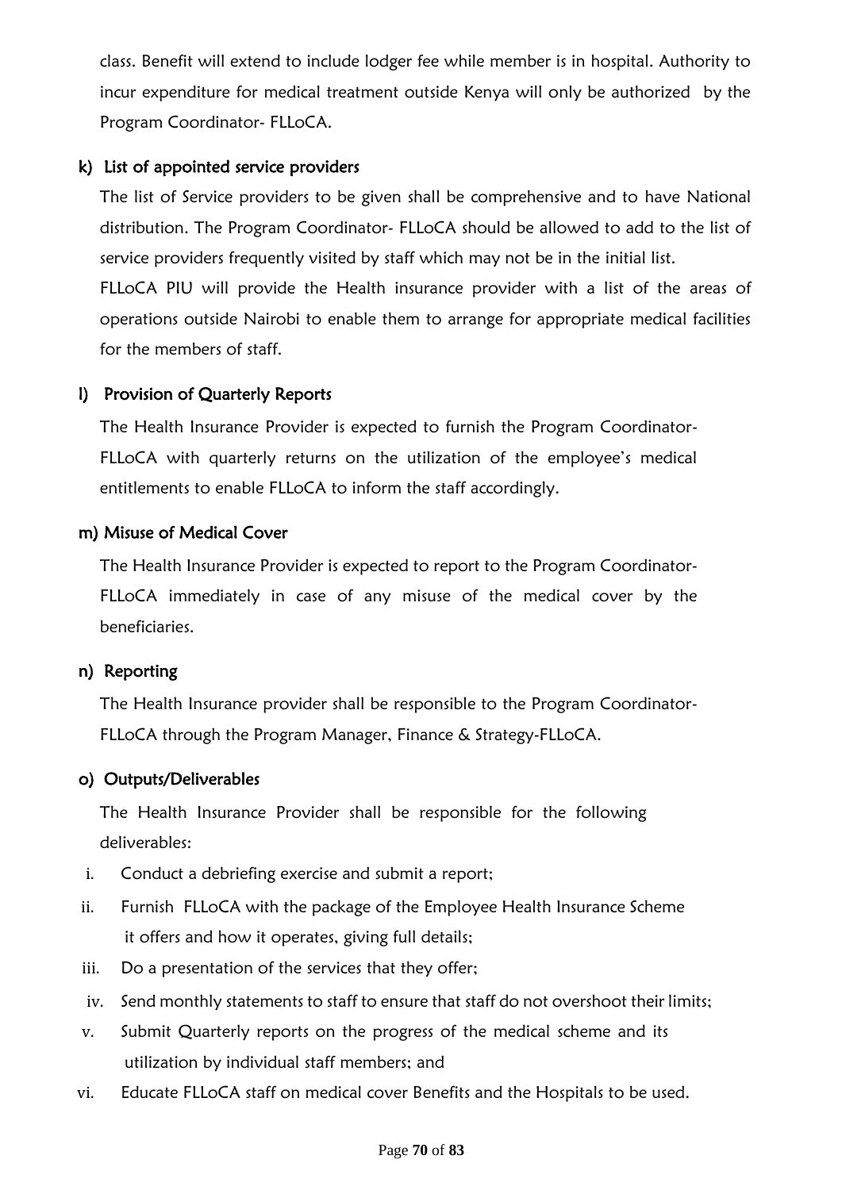class. Benefit will extend to include lodger fee while member is in hospital. Authority to incur expenditure for medical treatment outside Kenya will only be authorized by the Program Coordinator- FLLoCA.

#### k) List of appointed service providers

The list of Service providers to be given shall be comprehensive and to have National distribution. The Program Coordinator- FLLoCA should be allowed to add to the list of service providers frequently visited by staff which may not be in the initial list.

FLLoCA PIU will provide the Health insurance provider with a list of the areas of operations outside Nairobi to enable them to arrange for appropriate medical facilities for the members of staff.

#### l) Provision of Quarterly Reports

The Health Insurance Provider is expected to furnish the Program Coordinator-FLLoCA with quarterly returns on the utilization of the employee's medical entitlements to enable FLLoCA to inform the staff accordingly.

#### m) Misuse of Medical Cover

The Health Insurance Provider is expected to report to the Program Coordinator-FLLoCA immediately in case of any misuse of the medical cover by the beneficiaries.

#### n) Reporting

The Health Insurance provider shall be responsible to the Program Coordinator-FLLoCA through the Program Manager, Finance & Strategy-FLLoCA.

#### o) Outputs/Deliverables

The Health Insurance Provider shall be responsible for the following deliverables:

i. Conduct a debriefing exercise and submit a report;

ii. Furnish FLLoCA with the package of the Employee Health Insurance Scheme it offers and how it operates, giving full details;

iii. Do a presentation of the services that they offer;

iv. Send monthly statements to staff to ensure that staff do not overshoot their limits;

v. Submit Quarterly reports on the progress of the medical scheme and its utilization by individual staff members; and

vi. Educate FLLoCA staff on medical cover Benefits and the Hospitals to be used.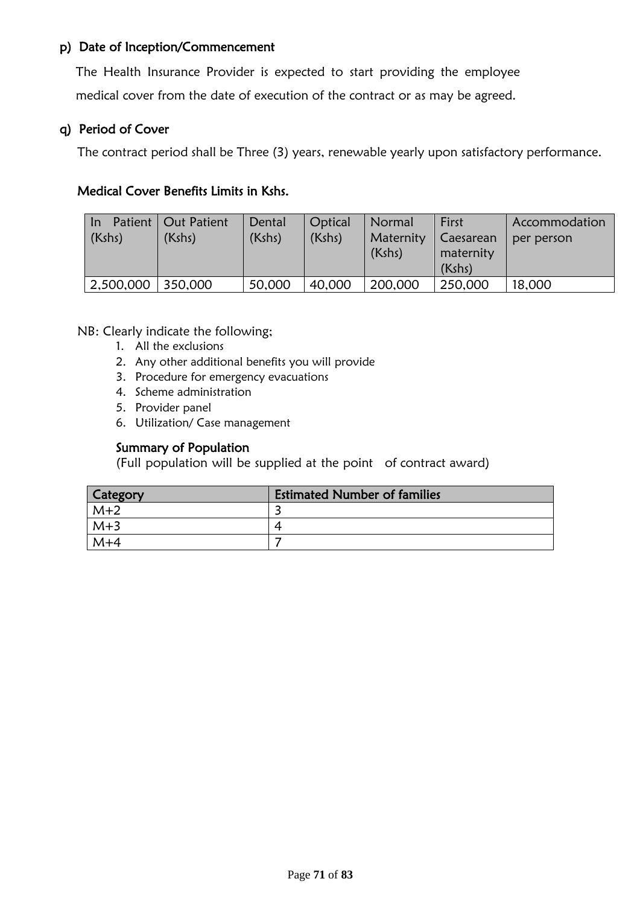## p) Date of Inception/Commencement

The Health Insurance Provider is expected to start providing the employee medical cover from the date of execution of the contract or as may be agreed.

## q) Period of Cover

The contract period shall be Three (3) years, renewable yearly upon satisfactory performance.

### Medical Cover Benefits Limits in Kshs.

| In Patient (Kshs) | Out Patient (Kshs) | Dental (Kshs) | Optical (Kshs) | Normal Maternity (Kshs) | First Caesarean maternity (Kshs) | Accommodation per person |
|---|---|---|---|---|---|---|
| 2,500,000 | 350,000 | 50,000 | 40,000 | 200,000 | 250,000 | 18,000 |

NB: Clearly indicate the following;

1. All the exclusions
2. Any other additional benefits you will provide
3. Procedure for emergency evacuations
4. Scheme administration
5. Provider panel
6. Utilization/ Case management

### Summary of Population

(Full population will be supplied at the point of contract award)

| Category | Estimated Number of families |
|---|---|
| M+2 | 3 |
| M+3 | 4 |
| M+4 | 7 |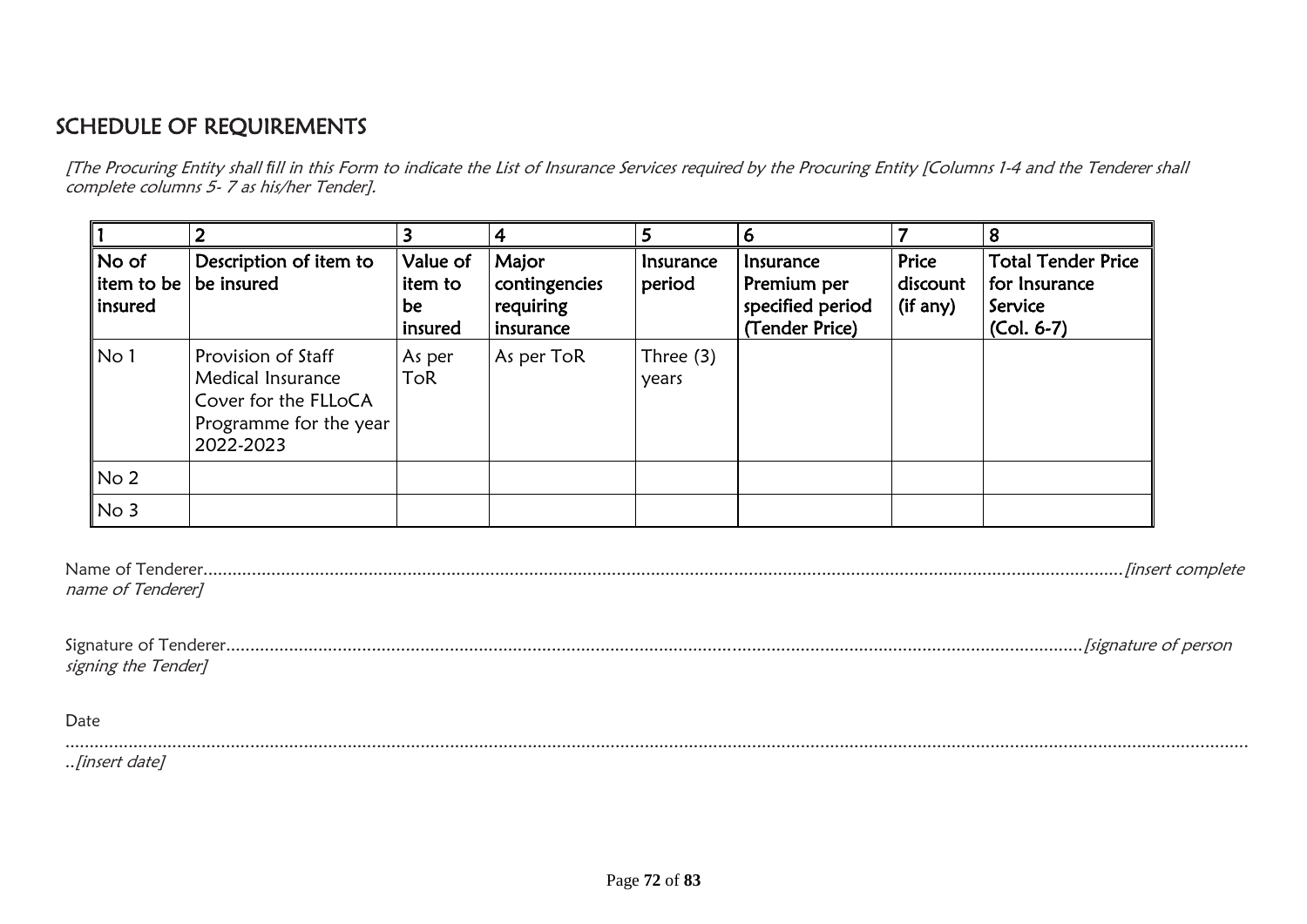## SCHEDULE OF REQUIREMENTS

*[The Procuring Entity shall fill in this Form to indicate the List of Insurance Services required by the Procuring Entity [Columns 1-4 and the Tenderer shall complete columns 5- 7 as his/her Tender].*

| 1 | 2 | 3 | 4 | 5 | 6 | 7 | 8 |
|---|---|---|---|---|---|---|---|
| **No of item to be insured** | **Description of item to be insured** | **Value of item to be insured** | **Major contingencies requiring insurance** | **Insurance period** | **Insurance Premium per specified period (Tender Price)** | **Price discount (if any)** | **Total Tender Price for Insurance Service (Col. 6-7)** |
| No 1 | Provision of Staff Medical Insurance Cover for the FLLoCA Programme for the year 2022-2023 | As per ToR | As per ToR | Three (3) years | | | |
| No 2 | | | | | | | |
| No 3 | | | | | | | |

Name of Tenderer..........................................................................................................................................................................*[insert complete name of Tenderer]*

Signature of Tenderer....................................................................................................................................................................*[signature of person signing the Tender]*

Date

..........................................................................................................................................................................................................
..*[insert date]*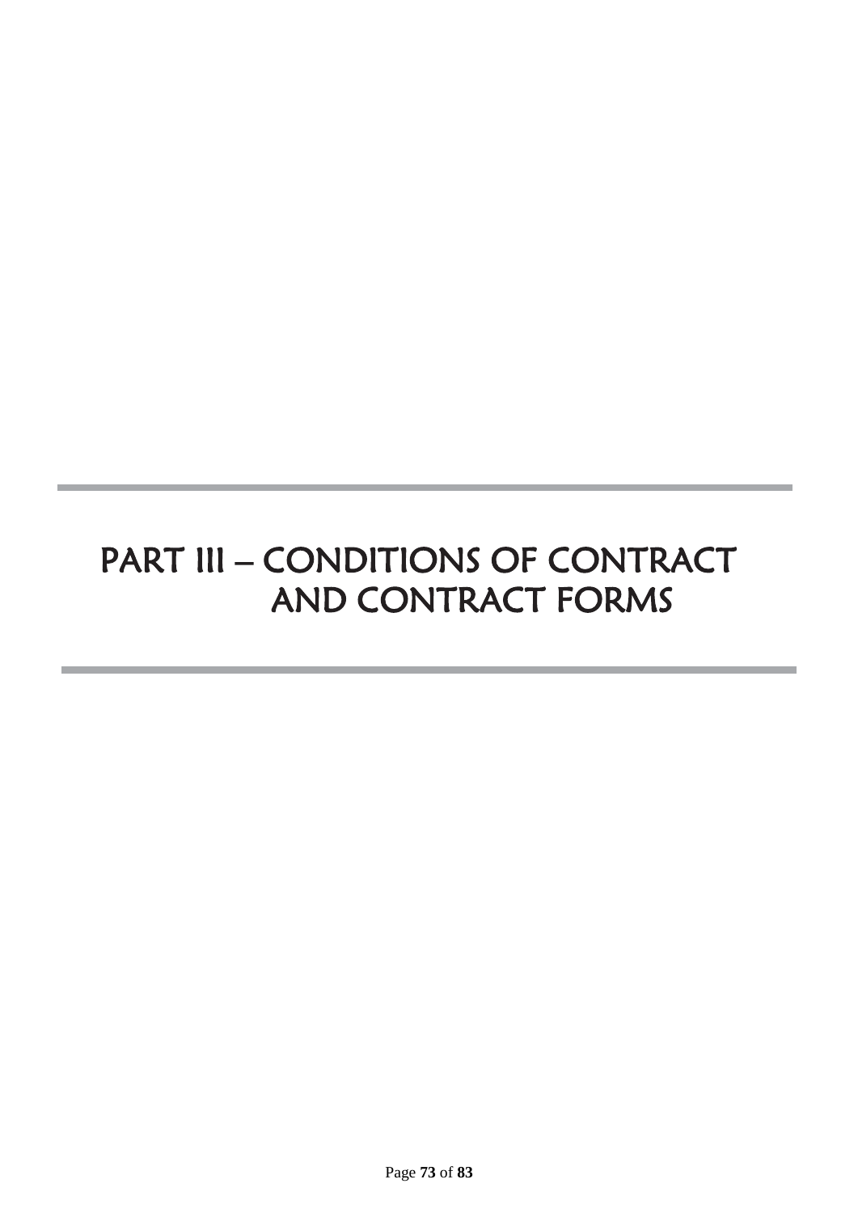# PART III – CONDITIONS OF CONTRACT AND CONTRACT FORMS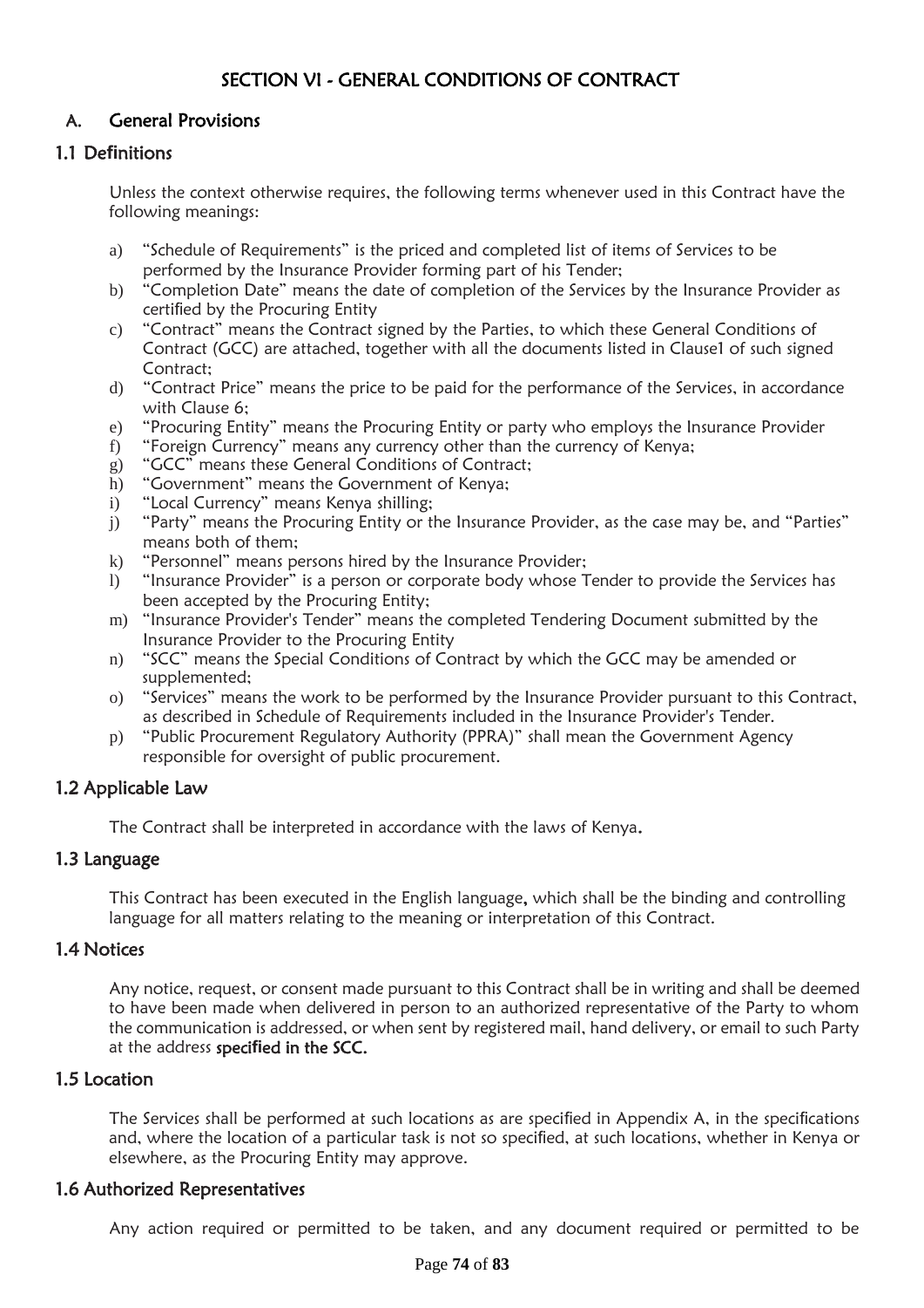# SECTION VI - GENERAL CONDITIONS OF CONTRACT

## A. General Provisions

### 1.1 Definitions

Unless the context otherwise requires, the following terms whenever used in this Contract have the following meanings:

a) "Schedule of Requirements" is the priced and completed list of items of Services to be performed by the Insurance Provider forming part of his Tender;
b) "Completion Date" means the date of completion of the Services by the Insurance Provider as certified by the Procuring Entity
c) "Contract" means the Contract signed by the Parties, to which these General Conditions of Contract (GCC) are attached, together with all the documents listed in Clause1 of such signed Contract;
d) "Contract Price" means the price to be paid for the performance of the Services, in accordance with Clause 6;
e) "Procuring Entity" means the Procuring Entity or party who employs the Insurance Provider
f) "Foreign Currency" means any currency other than the currency of Kenya;
g) "GCC" means these General Conditions of Contract;
h) "Government" means the Government of Kenya;
i) "Local Currency" means Kenya shilling;
j) "Party" means the Procuring Entity or the Insurance Provider, as the case may be, and "Parties" means both of them;
k) "Personnel" means persons hired by the Insurance Provider;
l) "Insurance Provider" is a person or corporate body whose Tender to provide the Services has been accepted by the Procuring Entity;
m) "Insurance Provider's Tender" means the completed Tendering Document submitted by the Insurance Provider to the Procuring Entity
n) "SCC" means the Special Conditions of Contract by which the GCC may be amended or supplemented;
o) "Services" means the work to be performed by the Insurance Provider pursuant to this Contract, as described in Schedule of Requirements included in the Insurance Provider's Tender.
p) "Public Procurement Regulatory Authority (PPRA)" shall mean the Government Agency responsible for oversight of public procurement.

### 1.2 Applicable Law

The Contract shall be interpreted in accordance with the laws of Kenya**.**

### 1.3 Language

This Contract has been executed in the English language**,** which shall be the binding and controlling language for all matters relating to the meaning or interpretation of this Contract.

### 1.4 Notices

Any notice, request, or consent made pursuant to this Contract shall be in writing and shall be deemed to have been made when delivered in person to an authorized representative of the Party to whom the communication is addressed, or when sent by registered mail, hand delivery, or email to such Party at the address **specified in the SCC.**

### 1.5 Location

The Services shall be performed at such locations as are specified in Appendix A, in the specifications and, where the location of a particular task is not so specified, at such locations, whether in Kenya or elsewhere, as the Procuring Entity may approve.

### 1.6 Authorized Representatives

Any action required or permitted to be taken, and any document required or permitted to be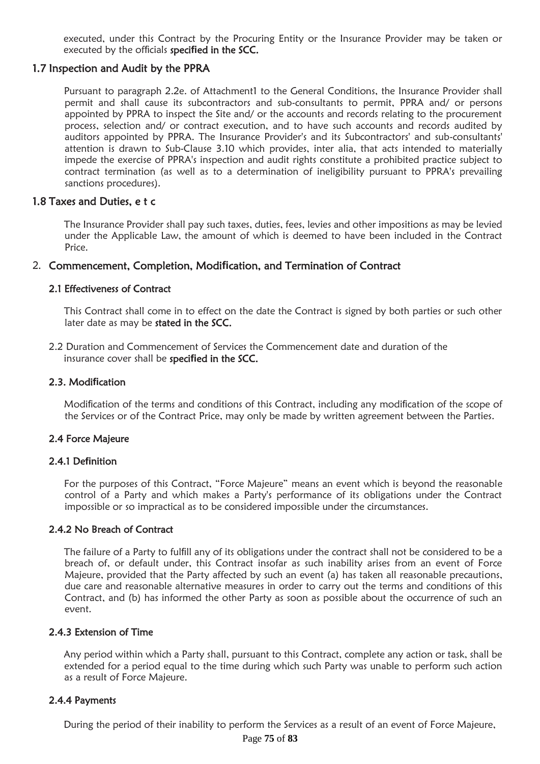executed, under this Contract by the Procuring Entity or the Insurance Provider may be taken or executed by the officials **specified in the SCC.**

### 1.7 Inspection and Audit by the PPRA

Pursuant to paragraph 2.2e. of Attachment1 to the General Conditions, the Insurance Provider shall permit and shall cause its subcontractors and sub-consultants to permit, PPRA and/ or persons appointed by PPRA to inspect the Site and/ or the accounts and records relating to the procurement process, selection and/ or contract execution, and to have such accounts and records audited by auditors appointed by PPRA. The Insurance Provider's and its Subcontractors' and sub-consultants' attention is drawn to Sub-Clause 3.10 which provides, inter alia, that acts intended to materially impede the exercise of PPRA's inspection and audit rights constitute a prohibited practice subject to contract termination (as well as to a determination of ineligibility pursuant to PPRA's prevailing sanctions procedures).

### 1.8 Taxes and Duties, e t c

The Insurance Provider shall pay such taxes, duties, fees, levies and other impositions as may be levied under the Applicable Law, the amount of which is deemed to have been included in the Contract Price.

## 2. Commencement, Completion, Modification, and Termination of Contract

### 2.1 Effectiveness of Contract

This Contract shall come in to effect on the date the Contract is signed by both parties or such other later date as may be **stated in the SCC.**

2.2 Duration and Commencement of Services the Commencement date and duration of the insurance cover shall be **specified in the SCC.**

### 2.3. Modification

Modification of the terms and conditions of this Contract, including any modification of the scope of the Services or of the Contract Price, may only be made by written agreement between the Parties.

### 2.4 Force Majeure

#### 2.4.1 Definition

For the purposes of this Contract, "Force Majeure" means an event which is beyond the reasonable control of a Party and which makes a Party's performance of its obligations under the Contract impossible or so impractical as to be considered impossible under the circumstances.

#### 2.4.2 No Breach of Contract

The failure of a Party to fulfill any of its obligations under the contract shall not be considered to be a breach of, or default under, this Contract insofar as such inability arises from an event of Force Majeure, provided that the Party affected by such an event (a) has taken all reasonable precautions, due care and reasonable alternative measures in order to carry out the terms and conditions of this Contract, and (b) has informed the other Party as soon as possible about the occurrence of such an event.

#### 2.4.3 Extension of Time

Any period within which a Party shall, pursuant to this Contract, complete any action or task, shall be extended for a period equal to the time during which such Party was unable to perform such action as a result of Force Majeure.

#### 2.4.4 Payments

During the period of their inability to perform the Services as a result of an event of Force Majeure,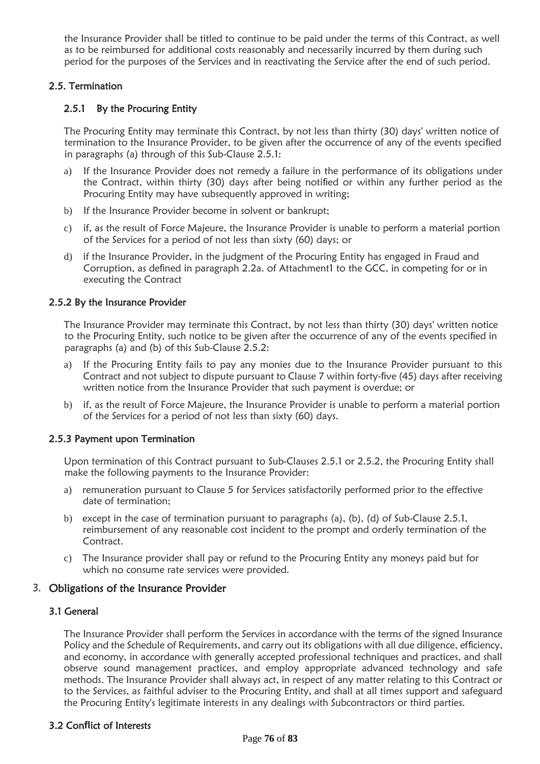the Insurance Provider shall be titled to continue to be paid under the terms of this Contract, as well as to be reimbursed for additional costs reasonably and necessarily incurred by them during such period for the purposes of the Services and in reactivating the Service after the end of such period.

### 2.5. Termination

#### 2.5.1 By the Procuring Entity

The Procuring Entity may terminate this Contract, by not less than thirty (30) days' written notice of termination to the Insurance Provider, to be given after the occurrence of any of the events specified in paragraphs (a) through of this Sub-Clause 2.5.1:

a) If the Insurance Provider does not remedy a failure in the performance of its obligations under the Contract, within thirty (30) days after being notified or within any further period as the Procuring Entity may have subsequently approved in writing;

b) If the Insurance Provider become in solvent or bankrupt;

c) if, as the result of Force Majeure, the Insurance Provider is unable to perform a material portion of the Services for a period of not less than sixty (60) days; or

d) if the Insurance Provider, in the judgment of the Procuring Entity has engaged in Fraud and Corruption, as defined in paragraph 2.2a. of Attachment1 to the GCC, in competing for or in executing the Contract

#### 2.5.2 By the Insurance Provider

The Insurance Provider may terminate this Contract, by not less than thirty (30) days' written notice to the Procuring Entity, such notice to be given after the occurrence of any of the events specified in paragraphs (a) and (b) of this Sub-Clause 2.5.2:

a) If the Procuring Entity fails to pay any monies due to the Insurance Provider pursuant to this Contract and not subject to dispute pursuant to Clause 7 within forty-five (45) days after receiving written notice from the Insurance Provider that such payment is overdue; or

b) if, as the result of Force Majeure, the Insurance Provider is unable to perform a material portion of the Services for a period of not less than sixty (60) days.

#### 2.5.3 Payment upon Termination

Upon termination of this Contract pursuant to Sub-Clauses 2.5.1 or 2.5.2, the Procuring Entity shall make the following payments to the Insurance Provider:

a) remuneration pursuant to Clause 5 for Services satisfactorily performed prior to the effective date of termination;

b) except in the case of termination pursuant to paragraphs (a), (b), (d) of Sub-Clause 2.5.1, reimbursement of any reasonable cost incident to the prompt and orderly termination of the Contract.

c) The Insurance provider shall pay or refund to the Procuring Entity any moneys paid but for which no consume rate services were provided.

## 3. Obligations of the Insurance Provider

### 3.1 General

The Insurance Provider shall perform the Services in accordance with the terms of the signed Insurance Policy and the Schedule of Requirements, and carry out its obligations with all due diligence, efficiency, and economy, in accordance with generally accepted professional techniques and practices, and shall observe sound management practices, and employ appropriate advanced technology and safe methods. The Insurance Provider shall always act, in respect of any matter relating to this Contract or to the Services, as faithful adviser to the Procuring Entity, and shall at all times support and safeguard the Procuring Entity's legitimate interests in any dealings with Subcontractors or third parties.

### 3.2 Conflict of Interests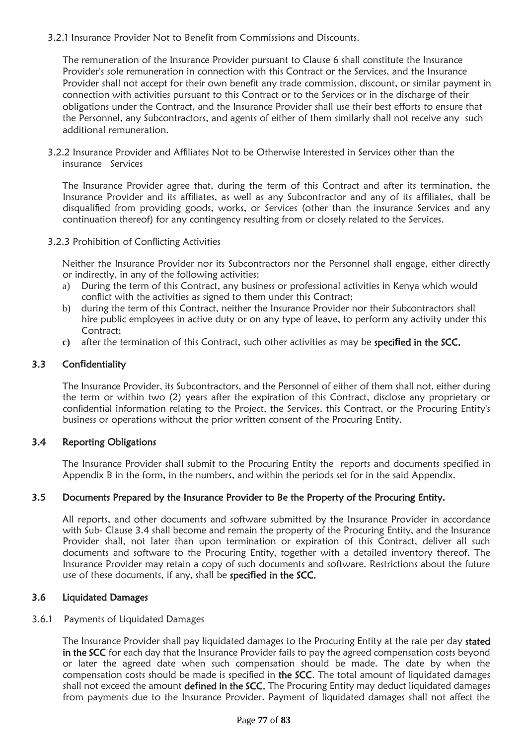3.2.1 Insurance Provider Not to Benefit from Commissions and Discounts.

The remuneration of the Insurance Provider pursuant to Clause 6 shall constitute the Insurance Provider's sole remuneration in connection with this Contract or the Services, and the Insurance Provider shall not accept for their own benefit any trade commission, discount, or similar payment in connection with activities pursuant to this Contract or to the Services or in the discharge of their obligations under the Contract, and the Insurance Provider shall use their best efforts to ensure that the Personnel, any Subcontractors, and agents of either of them similarly shall not receive any such additional remuneration.

3.2.2 Insurance Provider and Affiliates Not to be Otherwise Interested in Services other than the insurance Services

The Insurance Provider agree that, during the term of this Contract and after its termination, the Insurance Provider and its affiliates, as well as any Subcontractor and any of its affiliates, shall be disqualified from providing goods, works, or Services (other than the insurance Services and any continuation thereof) for any contingency resulting from or closely related to the Services.

3.2.3 Prohibition of Conflicting Activities

Neither the Insurance Provider nor its Subcontractors nor the Personnel shall engage, either directly or indirectly, in any of the following activities:

a) During the term of this Contract, any business or professional activities in Kenya which would conflict with the activities as signed to them under this Contract;
b) during the term of this Contract, neither the Insurance Provider nor their Subcontractors shall hire public employees in active duty or on any type of leave, to perform any activity under this Contract;
c) after the termination of this Contract, such other activities as may be **specified in the SCC.**

## 3.3 Confidentiality

The Insurance Provider, its Subcontractors, and the Personnel of either of them shall not, either during the term or within two (2) years after the expiration of this Contract, disclose any proprietary or confidential information relating to the Project, the Services, this Contract, or the Procuring Entity's business or operations without the prior written consent of the Procuring Entity.

## 3.4 Reporting Obligations

The Insurance Provider shall submit to the Procuring Entity the reports and documents specified in Appendix B in the form, in the numbers, and within the periods set for in the said Appendix.

## 3.5 Documents Prepared by the Insurance Provider to Be the Property of the Procuring Entity.

All reports, and other documents and software submitted by the Insurance Provider in accordance with Sub- Clause 3.4 shall become and remain the property of the Procuring Entity, and the Insurance Provider shall, not later than upon termination or expiration of this Contract, deliver all such documents and software to the Procuring Entity, together with a detailed inventory thereof. The Insurance Provider may retain a copy of such documents and software. Restrictions about the future use of these documents, if any, shall be **specified in the SCC.**

## 3.6 Liquidated Damages

3.6.1 Payments of Liquidated Damages

The Insurance Provider shall pay liquidated damages to the Procuring Entity at the rate per day **stated in the SCC** for each day that the Insurance Provider fails to pay the agreed compensation costs beyond or later the agreed date when such compensation should be made. The date by when the compensation costs should be made is specified in **the SCC**. The total amount of liquidated damages shall not exceed the amount **defined in the SCC.** The Procuring Entity may deduct liquidated damages from payments due to the Insurance Provider. Payment of liquidated damages shall not affect the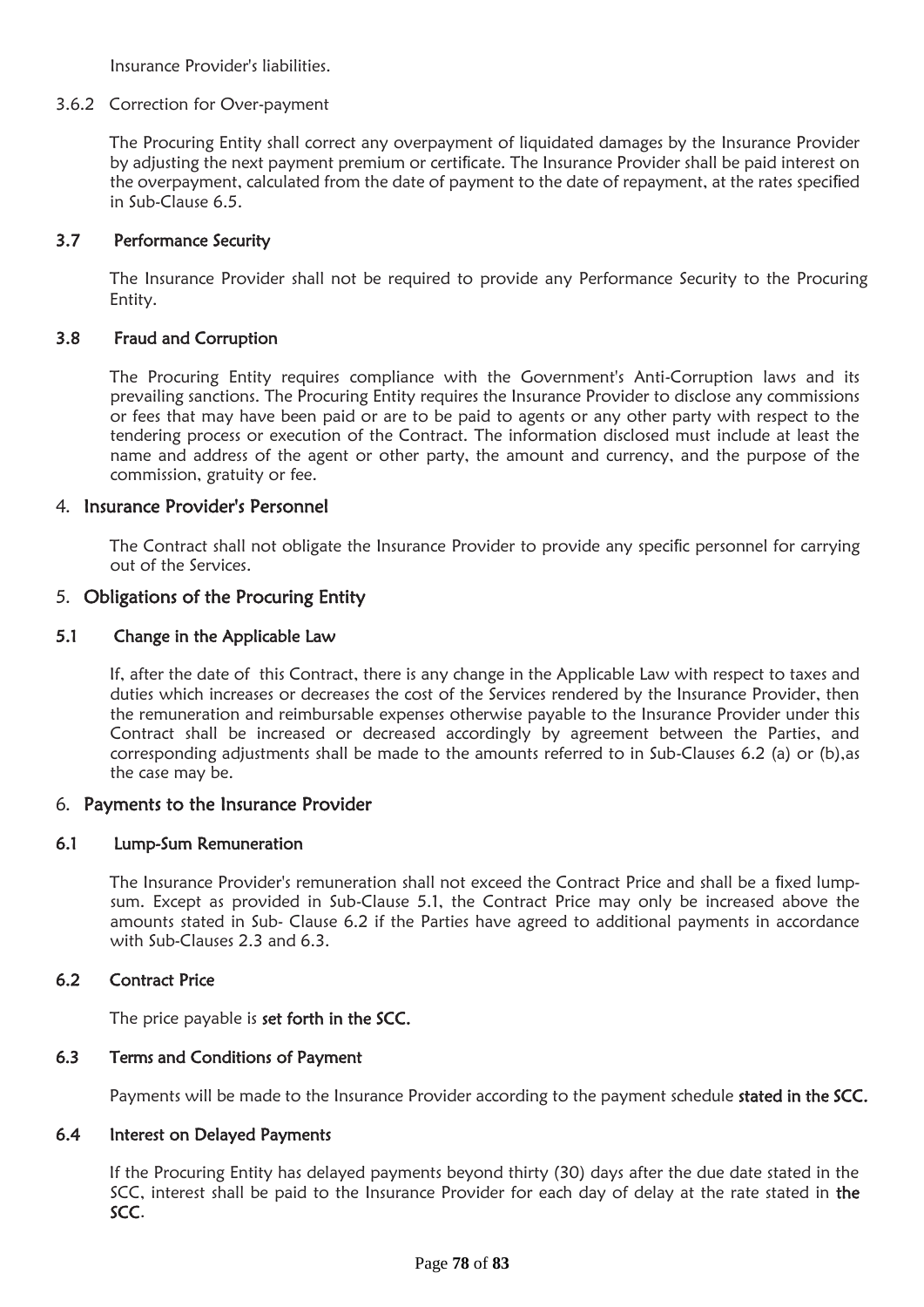Insurance Provider's liabilities.

3.6.2 Correction for Over-payment

The Procuring Entity shall correct any overpayment of liquidated damages by the Insurance Provider by adjusting the next payment premium or certificate. The Insurance Provider shall be paid interest on the overpayment, calculated from the date of payment to the date of repayment, at the rates specified in Sub-Clause 6.5.

### 3.7 Performance Security

The Insurance Provider shall not be required to provide any Performance Security to the Procuring Entity.

### 3.8 Fraud and Corruption

The Procuring Entity requires compliance with the Government's Anti-Corruption laws and its prevailing sanctions. The Procuring Entity requires the Insurance Provider to disclose any commissions or fees that may have been paid or are to be paid to agents or any other party with respect to the tendering process or execution of the Contract. The information disclosed must include at least the name and address of the agent or other party, the amount and currency, and the purpose of the commission, gratuity or fee.

## 4. Insurance Provider's Personnel

The Contract shall not obligate the Insurance Provider to provide any specific personnel for carrying out of the Services.

## 5. Obligations of the Procuring Entity

### 5.1 Change in the Applicable Law

If, after the date of this Contract, there is any change in the Applicable Law with respect to taxes and duties which increases or decreases the cost of the Services rendered by the Insurance Provider, then the remuneration and reimbursable expenses otherwise payable to the Insurance Provider under this Contract shall be increased or decreased accordingly by agreement between the Parties, and corresponding adjustments shall be made to the amounts referred to in Sub-Clauses 6.2 (a) or (b),as the case may be.

## 6. Payments to the Insurance Provider

### 6.1 Lump-Sum Remuneration

The Insurance Provider's remuneration shall not exceed the Contract Price and shall be a fixed lump-sum. Except as provided in Sub-Clause 5.1, the Contract Price may only be increased above the amounts stated in Sub- Clause 6.2 if the Parties have agreed to additional payments in accordance with Sub-Clauses 2.3 and 6.3.

### 6.2 Contract Price

The price payable is **set forth in the SCC.**

### 6.3 Terms and Conditions of Payment

Payments will be made to the Insurance Provider according to the payment schedule **stated in the SCC.**

### 6.4 Interest on Delayed Payments

If the Procuring Entity has delayed payments beyond thirty (30) days after the due date stated in the SCC, interest shall be paid to the Insurance Provider for each day of delay at the rate stated in **the SCC**.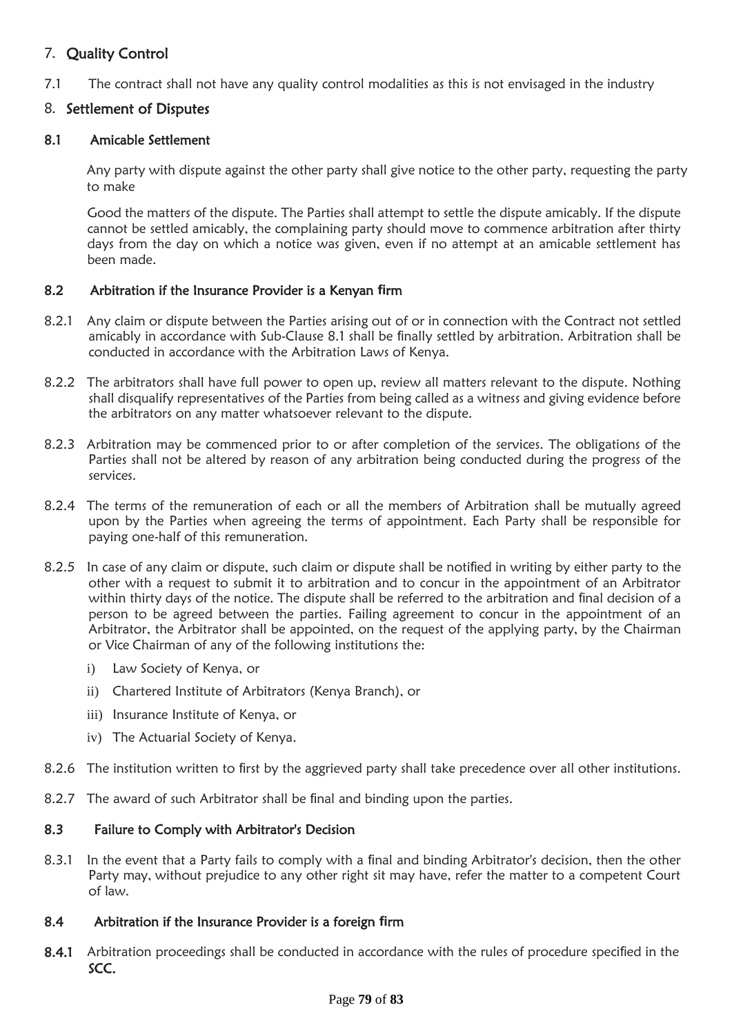## 7. Quality Control

7.1 The contract shall not have any quality control modalities as this is not envisaged in the industry

## 8. Settlement of Disputes

### 8.1 Amicable Settlement

Any party with dispute against the other party shall give notice to the other party, requesting the party to make

Good the matters of the dispute. The Parties shall attempt to settle the dispute amicably. If the dispute cannot be settled amicably, the complaining party should move to commence arbitration after thirty days from the day on which a notice was given, even if no attempt at an amicable settlement has been made.

### 8.2 Arbitration if the Insurance Provider is a Kenyan firm

8.2.1 Any claim or dispute between the Parties arising out of or in connection with the Contract not settled amicably in accordance with Sub-Clause 8.1 shall be finally settled by arbitration. Arbitration shall be conducted in accordance with the Arbitration Laws of Kenya.

8.2.2 The arbitrators shall have full power to open up, review all matters relevant to the dispute. Nothing shall disqualify representatives of the Parties from being called as a witness and giving evidence before the arbitrators on any matter whatsoever relevant to the dispute.

8.2.3 Arbitration may be commenced prior to or after completion of the services. The obligations of the Parties shall not be altered by reason of any arbitration being conducted during the progress of the services.

8.2.4 The terms of the remuneration of each or all the members of Arbitration shall be mutually agreed upon by the Parties when agreeing the terms of appointment. Each Party shall be responsible for paying one-half of this remuneration.

8.2.5 In case of any claim or dispute, such claim or dispute shall be notified in writing by either party to the other with a request to submit it to arbitration and to concur in the appointment of an Arbitrator within thirty days of the notice. The dispute shall be referred to the arbitration and final decision of a person to be agreed between the parties. Failing agreement to concur in the appointment of an Arbitrator, the Arbitrator shall be appointed, on the request of the applying party, by the Chairman or Vice Chairman of any of the following institutions the:

i) Law Society of Kenya, or
ii) Chartered Institute of Arbitrators (Kenya Branch), or
iii) Insurance Institute of Kenya, or
iv) The Actuarial Society of Kenya.

8.2.6 The institution written to first by the aggrieved party shall take precedence over all other institutions.

8.2.7 The award of such Arbitrator shall be final and binding upon the parties.

### 8.3 Failure to Comply with Arbitrator's Decision

8.3.1 In the event that a Party fails to comply with a final and binding Arbitrator's decision, then the other Party may, without prejudice to any other right sit may have, refer the matter to a competent Court of law.

### 8.4 Arbitration if the Insurance Provider is a foreign firm

**8.4.1** Arbitration proceedings shall be conducted in accordance with the rules of procedure specified in the **SCC.**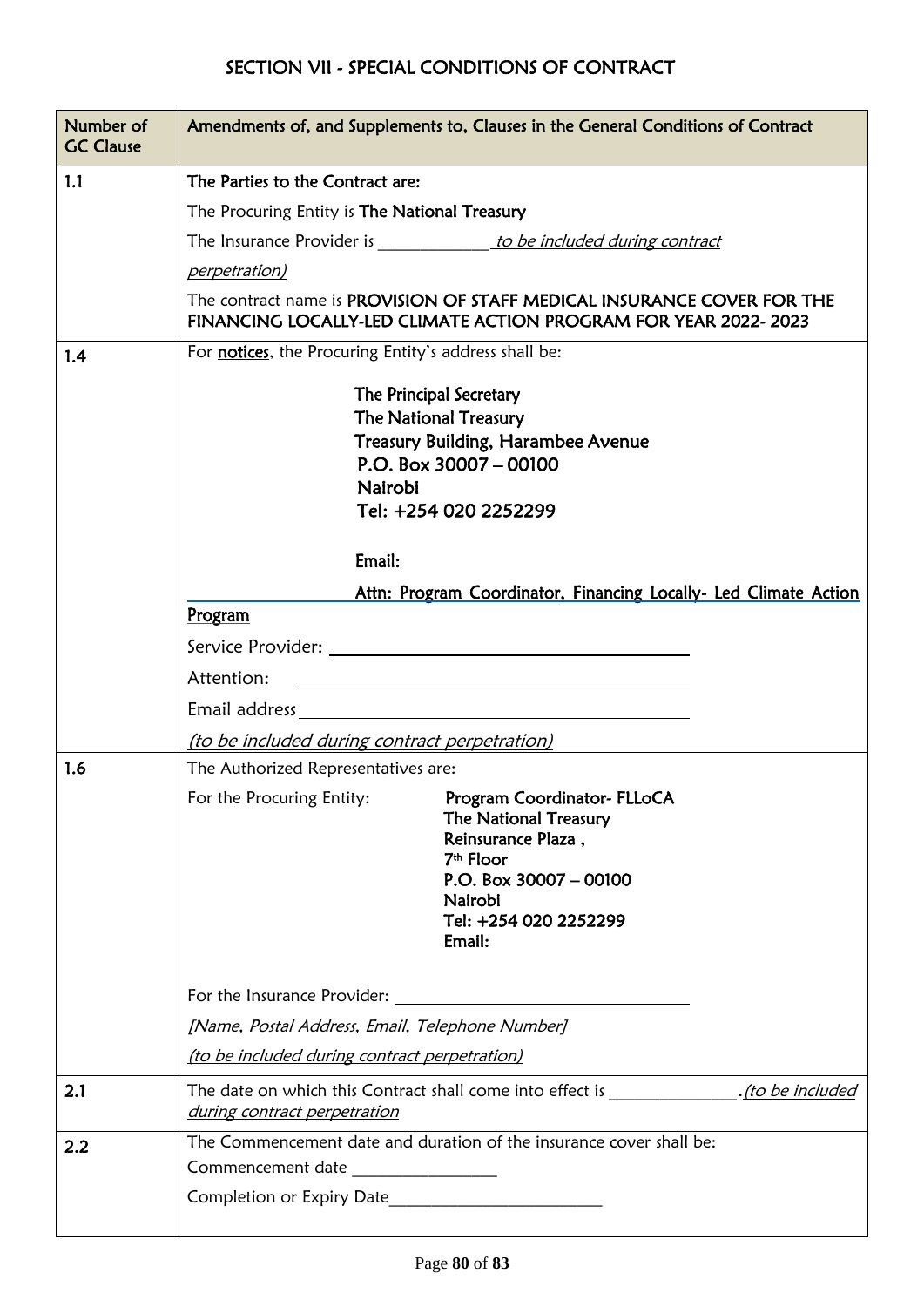# SECTION VII - SPECIAL CONDITIONS OF CONTRACT

| Number of GC Clause | Amendments of, and Supplements to, Clauses in the General Conditions of Contract |
|---|---|
| 1.1 | **The Parties to the Contract are:**<br>The Procuring Entity is **The National Treasury**<br>The Insurance Provider is ____________ *to be included during contract perpetration)*<br>The contract name is **PROVISION OF STAFF MEDICAL INSURANCE COVER FOR THE FINANCING LOCALLY-LED CLIMATE ACTION PROGRAM FOR YEAR 2022- 2023** |
| 1.4 | For **notices**, the Procuring Entity's address shall be:<br>**The Principal Secretary**<br>**The National Treasury**<br>**Treasury Building, Harambee Avenue**<br>**P.O. Box 30007 – 00100**<br>**Nairobi**<br>**Tel: +254 020 2252299**<br>**Email:**<br>**Attn: Program Coordinator, Financing Locally- Led Climate Action Program**<br>Service Provider: ______________________<br>Attention: ______________________<br>Email address ______________________<br>*(to be included during contract perpetration)* |
| 1.6 | The Authorized Representatives are:<br>For the Procuring Entity: **Program Coordinator- FLLoCA**<br>**The National Treasury**<br>**Reinsurance Plaza ,**<br>**7th Floor**<br>**P.O. Box 30007 – 00100**<br>**Nairobi**<br>**Tel: +254 020 2252299**<br>**Email:**<br>For the Insurance Provider: ______________________<br>*[Name, Postal Address, Email, Telephone Number]*<br>*(to be included during contract perpetration)* |
| 2.1 | The date on which this Contract shall come into effect is ______________.*(to be included during contract perpetration* |
| 2.2 | The Commencement date and duration of the insurance cover shall be:<br>Commencement date ________________<br>Completion or Expiry Date________________________ |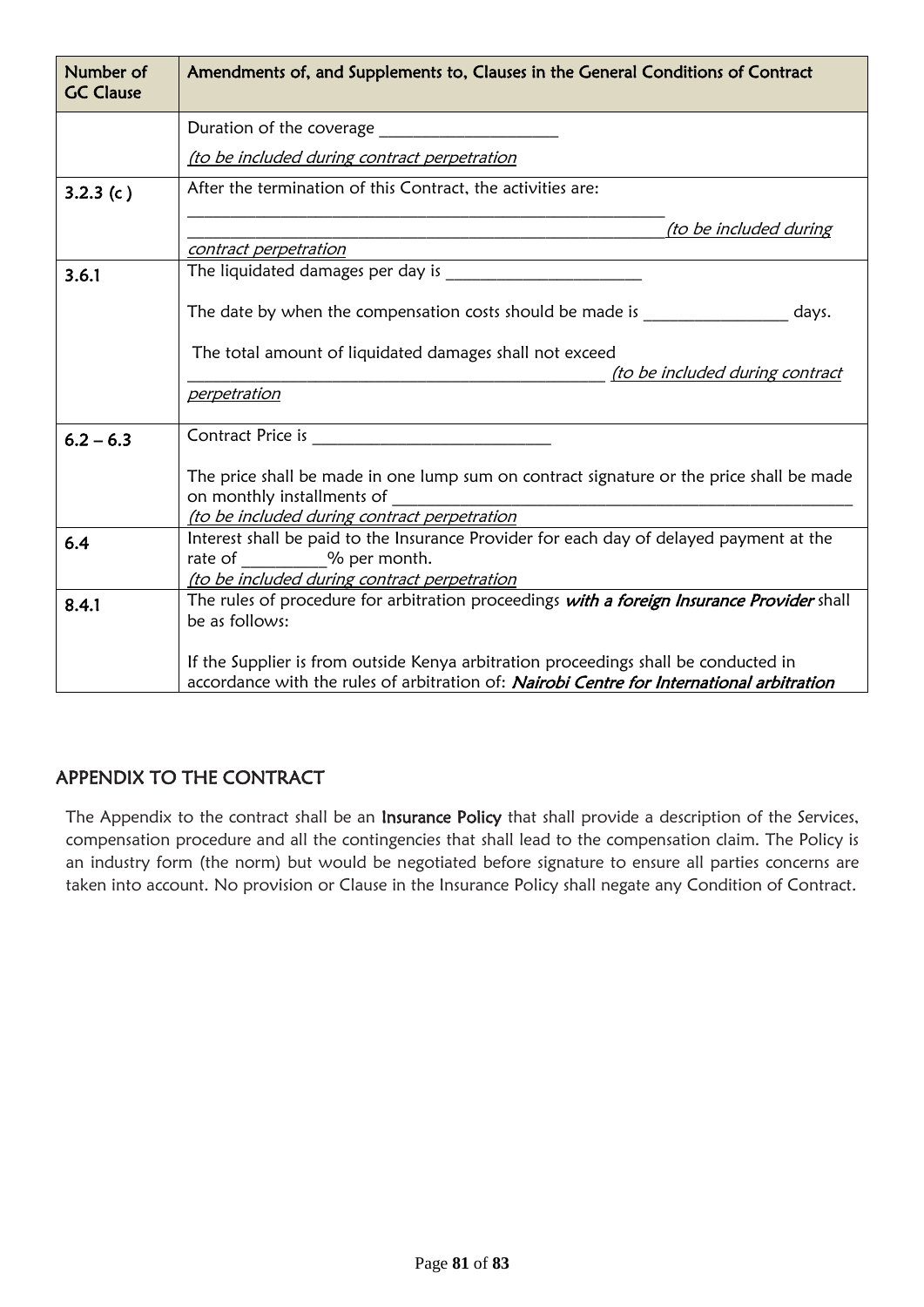| Number of GC Clause | Amendments of, and Supplements to, Clauses in the General Conditions of Contract |
|---|---|
| | Duration of the coverage ____________________<br>*(to be included during contract perpetration* |
| **3.2.3 (c )** | After the termination of this Contract, the activities are:<br>________________________________________________________<br>________________________________________________________*(to be included during contract perpetration* |
| **3.6.1** | The liquidated damages per day is ______________________<br><br>The date by when the compensation costs should be made is ________________ days.<br><br>The total amount of liquidated damages shall not exceed ________________________________________________ *(to be included during contract perpetration* |
| **6.2 – 6.3** | Contract Price is ___________________________<br><br>The price shall be made in one lump sum on contract signature or the price shall be made on monthly installments of ______________________________________________________<br>*(to be included during contract perpetration* |
| **6.4** | Interest shall be paid to the Insurance Provider for each day of delayed payment at the rate of _________% per month.<br>*(to be included during contract perpetration* |
| **8.4.1** | The rules of procedure for arbitration proceedings ***with a foreign Insurance Provider*** shall be as follows:<br><br>If the Supplier is from outside Kenya arbitration proceedings shall be conducted in accordance with the rules of arbitration of: ***Nairobi Centre for International arbitration*** |

## APPENDIX TO THE CONTRACT

The Appendix to the contract shall be an **Insurance Policy** that shall provide a description of the Services, compensation procedure and all the contingencies that shall lead to the compensation claim. The Policy is an industry form (the norm) but would be negotiated before signature to ensure all parties concerns are taken into account. No provision or Clause in the Insurance Policy shall negate any Condition of Contract.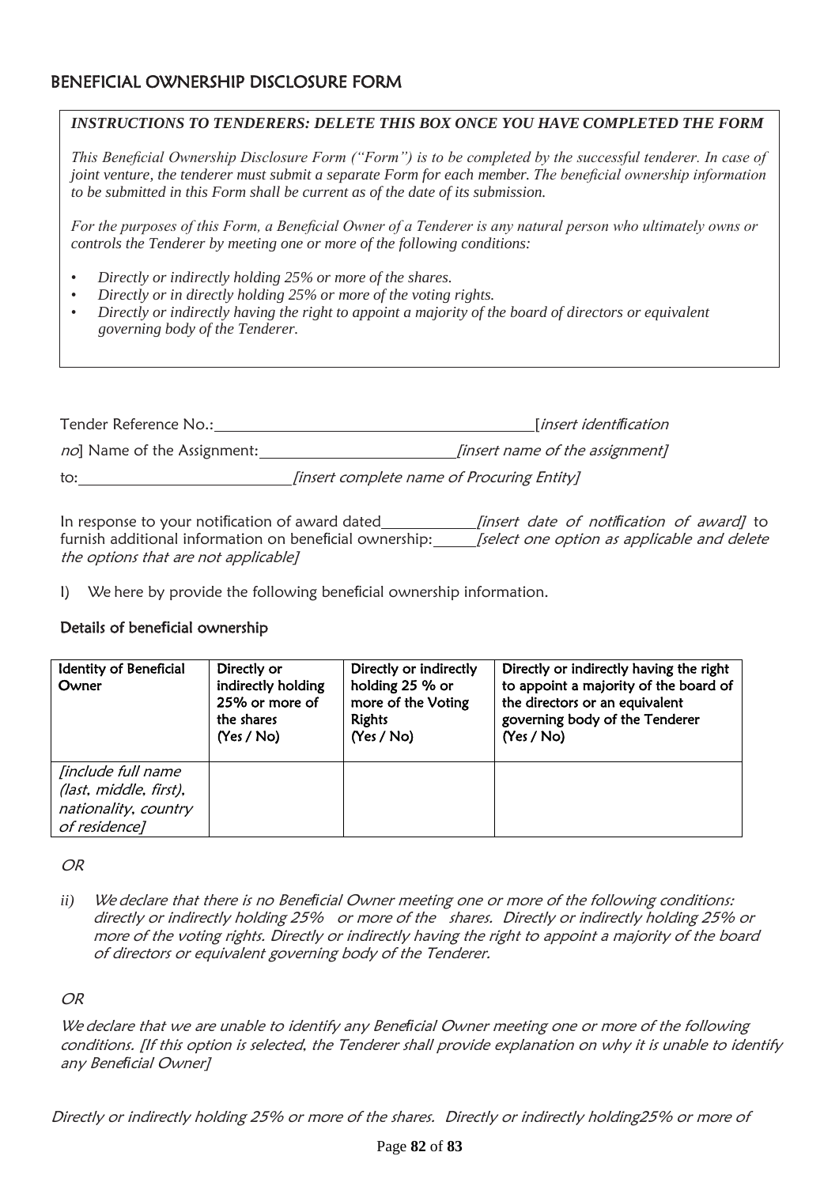## BENEFICIAL OWNERSHIP DISCLOSURE FORM

> ***INSTRUCTIONS TO TENDERERS: DELETE THIS BOX ONCE YOU HAVE COMPLETED THE FORM***
>
> *This Beneficial Ownership Disclosure Form ("Form") is to be completed by the successful tenderer. In case of joint venture, the tenderer must submit a separate Form for each member. The beneficial ownership information to be submitted in this Form shall be current as of the date of its submission.*
>
> *For the purposes of this Form, a Beneficial Owner of a Tenderer is any natural person who ultimately owns or controls the Tenderer by meeting one or more of the following conditions:*
>
> - *Directly or indirectly holding 25% or more of the shares.*
> - *Directly or in directly holding 25% or more of the voting rights.*
> - *Directly or indirectly having the right to appoint a majority of the board of directors or equivalent governing body of the Tenderer.*

Tender Reference No.:\_\_\_\_\_\_\_\_\_\_\_\_\_\_\_\_\_\_\_\_\_\_\_\_\_\_\_\_\_\_[*insert identification no*] Name of the Assignment:\_\_\_\_\_\_\_\_\_\_\_\_\_\_\_\_\_\_\_\_*[insert name of the assignment]*

to:\_\_\_\_\_\_\_\_\_\_\_\_\_\_\_\_\_\_\_\_\_\_*[insert complete name of Procuring Entity]*

In response to your notification of award dated\_\_\_\_\_\_\_\_\_\_*[insert date of notification of award]* to furnish additional information on beneficial ownership:\_\_\_\_\_*[select one option as applicable and delete the options that are not applicable]*

I) We here by provide the following beneficial ownership information.

**Details of beneficial ownership**

| Identity of Beneficial Owner | Directly or indirectly holding 25% or more of the shares (Yes / No) | Directly or indirectly holding 25 % or more of the Voting Rights (Yes / No) | Directly or indirectly having the right to appoint a majority of the board of the directors or an equivalent governing body of the Tenderer (Yes / No) |
|---|---|---|---|
| *[include full name (last, middle, first), nationality, country of residence]* | | | |

*OR*

*ii) We declare that there is no Beneficial Owner meeting one or more of the following conditions: directly or indirectly holding 25% or more of the shares. Directly or indirectly holding 25% or more of the voting rights. Directly or indirectly having the right to appoint a majority of the board of directors or equivalent governing body of the Tenderer.*

*OR*

*We declare that we are unable to identify any Beneficial Owner meeting one or more of the following conditions. [If this option is selected, the Tenderer shall provide explanation on why it is unable to identify any Beneficial Owner]*

*Directly or indirectly holding 25% or more of the shares. Directly or indirectly holding25% or more of*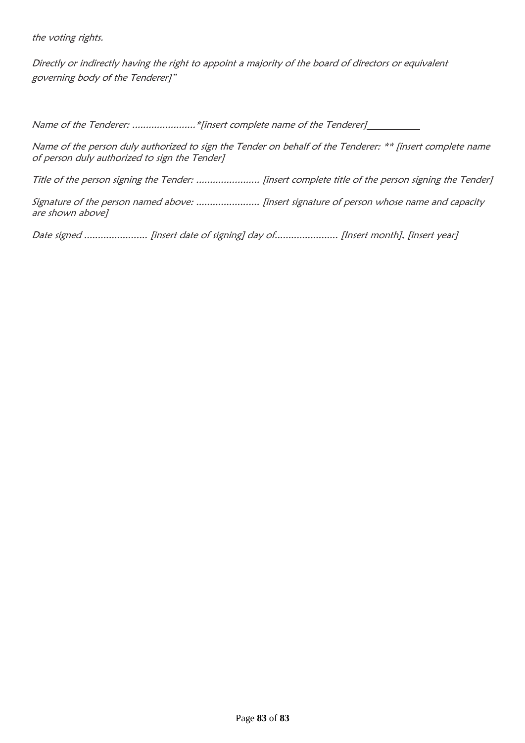*the voting rights.*

*Directly or indirectly having the right to appoint a majority of the board of directors or equivalent governing body of the Tenderer]"*

*Name of the Tenderer: .......................*[insert complete name of the Tenderer]*\_\_\_\_\_\_\_\_\_\_

*Name of the person duly authorized to sign the Tender on behalf of the Tenderer: ** [insert complete name of person duly authorized to sign the Tender]*

*Title of the person signing the Tender: ....................... [insert complete title of the person signing the Tender]*

*Signature of the person named above: ....................... [insert signature of person whose name and capacity are shown above]*

*Date signed ....................... [insert date of signing] day of....................... [Insert month], [insert year]*